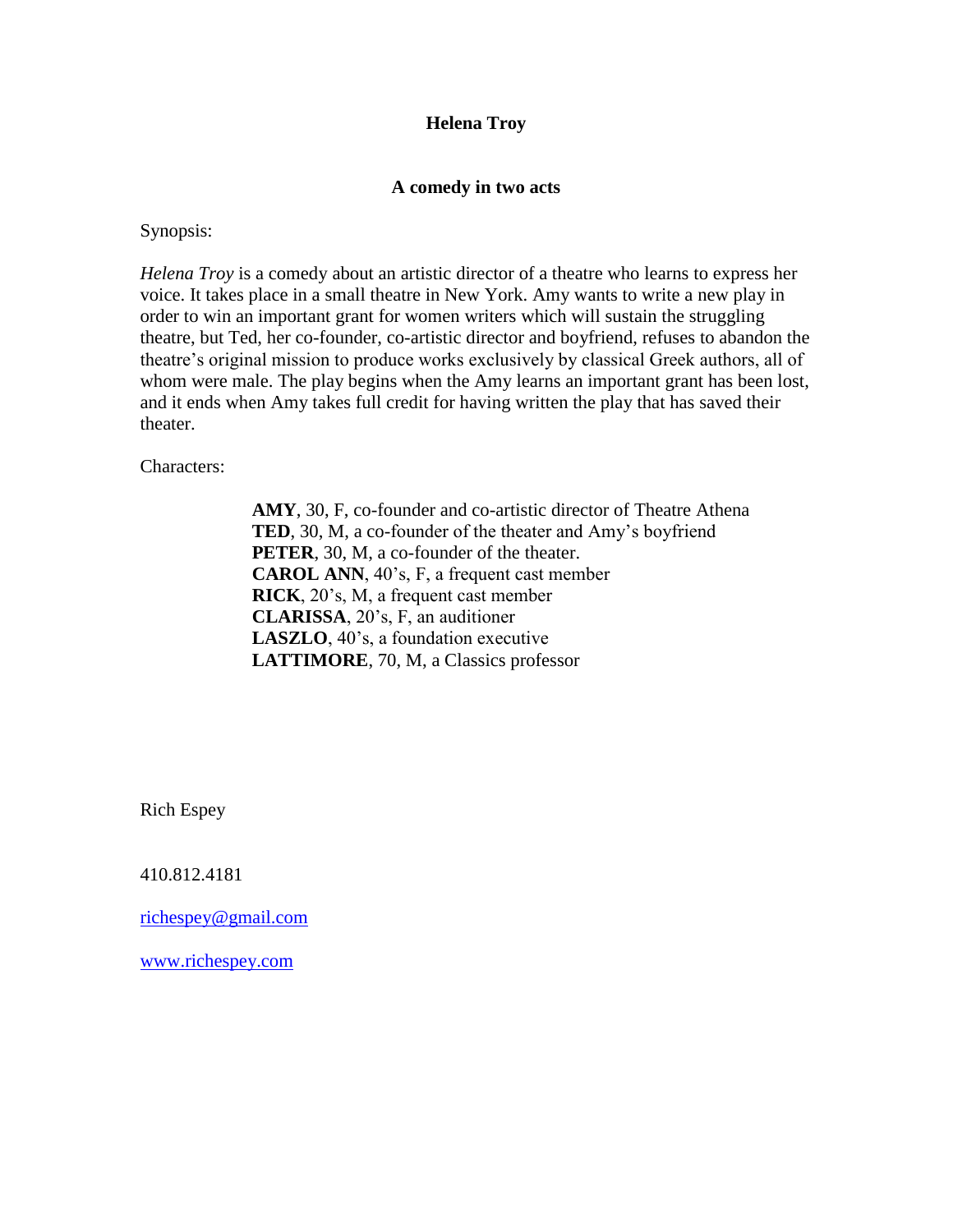# Helena Troy

## A comedy in two acts

Synopsis:

*Helena Troy* is a comedy about an artistic director of a theatre who learns to express her voice. It takes place in a small theatre in New York. Amy wants to write a new play in order to win an important grant for women writers which will sustain the struggling theatre, but Ted, her co-founder, co-artistic director and boyfriend, refuses to abandon the theatre's original mission to produce works exclusively by classical Greek authors, all of whom were male. The play begins when the Amy learns an important grant has been lost, and it ends when Amy takes full credit for having written the play that has saved their theater.

Characters:

**AMY**, 30, F, co-founder and co-artistic director of Theatre Athena
**TED**, 30, M, a co-founder of the theater and Amy's boyfriend
**PETER**, 30, M, a co-founder of the theater.
**CAROL ANN**, 40's, F, a frequent cast member
**RICK**, 20's, M, a frequent cast member
**CLARISSA**, 20's, F, an auditioner
**LASZLO**, 40's, a foundation executive
**LATTIMORE**, 70, M, a Classics professor

Rich Espey

410.812.4181

richespey@gmail.com

www.richespey.com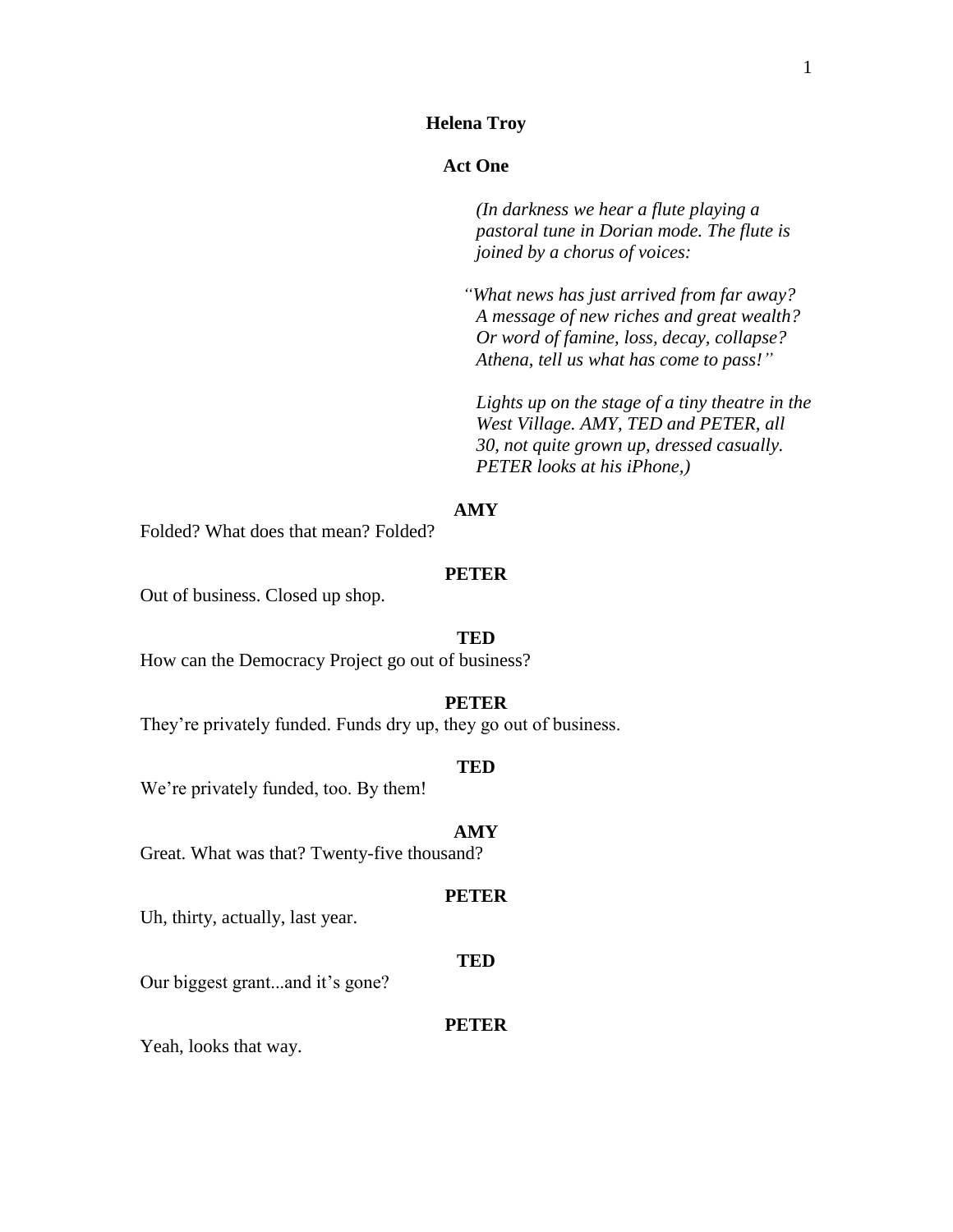**Helena Troy**

**Act One**

*(In darkness we hear a flute playing a pastoral tune in Dorian mode. The flute is joined by a chorus of voices:*

*"What news has just arrived from far away?*
*A message of new riches and great wealth?*
*Or word of famine, loss, decay, collapse?*
*Athena, tell us what has come to pass!"*

*Lights up on the stage of a tiny theatre in the West Village. AMY, TED and PETER, all 30, not quite grown up, dressed casually. PETER looks at his iPhone,)*

**AMY**

Folded? What does that mean? Folded?

**PETER**

Out of business. Closed up shop.

**TED**

How can the Democracy Project go out of business?

**PETER**

They're privately funded. Funds dry up, they go out of business.

**TED**

We're privately funded, too. By them!

**AMY**

Great. What was that? Twenty-five thousand?

**PETER**

Uh, thirty, actually, last year.

**TED**

Our biggest grant...and it's gone?

**PETER**

Yeah, looks that way.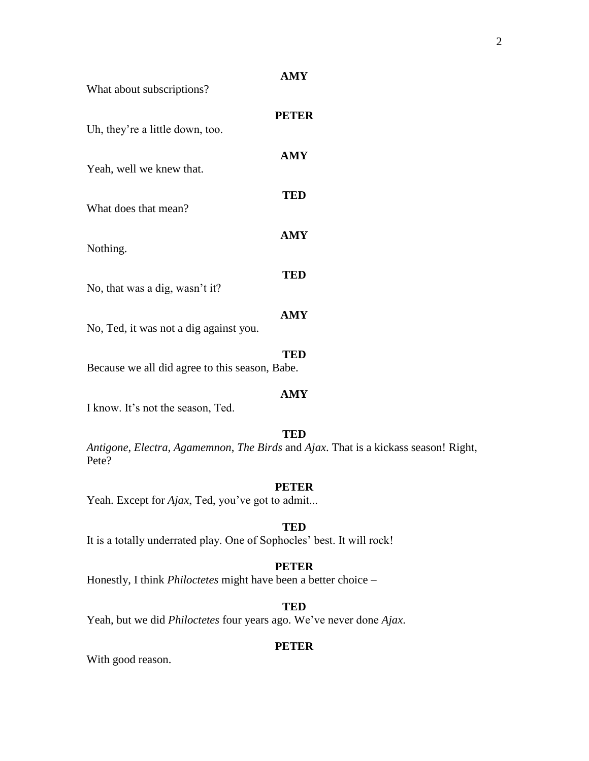**AMY**

What about subscriptions?

**PETER**

Uh, they're a little down, too.

**AMY**

Yeah, well we knew that.

**TED**

What does that mean?

**AMY**

Nothing.

**TED**

No, that was a dig, wasn't it?

**AMY**

No, Ted, it was not a dig against you.

**TED**

Because we all did agree to this season, Babe.

**AMY**

I know. It's not the season, Ted.

**TED**

*Antigone*, *Electra*, *Agamemnon*, *The Birds* and *Ajax*. That is a kickass season! Right, Pete?

**PETER**

Yeah. Except for *Ajax*, Ted, you've got to admit...

**TED**

It is a totally underrated play. One of Sophocles' best. It will rock!

**PETER**

Honestly, I think *Philoctetes* might have been a better choice –

**TED**

Yeah, but we did *Philoctetes* four years ago. We've never done *Ajax*.

**PETER**

With good reason.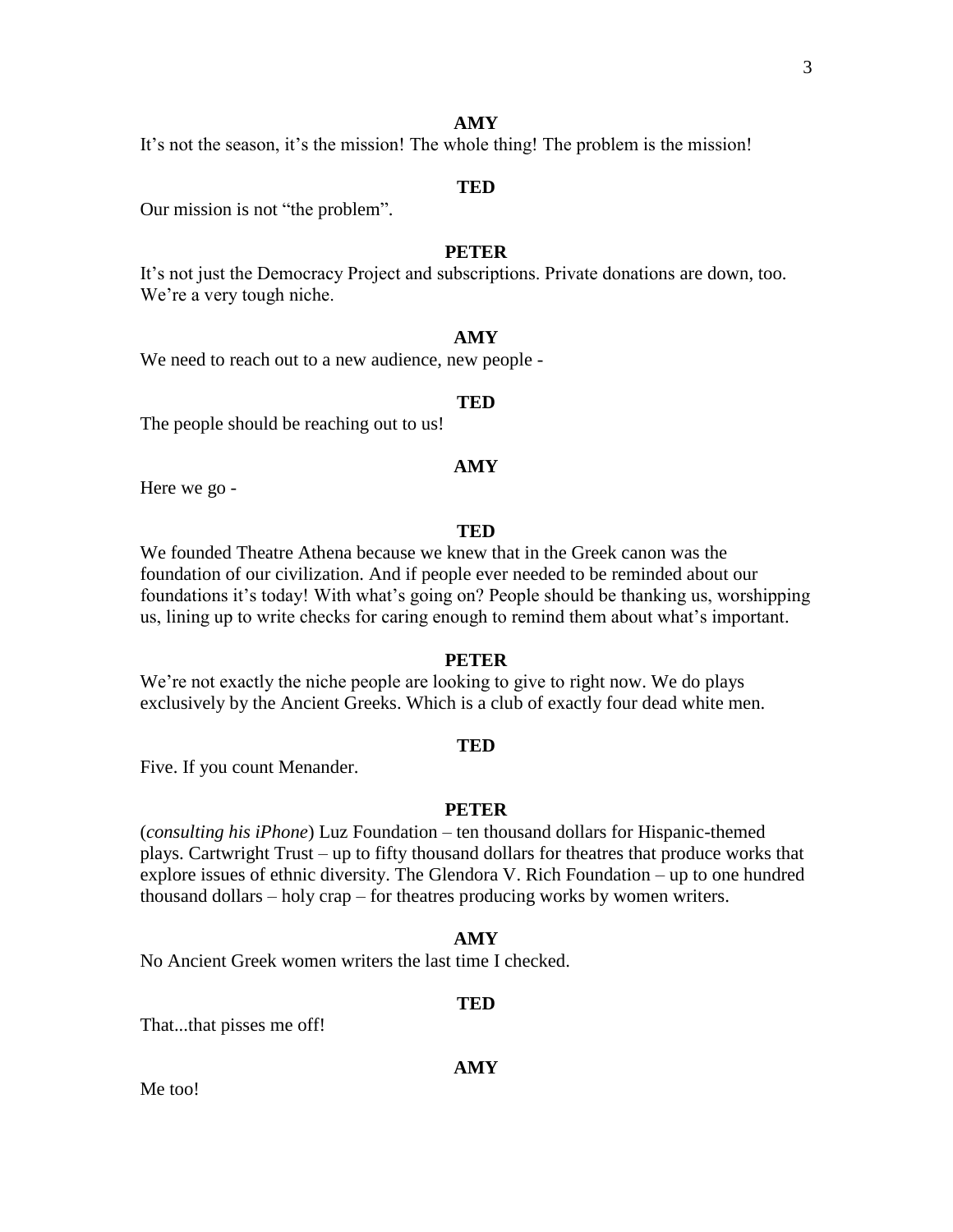**AMY**

It's not the season, it's the mission! The whole thing! The problem is the mission!

**TED**

Our mission is not "the problem".

**PETER**

It's not just the Democracy Project and subscriptions. Private donations are down, too. We're a very tough niche.

**AMY**

We need to reach out to a new audience, new people -

**TED**

The people should be reaching out to us!

**AMY**

Here we go -

**TED**

We founded Theatre Athena because we knew that in the Greek canon was the foundation of our civilization. And if people ever needed to be reminded about our foundations it's today! With what's going on? People should be thanking us, worshipping us, lining up to write checks for caring enough to remind them about what's important.

**PETER**

We're not exactly the niche people are looking to give to right now. We do plays exclusively by the Ancient Greeks. Which is a club of exactly four dead white men.

**TED**

Five. If you count Menander.

**PETER**

(*consulting his iPhone*) Luz Foundation – ten thousand dollars for Hispanic-themed plays. Cartwright Trust – up to fifty thousand dollars for theatres that produce works that explore issues of ethnic diversity. The Glendora V. Rich Foundation – up to one hundred thousand dollars – holy crap – for theatres producing works by women writers.

**AMY**

No Ancient Greek women writers the last time I checked.

**TED**

That...that pisses me off!

**AMY**

Me too!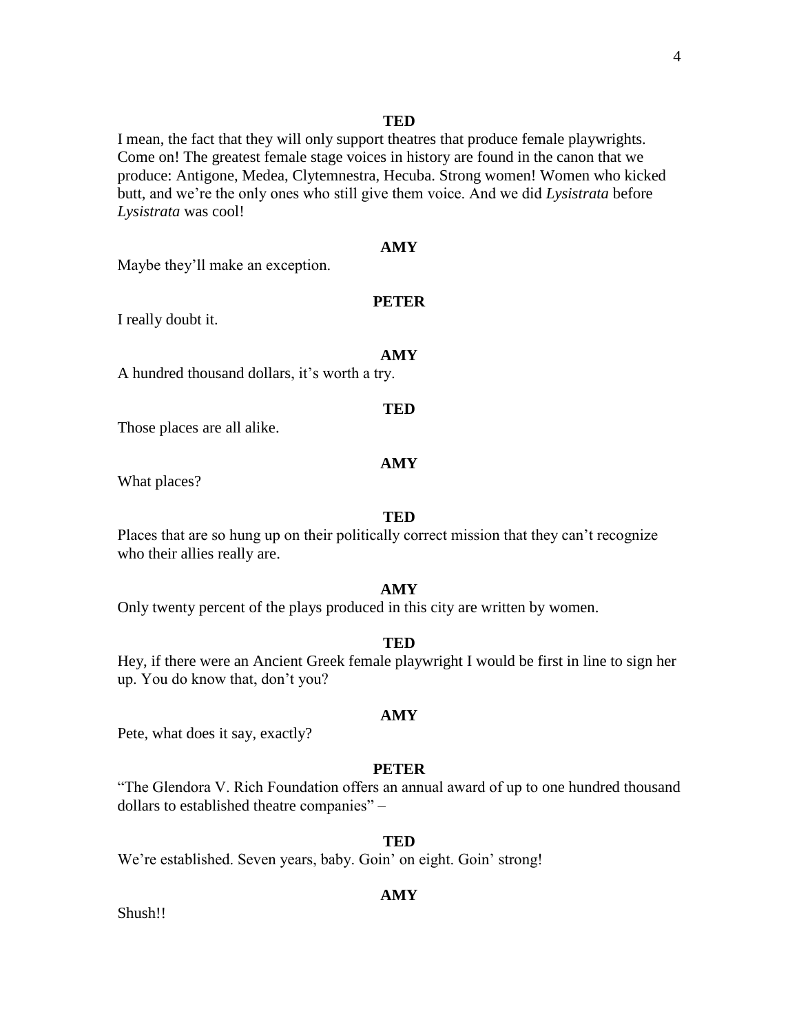**TED**

I mean, the fact that they will only support theatres that produce female playwrights. Come on! The greatest female stage voices in history are found in the canon that we produce: Antigone, Medea, Clytemnestra, Hecuba. Strong women! Women who kicked butt, and we're the only ones who still give them voice. And we did *Lysistrata* before *Lysistrata* was cool!

**AMY**

Maybe they'll make an exception.

**PETER**

I really doubt it.

**AMY**

A hundred thousand dollars, it's worth a try.

**TED**

Those places are all alike.

**AMY**

What places?

**TED**

Places that are so hung up on their politically correct mission that they can't recognize who their allies really are.

**AMY**

Only twenty percent of the plays produced in this city are written by women.

**TED**

Hey, if there were an Ancient Greek female playwright I would be first in line to sign her up. You do know that, don't you?

**AMY**

Pete, what does it say, exactly?

**PETER**

"The Glendora V. Rich Foundation offers an annual award of up to one hundred thousand dollars to established theatre companies" –

**TED**

We're established. Seven years, baby. Goin' on eight. Goin' strong!

**AMY**

Shush!!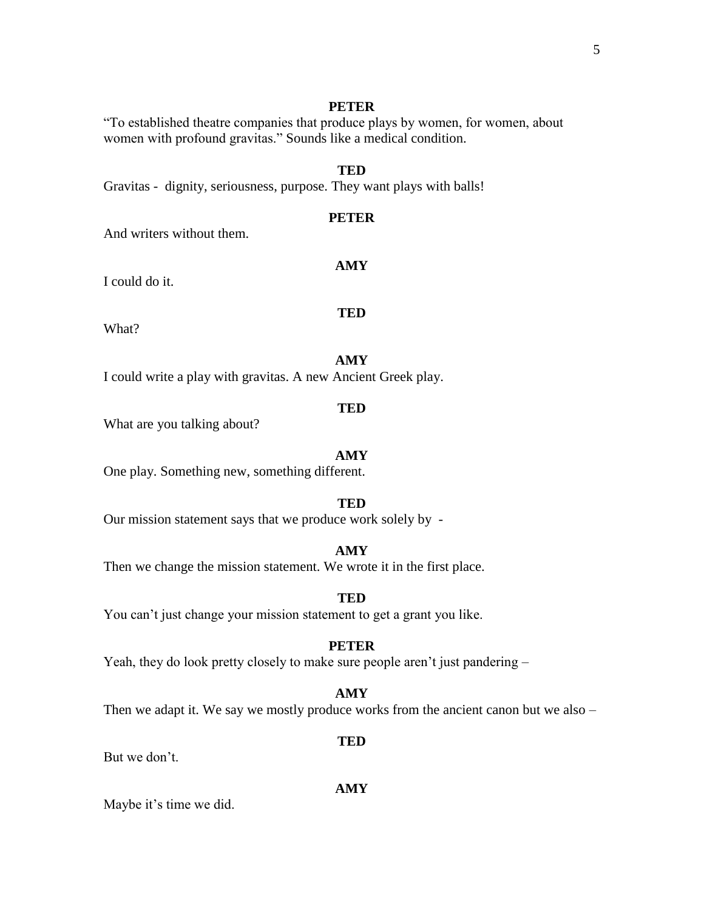**PETER**

"To established theatre companies that produce plays by women, for women, about women with profound gravitas." Sounds like a medical condition.

**TED**

Gravitas - dignity, seriousness, purpose. They want plays with balls!

**PETER**

And writers without them.

**AMY**

I could do it.

**TED**

What?

**AMY**

I could write a play with gravitas. A new Ancient Greek play.

**TED**

What are you talking about?

**AMY**

One play. Something new, something different.

**TED**

Our mission statement says that we produce work solely by -

**AMY**

Then we change the mission statement. We wrote it in the first place.

**TED**

You can't just change your mission statement to get a grant you like.

**PETER**

Yeah, they do look pretty closely to make sure people aren't just pandering –

**AMY**

Then we adapt it. We say we mostly produce works from the ancient canon but we also –

**TED**

But we don't.

**AMY**

Maybe it's time we did.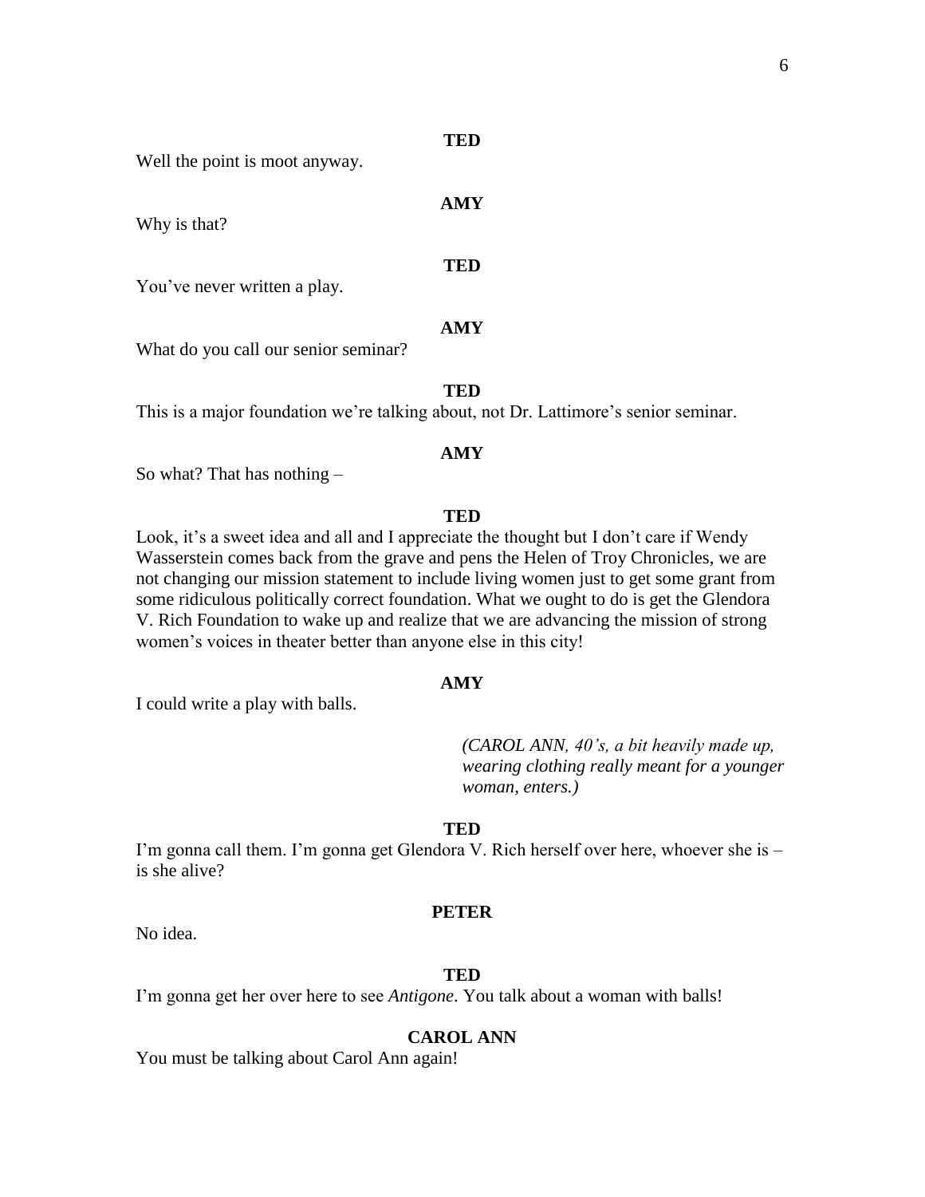**TED**

Well the point is moot anyway.

**AMY**

Why is that?

**TED**

You've never written a play.

**AMY**

What do you call our senior seminar?

**TED**

This is a major foundation we're talking about, not Dr. Lattimore's senior seminar.

**AMY**

So what? That has nothing –

**TED**

Look, it's a sweet idea and all and I appreciate the thought but I don't care if Wendy Wasserstein comes back from the grave and pens the Helen of Troy Chronicles, we are not changing our mission statement to include living women just to get some grant from some ridiculous politically correct foundation. What we ought to do is get the Glendora V. Rich Foundation to wake up and realize that we are advancing the mission of strong women's voices in theater better than anyone else in this city!

**AMY**

I could write a play with balls.

*(CAROL ANN, 40's, a bit heavily made up, wearing clothing really meant for a younger woman, enters.)*

**TED**

I'm gonna call them. I'm gonna get Glendora V. Rich herself over here, whoever she is – is she alive?

**PETER**

No idea.

**TED**

I'm gonna get her over here to see *Antigone*. You talk about a woman with balls!

**CAROL ANN**

You must be talking about Carol Ann again!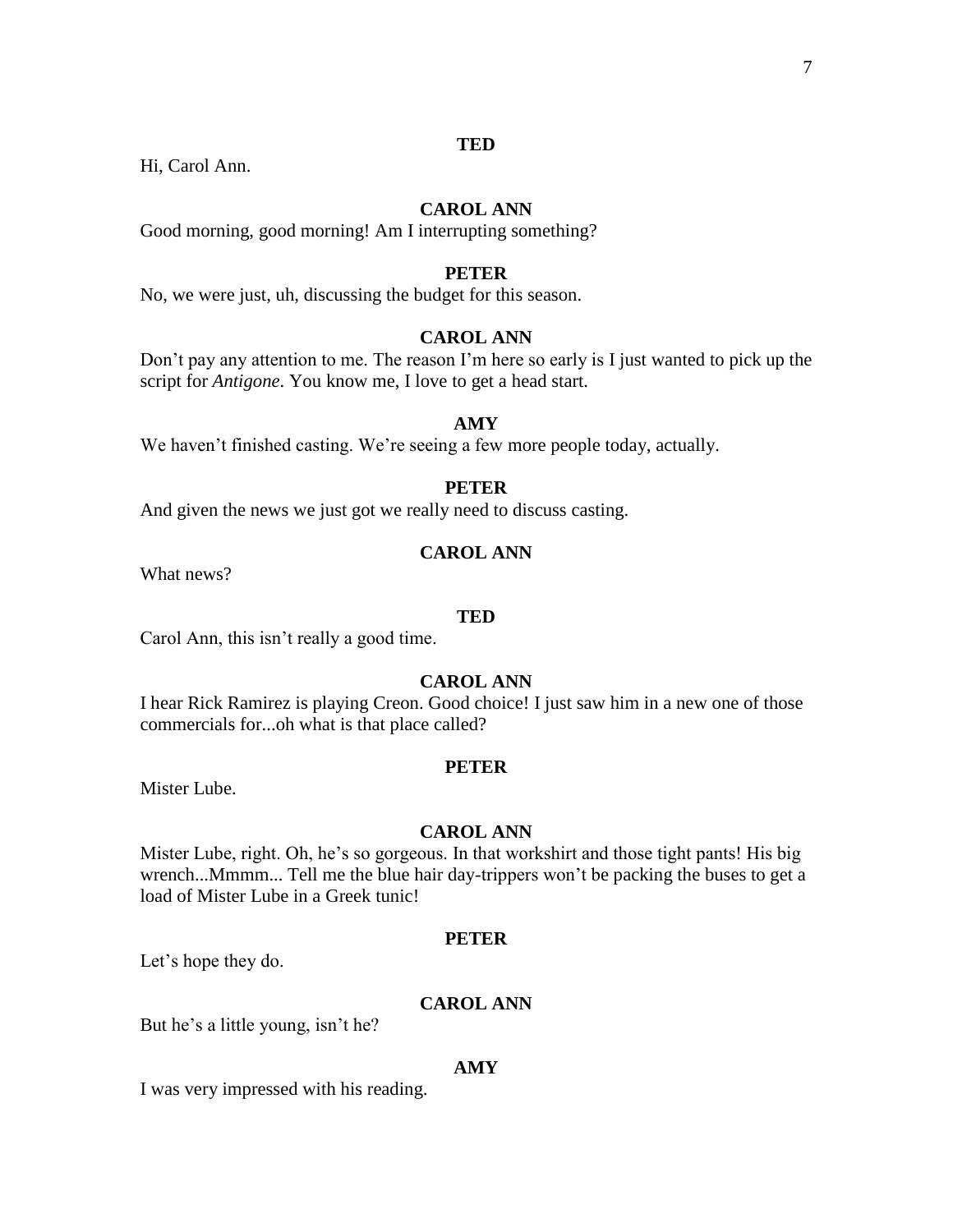**TED**

Hi, Carol Ann.

**CAROL ANN**

Good morning, good morning! Am I interrupting something?

**PETER**

No, we were just, uh, discussing the budget for this season.

**CAROL ANN**

Don't pay any attention to me. The reason I'm here so early is I just wanted to pick up the script for *Antigone*. You know me, I love to get a head start.

**AMY**

We haven't finished casting. We're seeing a few more people today, actually.

**PETER**

And given the news we just got we really need to discuss casting.

**CAROL ANN**

What news?

**TED**

Carol Ann, this isn't really a good time.

**CAROL ANN**

I hear Rick Ramirez is playing Creon. Good choice! I just saw him in a new one of those commercials for...oh what is that place called?

**PETER**

Mister Lube.

**CAROL ANN**

Mister Lube, right. Oh, he's so gorgeous. In that workshirt and those tight pants! His big wrench...Mmmm... Tell me the blue hair day-trippers won't be packing the buses to get a load of Mister Lube in a Greek tunic!

**PETER**

Let's hope they do.

**CAROL ANN**

But he's a little young, isn't he?

**AMY**

I was very impressed with his reading.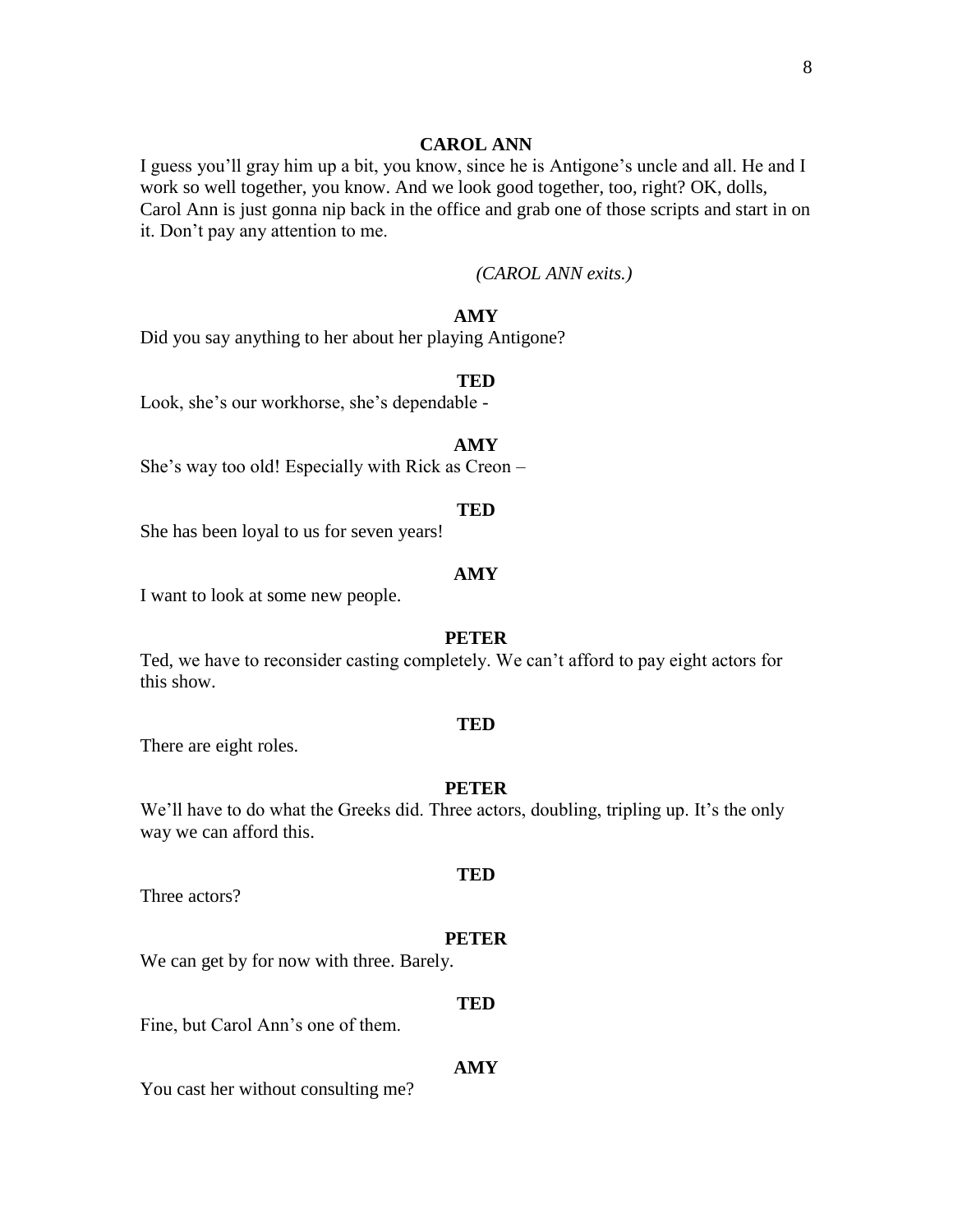**CAROL ANN**

I guess you'll gray him up a bit, you know, since he is Antigone's uncle and all. He and I work so well together, you know. And we look good together, too, right? OK, dolls, Carol Ann is just gonna nip back in the office and grab one of those scripts and start in on it. Don't pay any attention to me.

*(CAROL ANN exits.)*

**AMY**

Did you say anything to her about her playing Antigone?

**TED**

Look, she's our workhorse, she's dependable -

**AMY**

She's way too old! Especially with Rick as Creon –

**TED**

She has been loyal to us for seven years!

**AMY**

I want to look at some new people.

**PETER**

Ted, we have to reconsider casting completely. We can't afford to pay eight actors for this show.

**TED**

There are eight roles.

**PETER**

We'll have to do what the Greeks did. Three actors, doubling, tripling up. It's the only way we can afford this.

**TED**

Three actors?

**PETER**

We can get by for now with three. Barely.

**TED**

Fine, but Carol Ann's one of them.

**AMY**

You cast her without consulting me?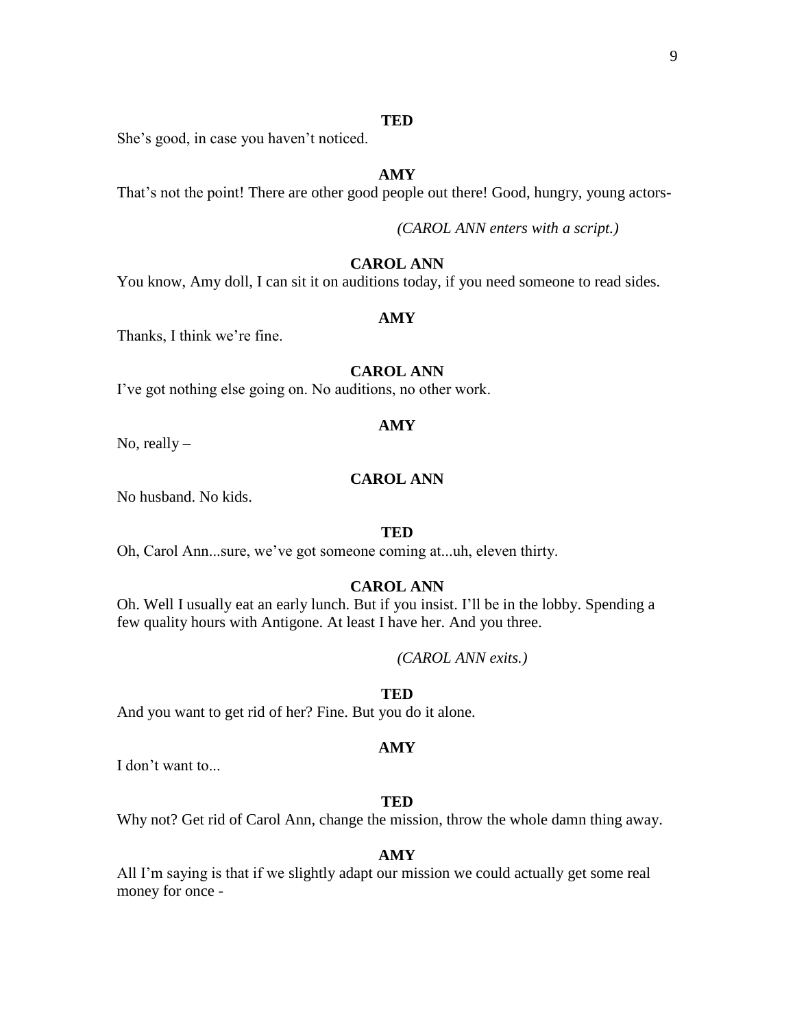**TED**

She's good, in case you haven't noticed.

**AMY**

That's not the point! There are other good people out there! Good, hungry, young actors-

*(CAROL ANN enters with a script.)*

**CAROL ANN**

You know, Amy doll, I can sit it on auditions today, if you need someone to read sides.

**AMY**

Thanks, I think we're fine.

**CAROL ANN**

I've got nothing else going on. No auditions, no other work.

**AMY**

No, really –

**CAROL ANN**

No husband. No kids.

**TED**

Oh, Carol Ann...sure, we've got someone coming at...uh, eleven thirty.

**CAROL ANN**

Oh. Well I usually eat an early lunch. But if you insist. I'll be in the lobby. Spending a few quality hours with Antigone. At least I have her. And you three.

*(CAROL ANN exits.)*

**TED**

And you want to get rid of her? Fine. But you do it alone.

**AMY**

I don't want to...

**TED**

Why not? Get rid of Carol Ann, change the mission, throw the whole damn thing away.

**AMY**

All I'm saying is that if we slightly adapt our mission we could actually get some real money for once -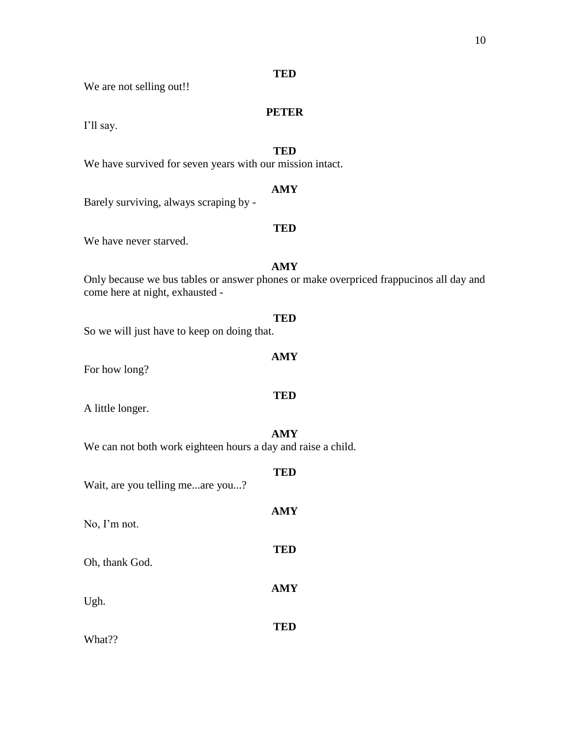**TED**

We are not selling out!!

**PETER**

I'll say.

**TED**

We have survived for seven years with our mission intact.

**AMY**

Barely surviving, always scraping by -

**TED**

We have never starved.

**AMY**

Only because we bus tables or answer phones or make overpriced frappucinos all day and come here at night, exhausted -

**TED**

So we will just have to keep on doing that.

**AMY**

For how long?

**TED**

A little longer.

**AMY**

We can not both work eighteen hours a day and raise a child.

**TED**

Wait, are you telling me...are you...?

**AMY**

No, I'm not.

**TED**

Oh, thank God.

**AMY**

Ugh.

**TED**

What??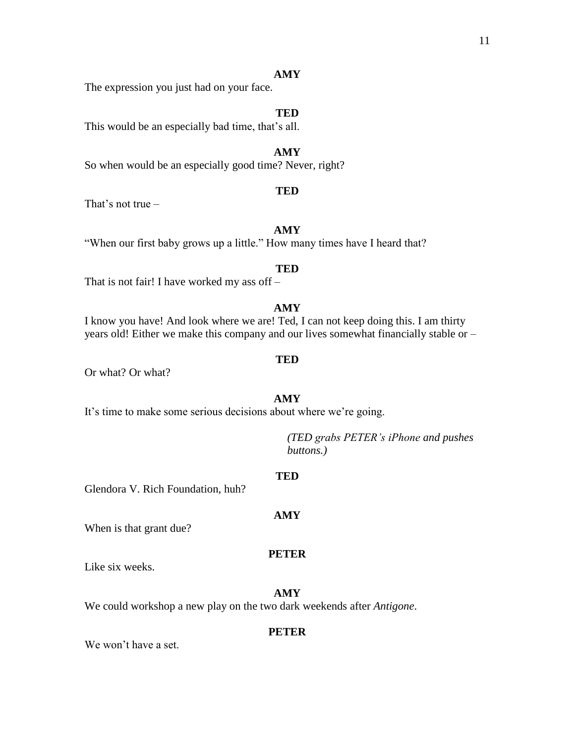**AMY**

The expression you just had on your face.

**TED**

This would be an especially bad time, that's all.

**AMY**

So when would be an especially good time? Never, right?

**TED**

That's not true –

**AMY**

"When our first baby grows up a little." How many times have I heard that?

**TED**

That is not fair! I have worked my ass off –

**AMY**

I know you have! And look where we are! Ted, I can not keep doing this. I am thirty years old! Either we make this company and our lives somewhat financially stable or –

**TED**

Or what? Or what?

**AMY**

It's time to make some serious decisions about where we're going.

*(TED grabs PETER's iPhone and pushes buttons.)*

**TED**

Glendora V. Rich Foundation, huh?

**AMY**

When is that grant due?

**PETER**

Like six weeks.

**AMY**

We could workshop a new play on the two dark weekends after *Antigone*.

**PETER**

We won't have a set.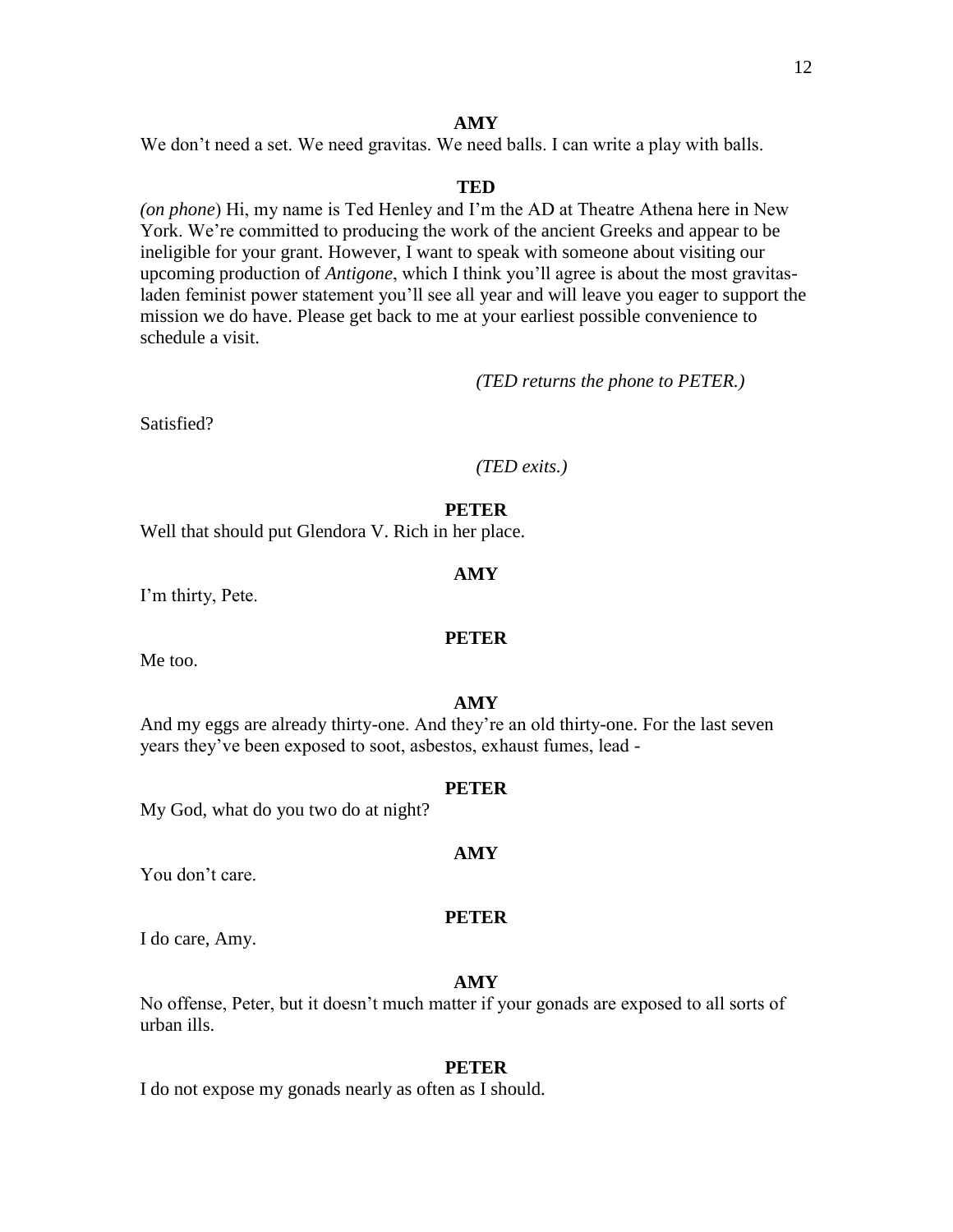**AMY**

We don't need a set. We need gravitas. We need balls. I can write a play with balls.

**TED**

*(on phone*) Hi, my name is Ted Henley and I'm the AD at Theatre Athena here in New York. We're committed to producing the work of the ancient Greeks and appear to be ineligible for your grant. However, I want to speak with someone about visiting our upcoming production of *Antigone*, which I think you'll agree is about the most gravitas-laden feminist power statement you'll see all year and will leave you eager to support the mission we do have. Please get back to me at your earliest possible convenience to schedule a visit.

*(TED returns the phone to PETER.)*

Satisfied?

*(TED exits.)*

**PETER**

Well that should put Glendora V. Rich in her place.

**AMY**

I'm thirty, Pete.

**PETER**

Me too.

**AMY**

And my eggs are already thirty-one. And they're an old thirty-one. For the last seven years they've been exposed to soot, asbestos, exhaust fumes, lead -

**PETER**

My God, what do you two do at night?

**AMY**

You don't care.

**PETER**

I do care, Amy.

**AMY**

No offense, Peter, but it doesn't much matter if your gonads are exposed to all sorts of urban ills.

**PETER**

I do not expose my gonads nearly as often as I should.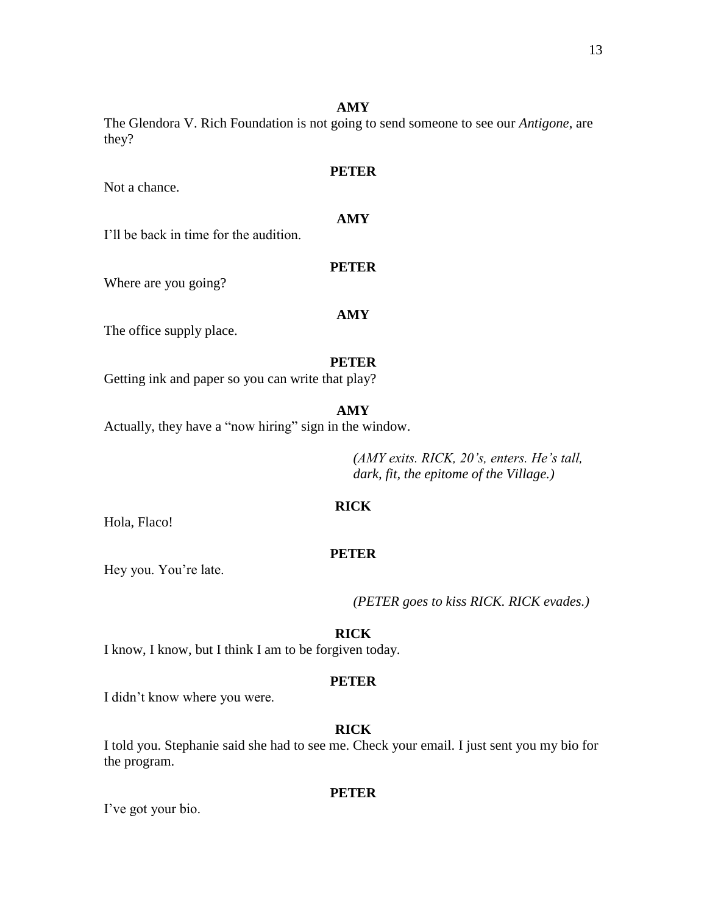**AMY**

The Glendora V. Rich Foundation is not going to send someone to see our *Antigone*, are they?

**PETER**

Not a chance.

**AMY**

I'll be back in time for the audition.

**PETER**

Where are you going?

**AMY**

The office supply place.

**PETER**

Getting ink and paper so you can write that play?

**AMY**

Actually, they have a "now hiring" sign in the window.

*(AMY exits. RICK, 20's, enters. He's tall, dark, fit, the epitome of the Village.)*

**RICK**

Hola, Flaco!

**PETER**

Hey you. You're late.

*(PETER goes to kiss RICK. RICK evades.)*

**RICK**

I know, I know, but I think I am to be forgiven today.

**PETER**

I didn't know where you were.

**RICK**

I told you. Stephanie said she had to see me. Check your email. I just sent you my bio for the program.

**PETER**

I've got your bio.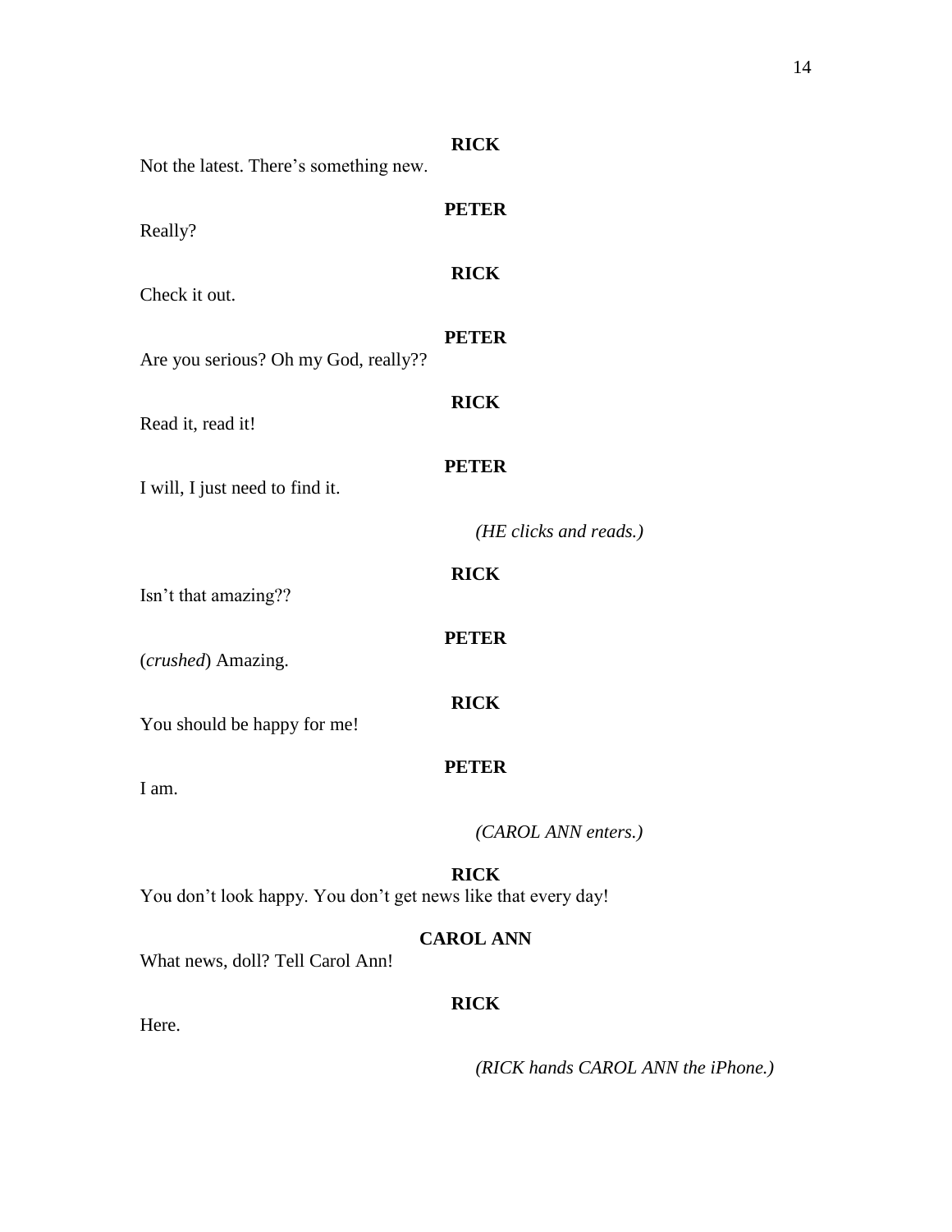**RICK**

Not the latest. There's something new.

**PETER**

Really?

**RICK**

Check it out.

**PETER**

Are you serious? Oh my God, really??

**RICK**

Read it, read it!

**PETER**

I will, I just need to find it.

*(HE clicks and reads.)*

**RICK**

Isn't that amazing??

**PETER**

(*crushed*) Amazing.

**RICK**

You should be happy for me!

**PETER**

I am.

*(CAROL ANN enters.)*

**RICK**

You don't look happy. You don't get news like that every day!

**CAROL ANN**

What news, doll? Tell Carol Ann!

**RICK**

Here.

*(RICK hands CAROL ANN the iPhone.)*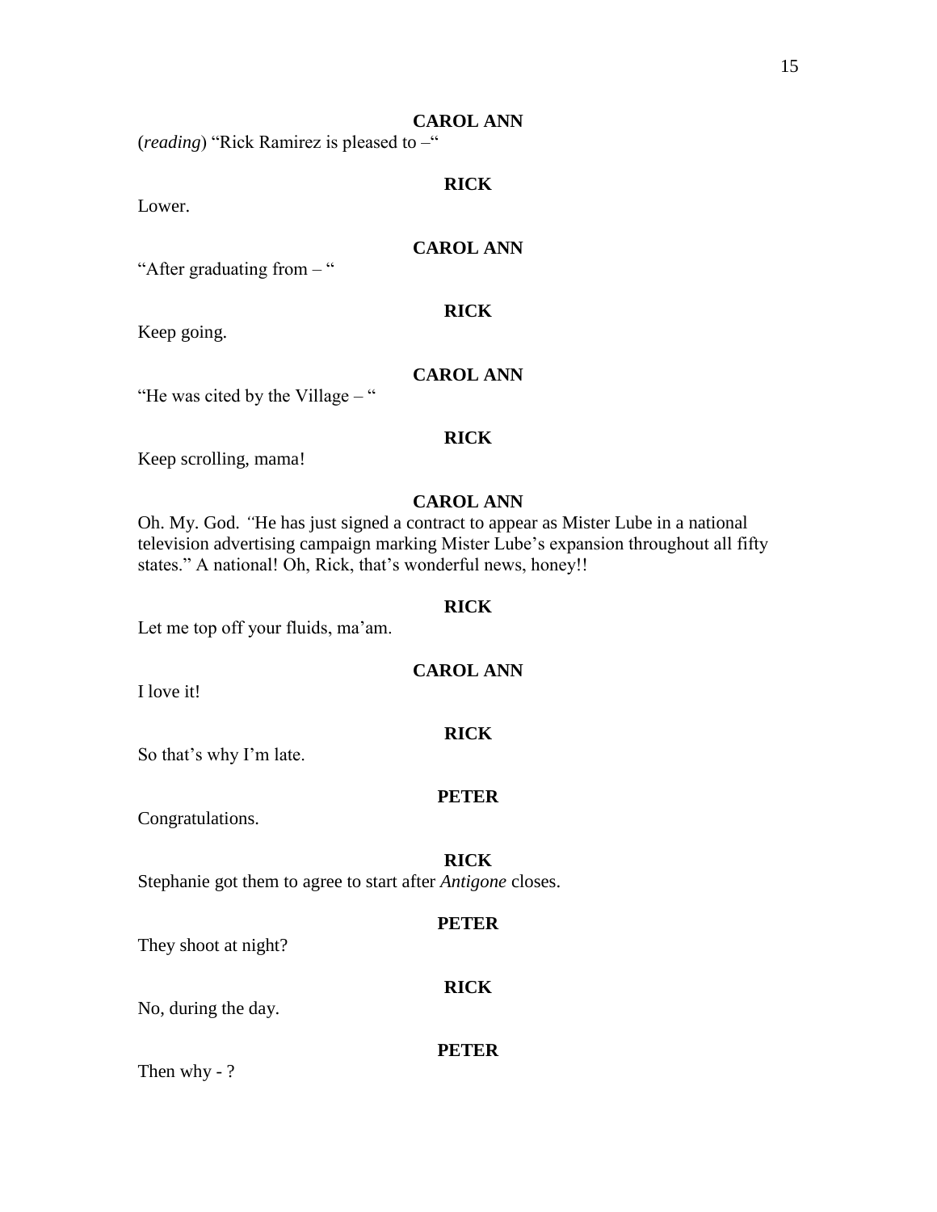**CAROL ANN**

(*reading*) "Rick Ramirez is pleased to –"

**RICK**

Lower.

**CAROL ANN**

"After graduating from – "

**RICK**

Keep going.

**CAROL ANN**

"He was cited by the Village – "

**RICK**

Keep scrolling, mama!

**CAROL ANN**

Oh. My. God. *"*He has just signed a contract to appear as Mister Lube in a national television advertising campaign marking Mister Lube's expansion throughout all fifty states." A national! Oh, Rick, that's wonderful news, honey!!

**RICK**

Let me top off your fluids, ma'am.

**CAROL ANN**

I love it!

**RICK**

So that's why I'm late.

**PETER**

Congratulations.

**RICK**

Stephanie got them to agree to start after *Antigone* closes.

**PETER**

They shoot at night?

**RICK**

No, during the day.

**PETER**

Then why - ?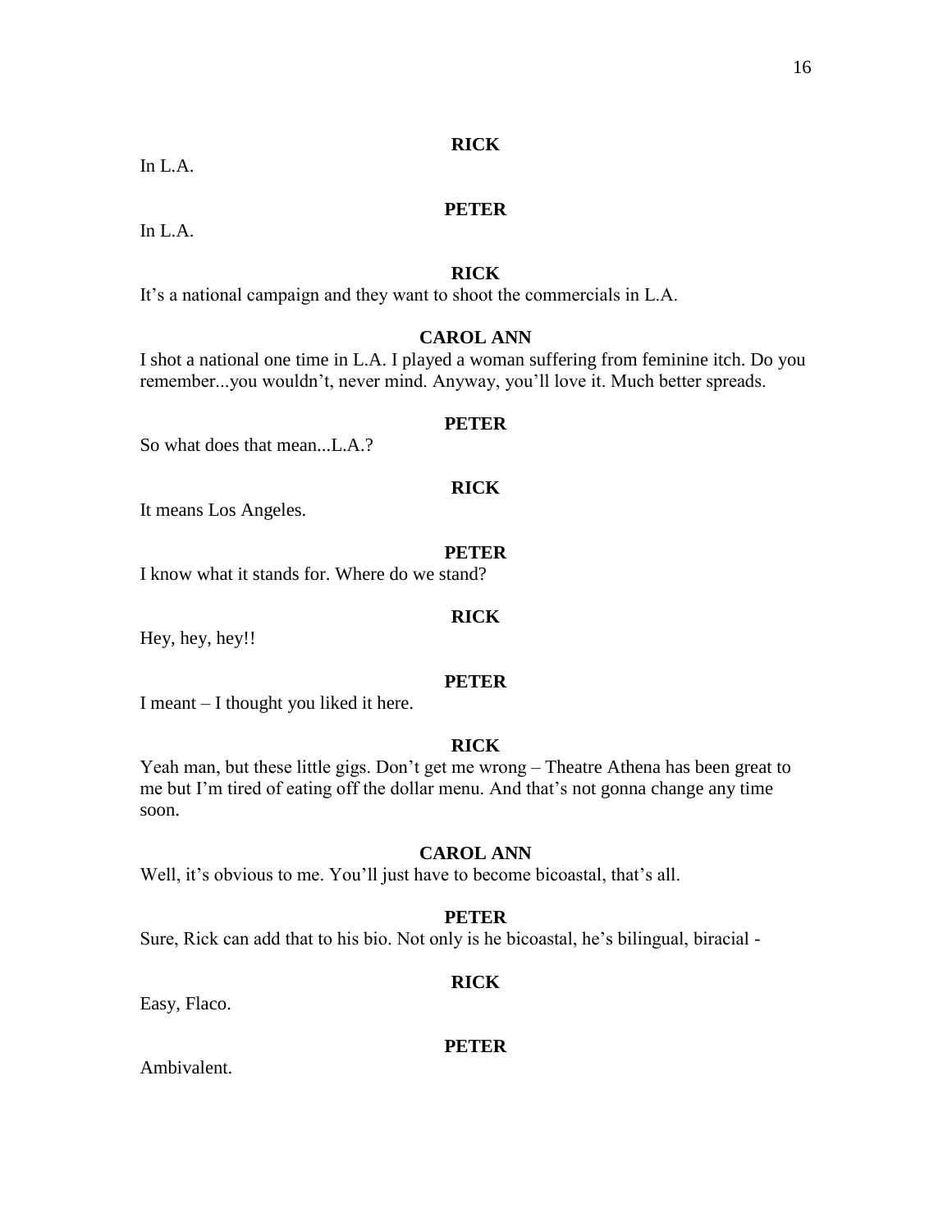**RICK**

In L.A.

**PETER**

In L.A.

**RICK**

It's a national campaign and they want to shoot the commercials in L.A.

**CAROL ANN**

I shot a national one time in L.A. I played a woman suffering from feminine itch. Do you remember...you wouldn't, never mind. Anyway, you'll love it. Much better spreads.

**PETER**

So what does that mean...L.A.?

**RICK**

It means Los Angeles.

**PETER**

I know what it stands for. Where do we stand?

**RICK**

Hey, hey, hey!!

**PETER**

I meant – I thought you liked it here.

**RICK**

Yeah man, but these little gigs. Don't get me wrong – Theatre Athena has been great to me but I'm tired of eating off the dollar menu. And that's not gonna change any time soon.

**CAROL ANN**

Well, it's obvious to me. You'll just have to become bicoastal, that's all.

**PETER**

Sure, Rick can add that to his bio. Not only is he bicoastal, he's bilingual, biracial -

**RICK**

Easy, Flaco.

**PETER**

Ambivalent.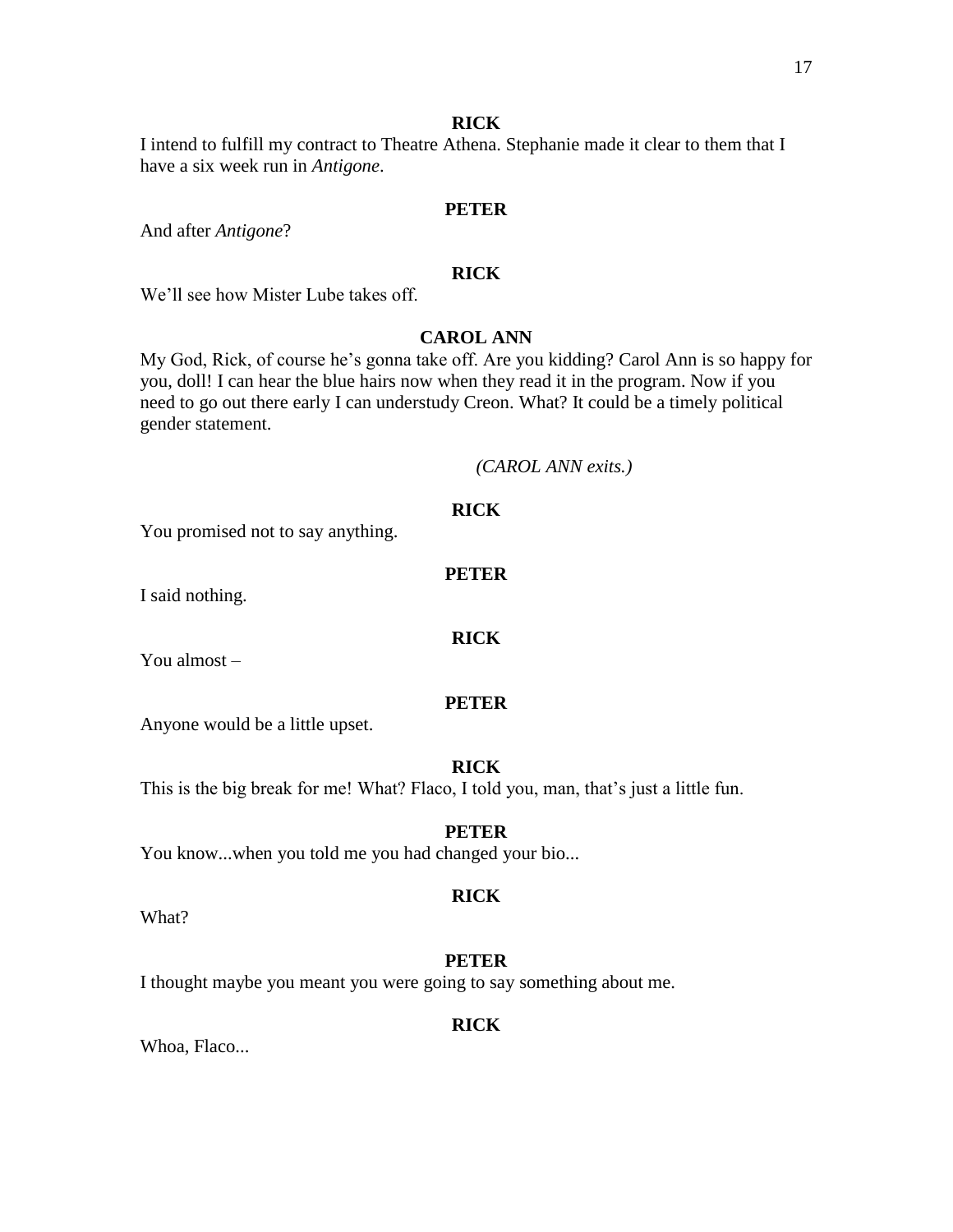**RICK**

I intend to fulfill my contract to Theatre Athena. Stephanie made it clear to them that I have a six week run in *Antigone*.

**PETER**

And after *Antigone*?

**RICK**

We'll see how Mister Lube takes off.

**CAROL ANN**

My God, Rick, of course he's gonna take off. Are you kidding? Carol Ann is so happy for you, doll! I can hear the blue hairs now when they read it in the program. Now if you need to go out there early I can understudy Creon. What? It could be a timely political gender statement.

*(CAROL ANN exits.)*

**RICK**

You promised not to say anything.

**PETER**

I said nothing.

**RICK**

You almost –

**PETER**

Anyone would be a little upset.

**RICK**

This is the big break for me! What? Flaco, I told you, man, that's just a little fun.

**PETER**

You know...when you told me you had changed your bio...

**RICK**

What?

**PETER**

I thought maybe you meant you were going to say something about me.

**RICK**

Whoa, Flaco...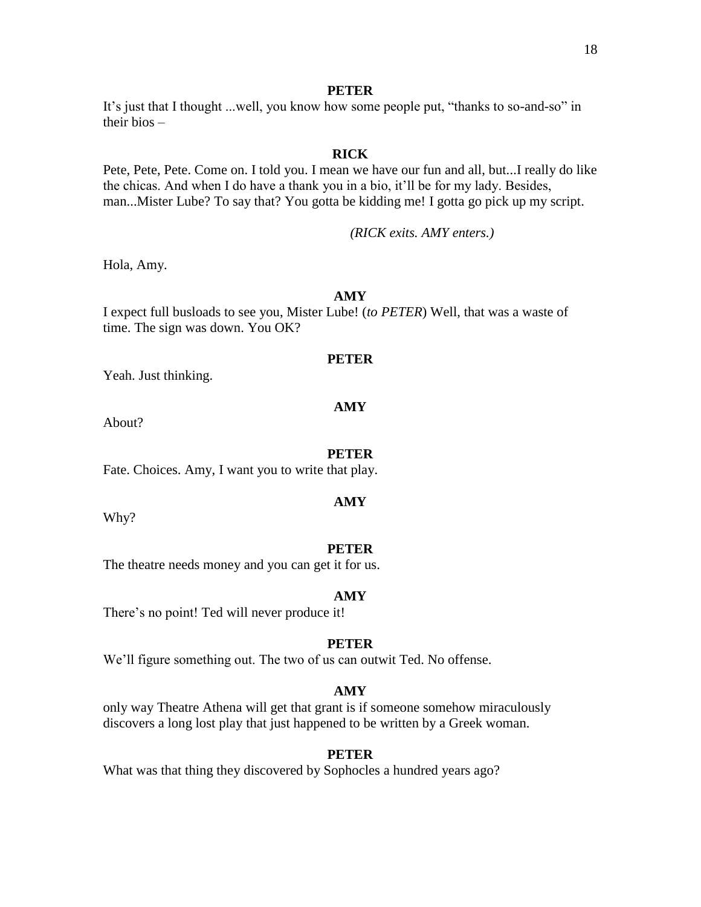**PETER**

It's just that I thought ...well, you know how some people put, "thanks to so-and-so" in their bios –

**RICK**

Pete, Pete, Pete. Come on. I told you. I mean we have our fun and all, but...I really do like the chicas. And when I do have a thank you in a bio, it'll be for my lady. Besides, man...Mister Lube? To say that? You gotta be kidding me! I gotta go pick up my script.

*(RICK exits. AMY enters.)*

Hola, Amy.

**AMY**

I expect full busloads to see you, Mister Lube! (*to PETER*) Well, that was a waste of time. The sign was down. You OK?

**PETER**

Yeah. Just thinking.

**AMY**

About?

**PETER**

Fate. Choices. Amy, I want you to write that play.

**AMY**

Why?

**PETER**

The theatre needs money and you can get it for us.

**AMY**

There's no point! Ted will never produce it!

**PETER**

We'll figure something out. The two of us can outwit Ted. No offense.

**AMY**

only way Theatre Athena will get that grant is if someone somehow miraculously discovers a long lost play that just happened to be written by a Greek woman.

**PETER**

What was that thing they discovered by Sophocles a hundred years ago?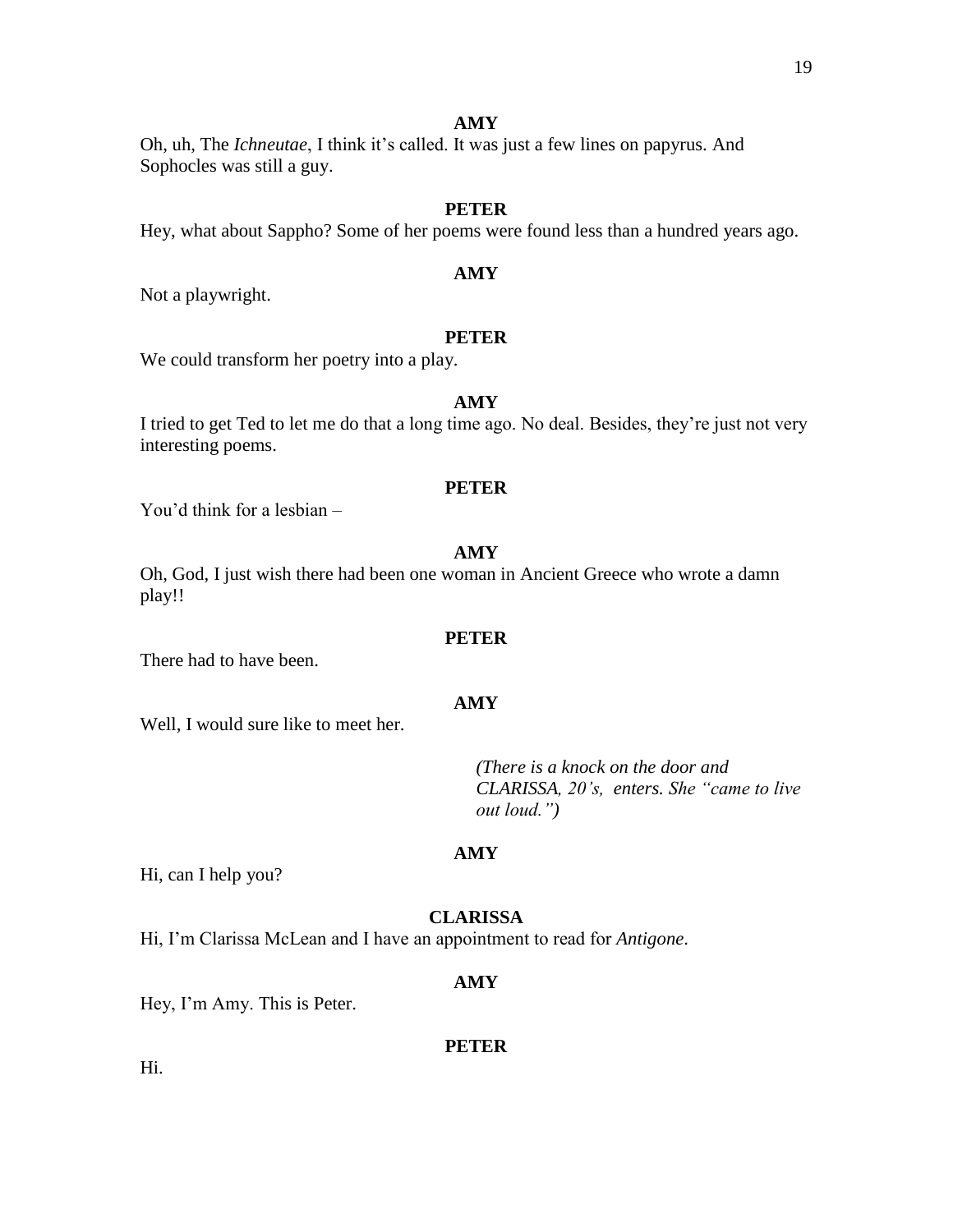**AMY**

Oh, uh, The *Ichneutae*, I think it's called. It was just a few lines on papyrus. And Sophocles was still a guy.

**PETER**

Hey, what about Sappho? Some of her poems were found less than a hundred years ago.

**AMY**

Not a playwright.

**PETER**

We could transform her poetry into a play.

**AMY**

I tried to get Ted to let me do that a long time ago. No deal. Besides, they're just not very interesting poems.

**PETER**

You'd think for a lesbian –

**AMY**

Oh, God, I just wish there had been one woman in Ancient Greece who wrote a damn play!!

**PETER**

There had to have been.

**AMY**

Well, I would sure like to meet her.

*(There is a knock on the door and CLARISSA, 20's, enters. She "came to live out loud.")*

**AMY**

Hi, can I help you?

**CLARISSA**

Hi, I'm Clarissa McLean and I have an appointment to read for *Antigone*.

**AMY**

Hey, I'm Amy. This is Peter.

**PETER**

Hi.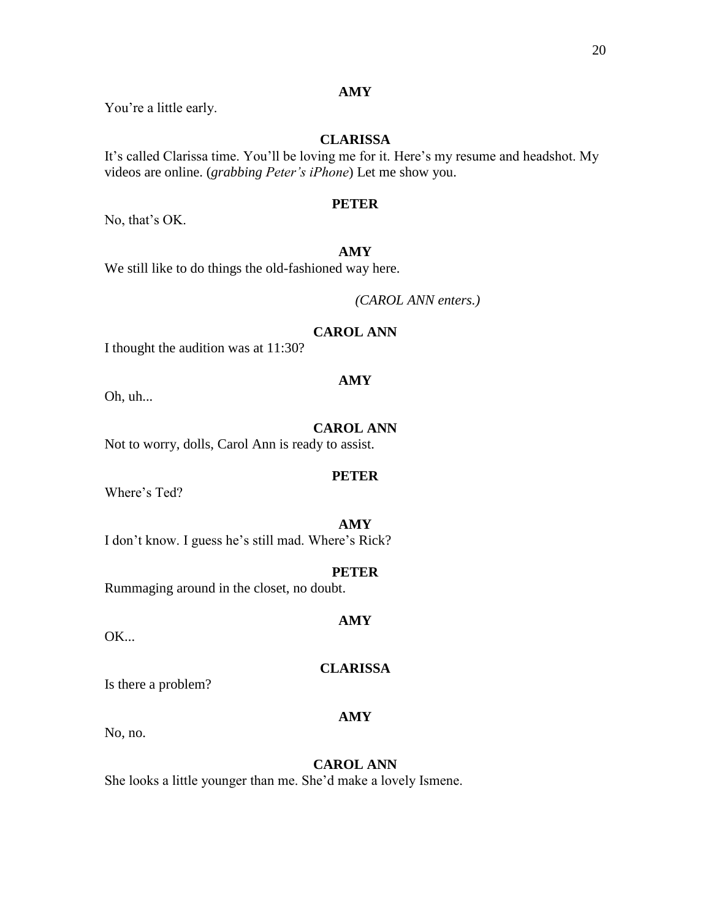**AMY**

You're a little early.

**CLARISSA**

It's called Clarissa time. You'll be loving me for it. Here's my resume and headshot. My videos are online. (*grabbing Peter's iPhone*) Let me show you.

**PETER**

No, that's OK.

**AMY**

We still like to do things the old-fashioned way here.

*(CAROL ANN enters.)*

**CAROL ANN**

I thought the audition was at 11:30?

**AMY**

Oh, uh...

**CAROL ANN**

Not to worry, dolls, Carol Ann is ready to assist.

**PETER**

Where's Ted?

**AMY**

I don't know. I guess he's still mad. Where's Rick?

**PETER**

Rummaging around in the closet, no doubt.

**AMY**

OK...

**CLARISSA**

Is there a problem?

**AMY**

No, no.

**CAROL ANN**

She looks a little younger than me. She'd make a lovely Ismene.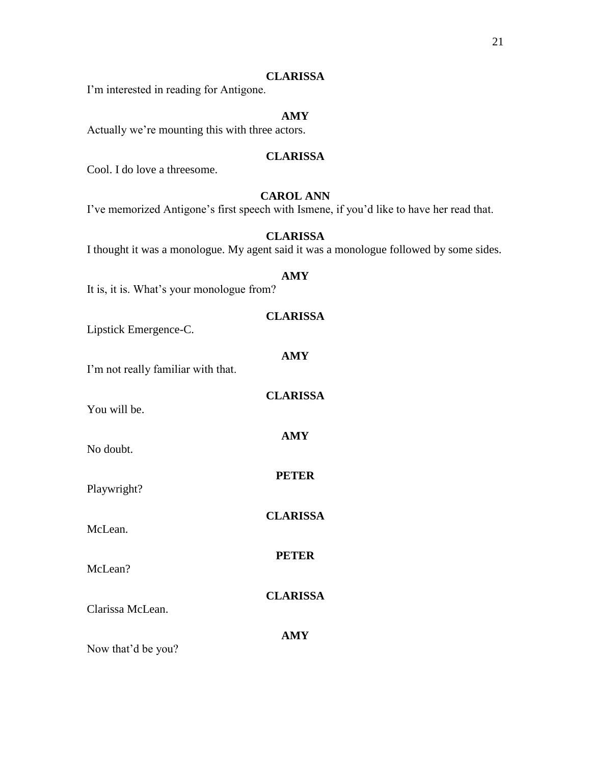**CLARISSA**

I'm interested in reading for Antigone.

**AMY**

Actually we're mounting this with three actors.

**CLARISSA**

Cool. I do love a threesome.

**CAROL ANN**

I've memorized Antigone's first speech with Ismene, if you'd like to have her read that.

**CLARISSA**

I thought it was a monologue. My agent said it was a monologue followed by some sides.

**AMY**

It is, it is. What's your monologue from?

**CLARISSA**

Lipstick Emergence-C.

**AMY**

I'm not really familiar with that.

**CLARISSA**

You will be.

**AMY**

No doubt.

**PETER**

Playwright?

**CLARISSA**

McLean.

**PETER**

McLean?

**CLARISSA**

Clarissa McLean.

**AMY**

Now that'd be you?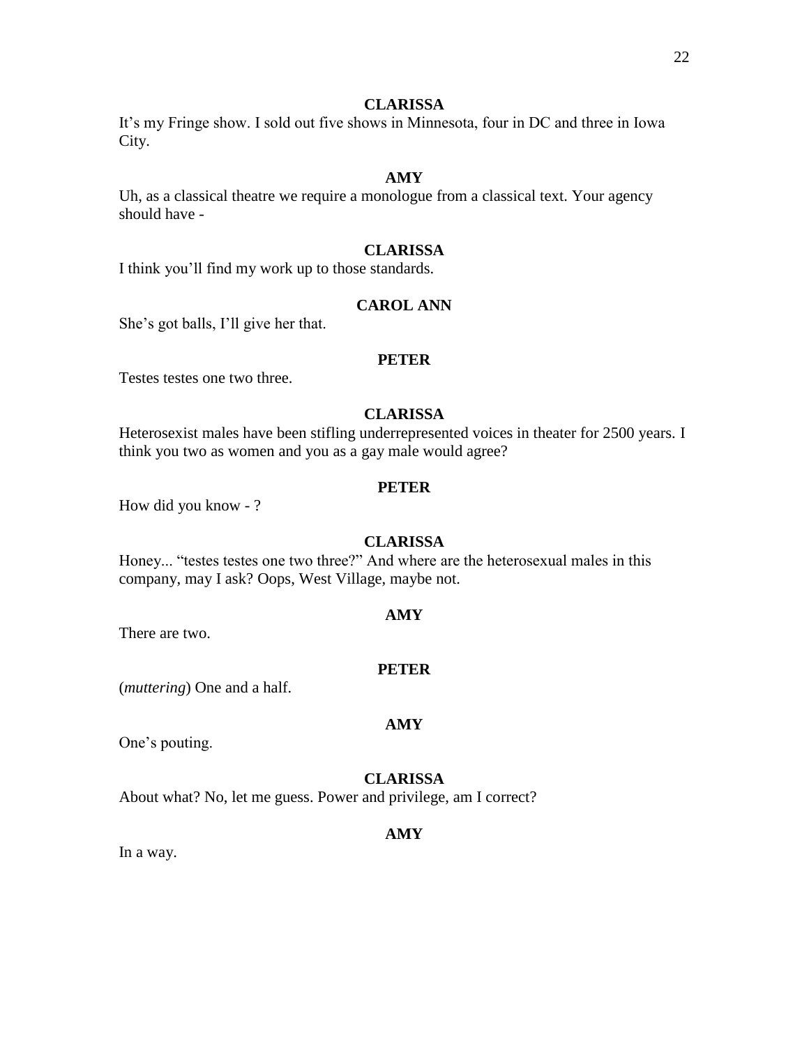**CLARISSA**

It's my Fringe show. I sold out five shows in Minnesota, four in DC and three in Iowa City.

**AMY**

Uh, as a classical theatre we require a monologue from a classical text. Your agency should have -

**CLARISSA**

I think you'll find my work up to those standards.

**CAROL ANN**

She's got balls, I'll give her that.

**PETER**

Testes testes one two three.

**CLARISSA**

Heterosexist males have been stifling underrepresented voices in theater for 2500 years. I think you two as women and you as a gay male would agree?

**PETER**

How did you know - ?

**CLARISSA**

Honey... "testes testes one two three?" And where are the heterosexual males in this company, may I ask? Oops, West Village, maybe not.

**AMY**

There are two.

**PETER**

(*muttering*) One and a half.

**AMY**

One's pouting.

**CLARISSA**

About what? No, let me guess. Power and privilege, am I correct?

**AMY**

In a way.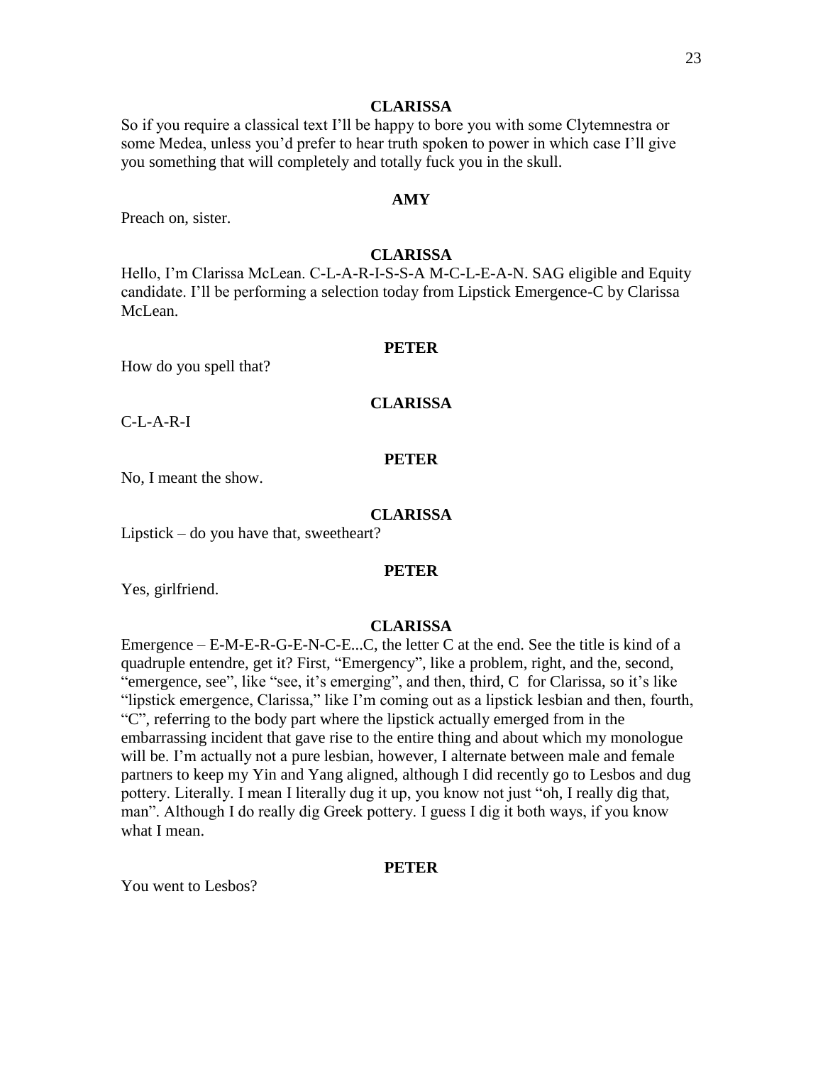**CLARISSA**

So if you require a classical text I'll be happy to bore you with some Clytemnestra or some Medea, unless you'd prefer to hear truth spoken to power in which case I'll give you something that will completely and totally fuck you in the skull.

**AMY**

Preach on, sister.

**CLARISSA**

Hello, I'm Clarissa McLean. C-L-A-R-I-S-S-A M-C-L-E-A-N. SAG eligible and Equity candidate. I'll be performing a selection today from Lipstick Emergence-C by Clarissa McLean.

**PETER**

How do you spell that?

**CLARISSA**

C-L-A-R-I

**PETER**

No, I meant the show.

**CLARISSA**

Lipstick – do you have that, sweetheart?

**PETER**

Yes, girlfriend.

**CLARISSA**

Emergence – E-M-E-R-G-E-N-C-E...C, the letter C at the end. See the title is kind of a quadruple entendre, get it? First, "Emergency", like a problem, right, and the, second, "emergence, see", like "see, it's emerging", and then, third, C for Clarissa, so it's like "lipstick emergence, Clarissa," like I'm coming out as a lipstick lesbian and then, fourth, "C", referring to the body part where the lipstick actually emerged from in the embarrassing incident that gave rise to the entire thing and about which my monologue will be. I'm actually not a pure lesbian, however, I alternate between male and female partners to keep my Yin and Yang aligned, although I did recently go to Lesbos and dug pottery. Literally. I mean I literally dug it up, you know not just "oh, I really dig that, man". Although I do really dig Greek pottery. I guess I dig it both ways, if you know what I mean.

**PETER**

You went to Lesbos?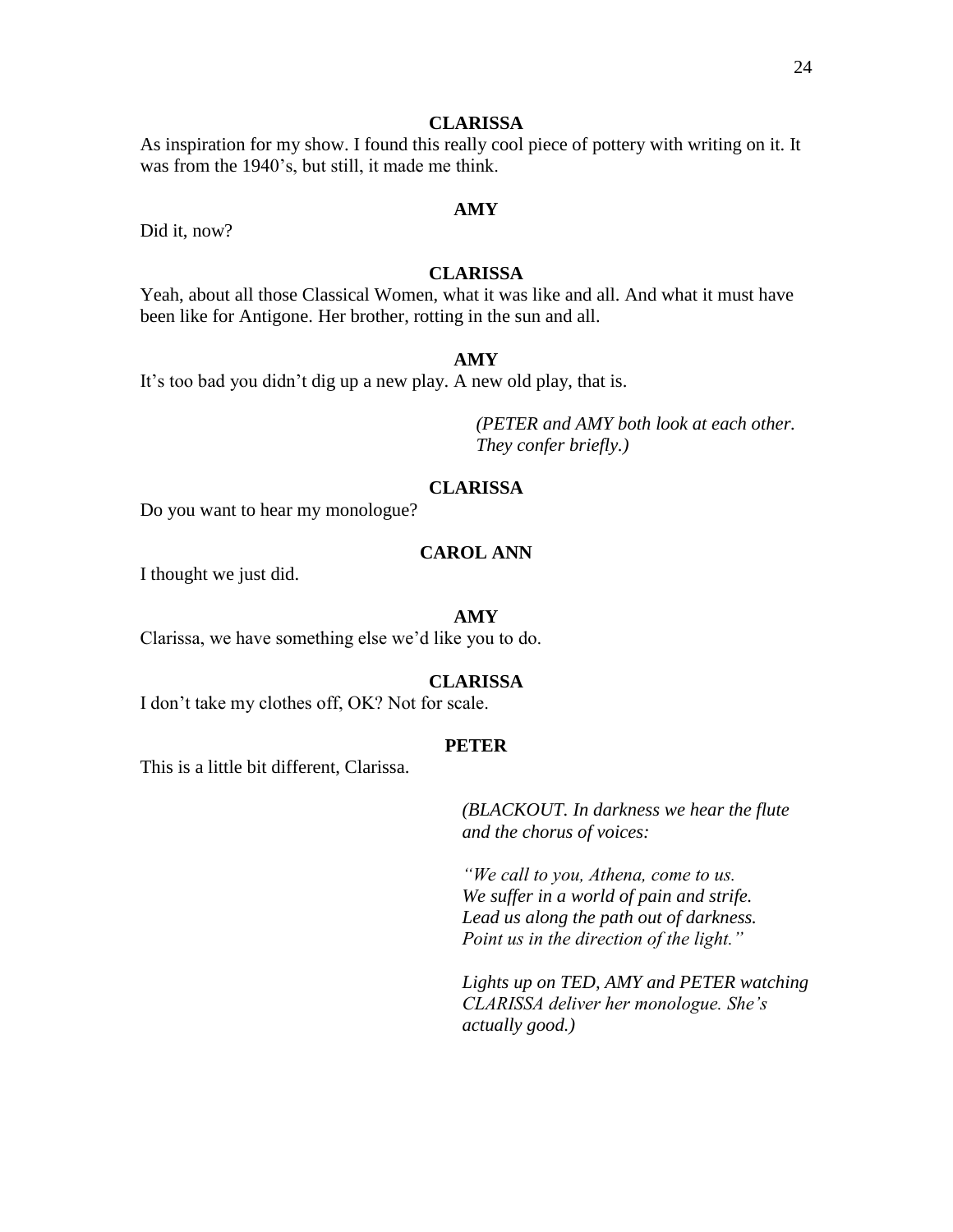**CLARISSA**

As inspiration for my show. I found this really cool piece of pottery with writing on it. It was from the 1940's, but still, it made me think.

**AMY**

Did it, now?

**CLARISSA**

Yeah, about all those Classical Women, what it was like and all. And what it must have been like for Antigone. Her brother, rotting in the sun and all.

**AMY**

It's too bad you didn't dig up a new play. A new old play, that is.

*(PETER and AMY both look at each other. They confer briefly.)*

**CLARISSA**

Do you want to hear my monologue?

**CAROL ANN**

I thought we just did.

**AMY**

Clarissa, we have something else we'd like you to do.

**CLARISSA**

I don't take my clothes off, OK? Not for scale.

**PETER**

This is a little bit different, Clarissa.

*(BLACKOUT. In darkness we hear the flute and the chorus of voices:*

*"We call to you, Athena, come to us.*
*We suffer in a world of pain and strife.*
*Lead us along the path out of darkness.*
*Point us in the direction of the light."*

*Lights up on TED, AMY and PETER watching CLARISSA deliver her monologue. She's actually good.)*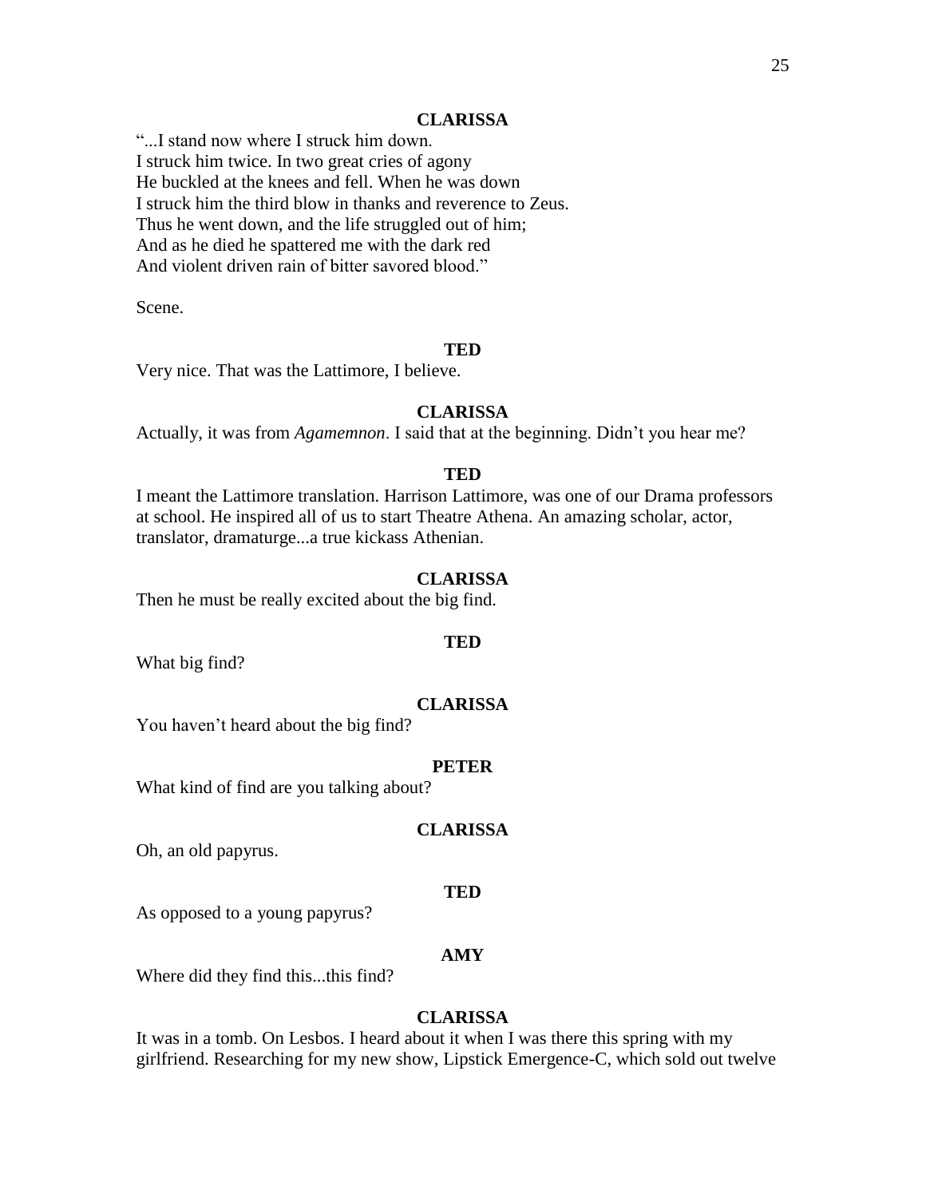**CLARISSA**

"...I stand now where I struck him down.
I struck him twice. In two great cries of agony
He buckled at the knees and fell. When he was down
I struck him the third blow in thanks and reverence to Zeus.
Thus he went down, and the life struggled out of him;
And as he died he spattered me with the dark red
And violent driven rain of bitter savored blood."

Scene.

**TED**

Very nice. That was the Lattimore, I believe.

**CLARISSA**

Actually, it was from *Agamemnon*. I said that at the beginning. Didn't you hear me?

**TED**

I meant the Lattimore translation. Harrison Lattimore, was one of our Drama professors at school. He inspired all of us to start Theatre Athena. An amazing scholar, actor, translator, dramaturge...a true kickass Athenian.

**CLARISSA**

Then he must be really excited about the big find.

**TED**

What big find?

**CLARISSA**

You haven't heard about the big find?

**PETER**

What kind of find are you talking about?

**CLARISSA**

Oh, an old papyrus.

**TED**

As opposed to a young papyrus?

**AMY**

Where did they find this...this find?

**CLARISSA**

It was in a tomb. On Lesbos. I heard about it when I was there this spring with my girlfriend. Researching for my new show, Lipstick Emergence-C, which sold out twelve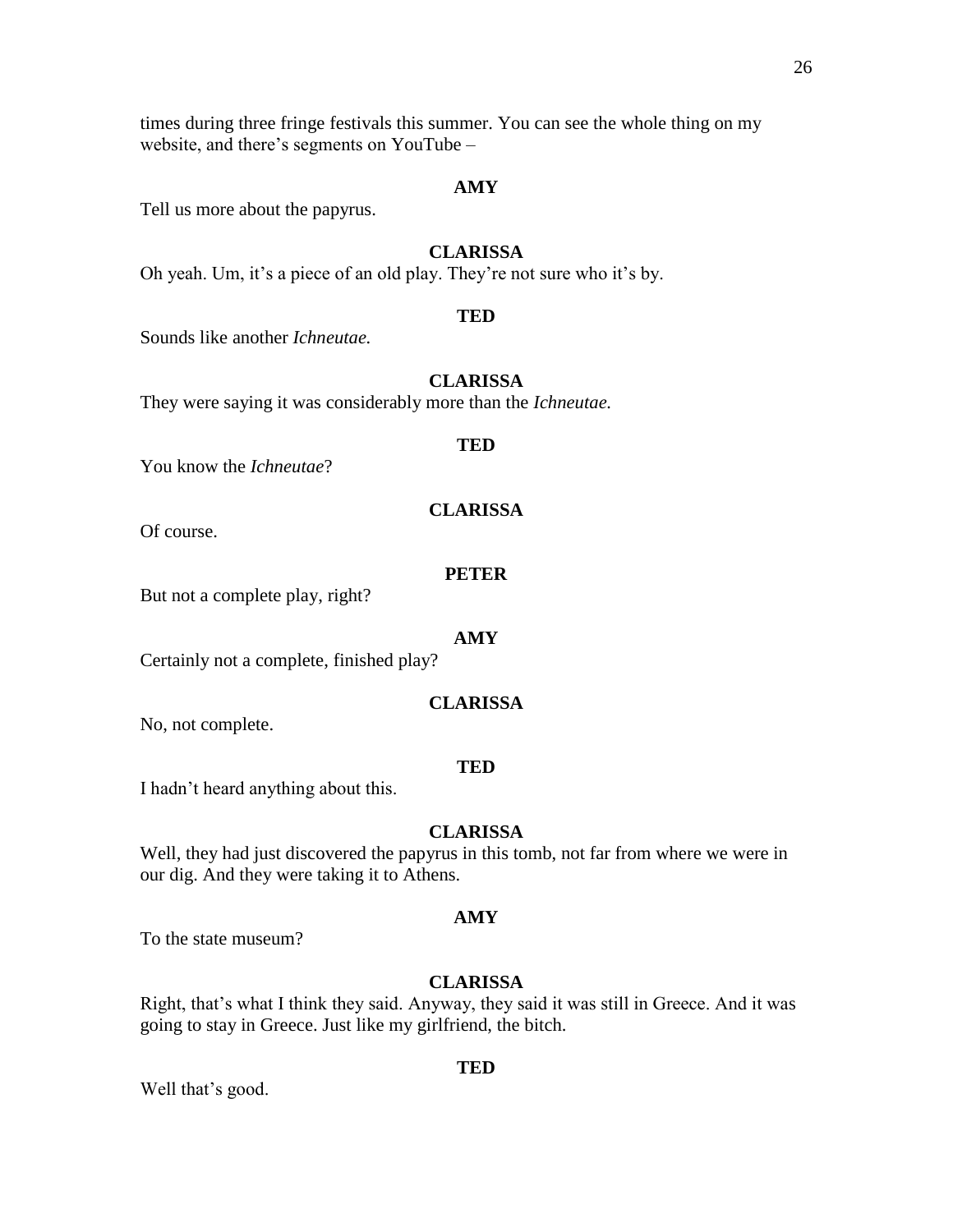times during three fringe festivals this summer. You can see the whole thing on my website, and there's segments on YouTube –

**AMY**

Tell us more about the papyrus.

**CLARISSA**

Oh yeah. Um, it's a piece of an old play. They're not sure who it's by.

**TED**

Sounds like another *Ichneutae.*

**CLARISSA**

They were saying it was considerably more than the *Ichneutae.*

**TED**

You know the *Ichneutae*?

**CLARISSA**

Of course.

**PETER**

But not a complete play, right?

**AMY**

Certainly not a complete, finished play?

**CLARISSA**

No, not complete.

**TED**

I hadn't heard anything about this.

**CLARISSA**

Well, they had just discovered the papyrus in this tomb, not far from where we were in our dig. And they were taking it to Athens.

**AMY**

To the state museum?

**CLARISSA**

Right, that's what I think they said. Anyway, they said it was still in Greece. And it was going to stay in Greece. Just like my girlfriend, the bitch.

**TED**

Well that's good.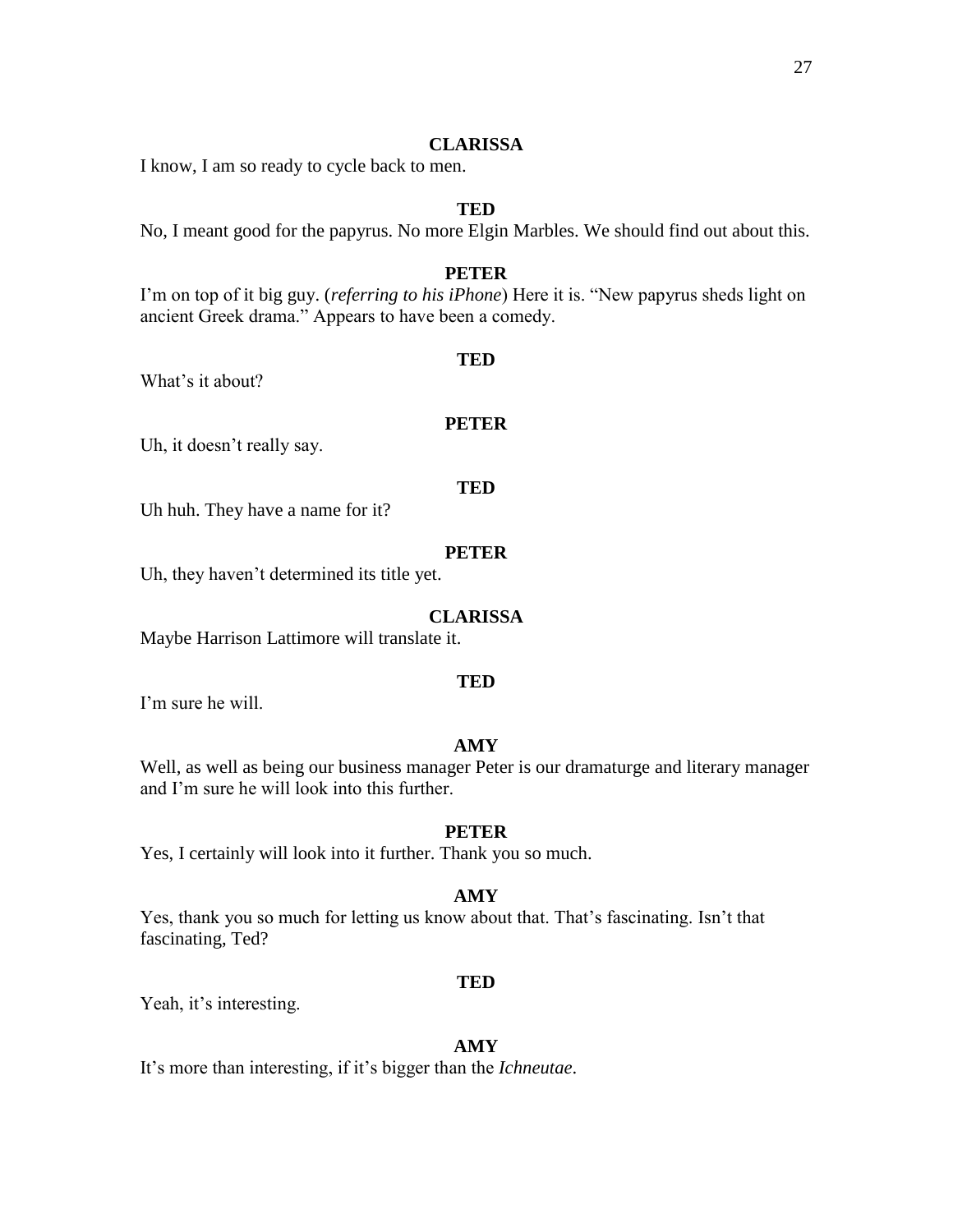**CLARISSA**

I know, I am so ready to cycle back to men.

**TED**

No, I meant good for the papyrus. No more Elgin Marbles. We should find out about this.

**PETER**

I'm on top of it big guy. (*referring to his iPhone*) Here it is. "New papyrus sheds light on ancient Greek drama." Appears to have been a comedy.

**TED**

What's it about?

**PETER**

Uh, it doesn't really say.

**TED**

Uh huh. They have a name for it?

**PETER**

Uh, they haven't determined its title yet.

**CLARISSA**

Maybe Harrison Lattimore will translate it.

**TED**

I'm sure he will.

**AMY**

Well, as well as being our business manager Peter is our dramaturge and literary manager and I'm sure he will look into this further.

**PETER**

Yes, I certainly will look into it further. Thank you so much.

**AMY**

Yes, thank you so much for letting us know about that. That's fascinating. Isn't that fascinating, Ted?

**TED**

Yeah, it's interesting.

**AMY**

It's more than interesting, if it's bigger than the *Ichneutae*.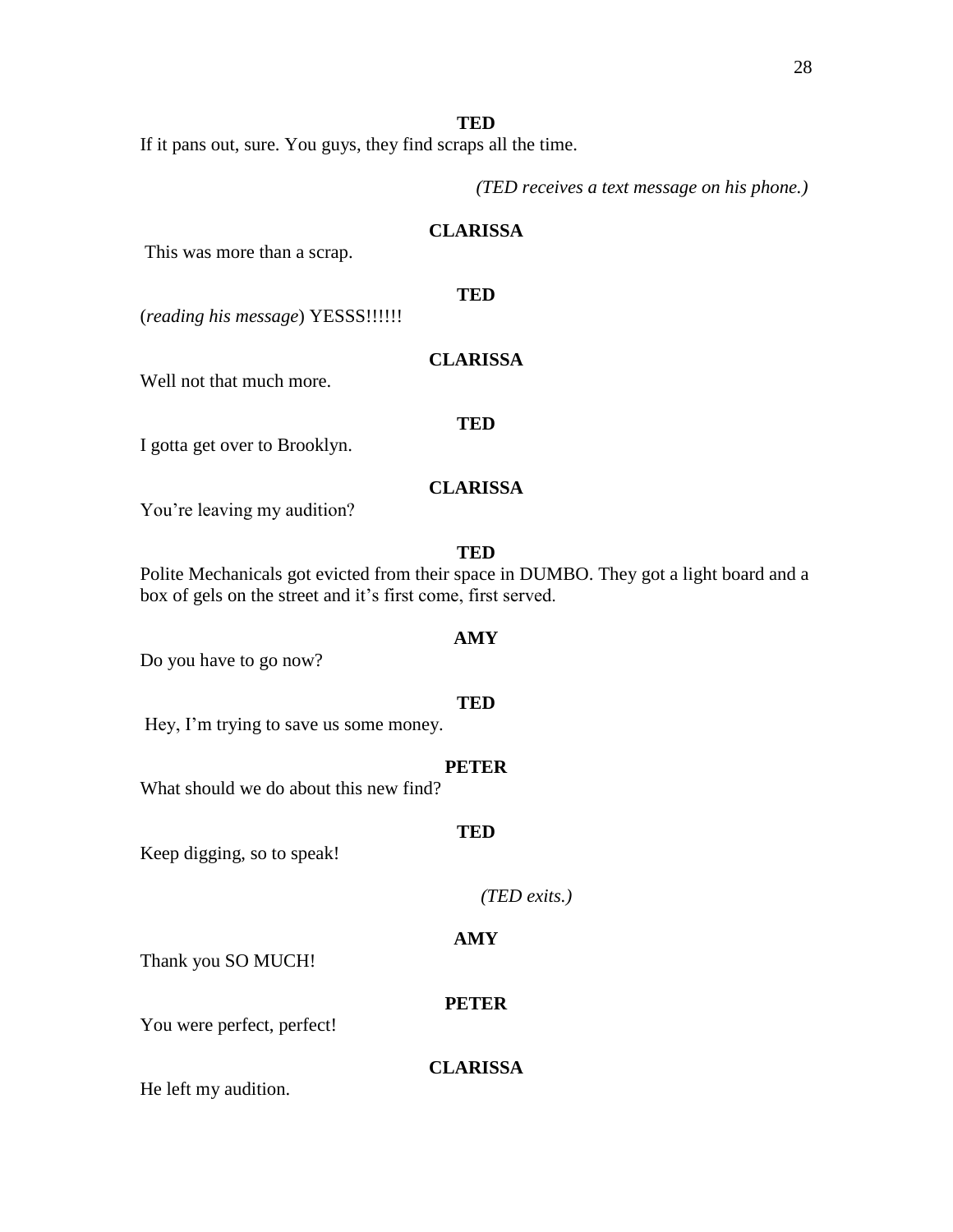**TED**

If it pans out, sure. You guys, they find scraps all the time.

*(TED receives a text message on his phone.)*

**CLARISSA**

This was more than a scrap.

**TED**

(*reading his message*) YESSS!!!!!!

**CLARISSA**

Well not that much more.

**TED**

I gotta get over to Brooklyn.

**CLARISSA**

You're leaving my audition?

**TED**

Polite Mechanicals got evicted from their space in DUMBO. They got a light board and a box of gels on the street and it's first come, first served.

**AMY**

Do you have to go now?

**TED**

Hey, I'm trying to save us some money.

**PETER**

What should we do about this new find?

**TED**

Keep digging, so to speak!

*(TED exits.)*

**AMY**

Thank you SO MUCH!

**PETER**

You were perfect, perfect!

**CLARISSA**

He left my audition.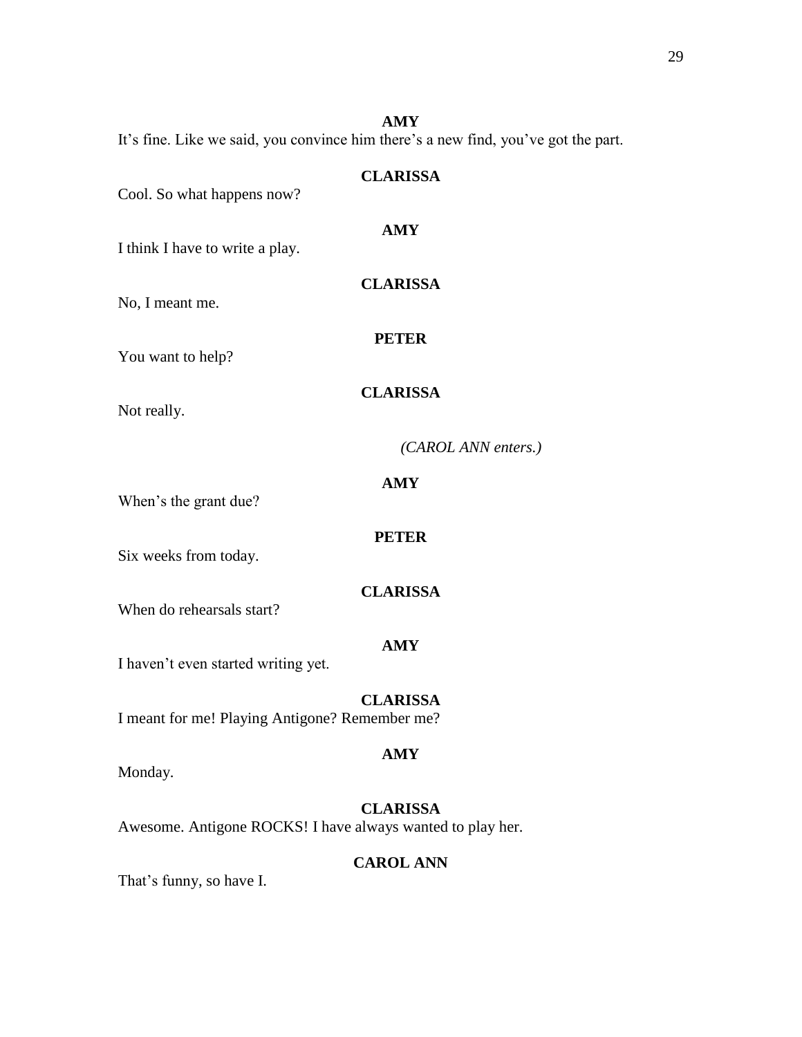**AMY**

It's fine. Like we said, you convince him there's a new find, you've got the part.

**CLARISSA**

Cool. So what happens now?

**AMY**

I think I have to write a play.

**CLARISSA**

No, I meant me.

**PETER**

You want to help?

**CLARISSA**

Not really.

*(CAROL ANN enters.)*

**AMY**

When's the grant due?

**PETER**

Six weeks from today.

**CLARISSA**

When do rehearsals start?

**AMY**

I haven't even started writing yet.

**CLARISSA**

I meant for me! Playing Antigone? Remember me?

**AMY**

Monday.

**CLARISSA**

Awesome. Antigone ROCKS! I have always wanted to play her.

**CAROL ANN**

That's funny, so have I.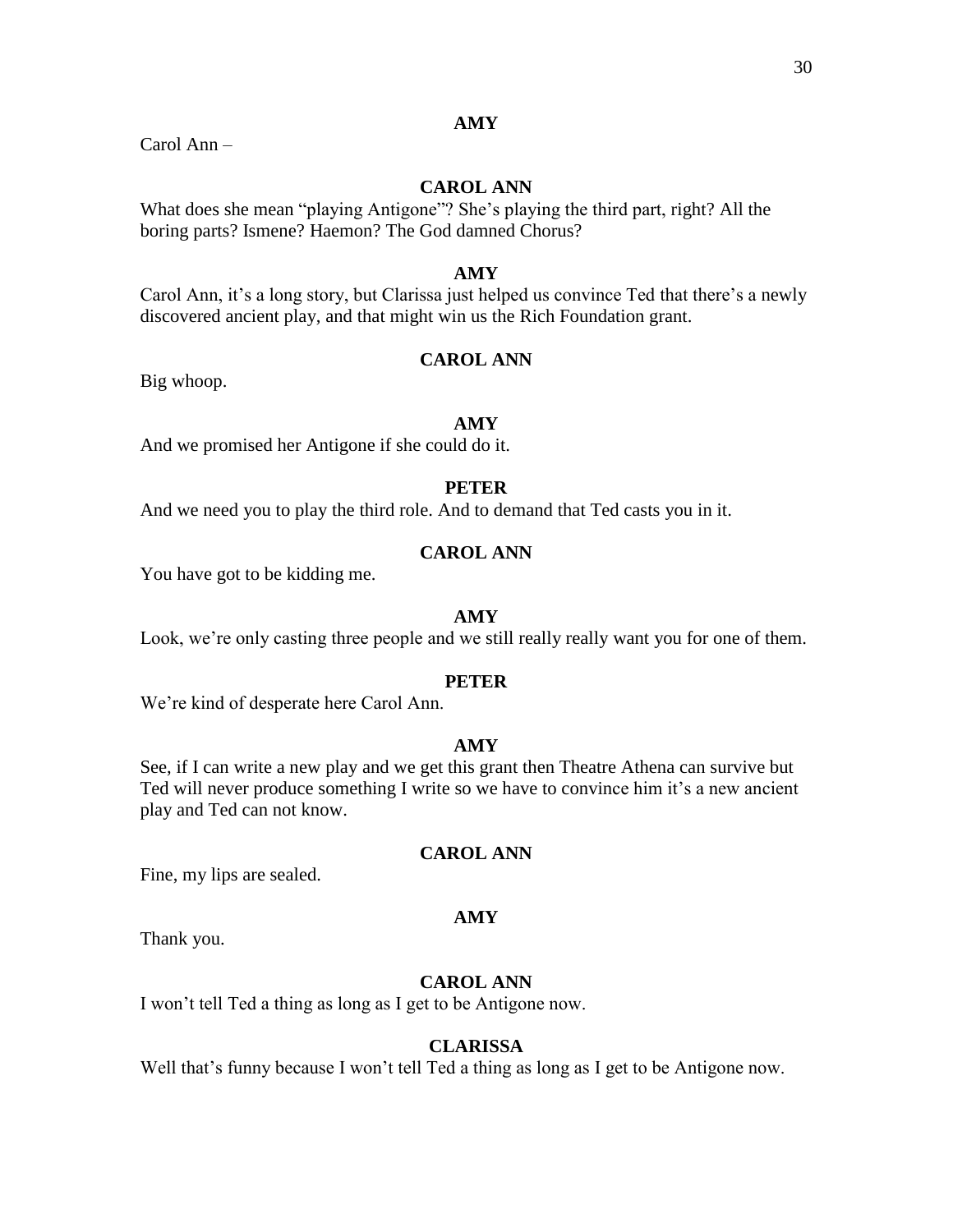**AMY**

Carol Ann –

**CAROL ANN**

What does she mean "playing Antigone"? She's playing the third part, right? All the boring parts? Ismene? Haemon? The God damned Chorus?

**AMY**

Carol Ann, it's a long story, but Clarissa just helped us convince Ted that there's a newly discovered ancient play, and that might win us the Rich Foundation grant.

**CAROL ANN**

Big whoop.

**AMY**

And we promised her Antigone if she could do it.

**PETER**

And we need you to play the third role. And to demand that Ted casts you in it.

**CAROL ANN**

You have got to be kidding me.

**AMY**

Look, we're only casting three people and we still really really want you for one of them.

**PETER**

We're kind of desperate here Carol Ann.

**AMY**

See, if I can write a new play and we get this grant then Theatre Athena can survive but Ted will never produce something I write so we have to convince him it's a new ancient play and Ted can not know.

**CAROL ANN**

Fine, my lips are sealed.

**AMY**

Thank you.

**CAROL ANN**

I won't tell Ted a thing as long as I get to be Antigone now.

**CLARISSA**

Well that's funny because I won't tell Ted a thing as long as I get to be Antigone now.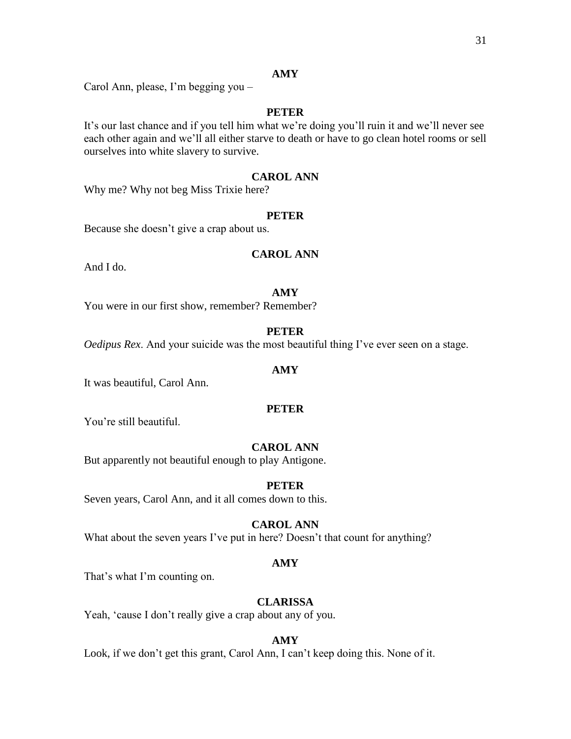**AMY**

Carol Ann, please, I'm begging you –

**PETER**

It's our last chance and if you tell him what we're doing you'll ruin it and we'll never see each other again and we'll all either starve to death or have to go clean hotel rooms or sell ourselves into white slavery to survive.

**CAROL ANN**

Why me? Why not beg Miss Trixie here?

**PETER**

Because she doesn't give a crap about us.

**CAROL ANN**

And I do.

**AMY**

You were in our first show, remember? Remember?

**PETER**

*Oedipus Rex*. And your suicide was the most beautiful thing I've ever seen on a stage.

**AMY**

It was beautiful, Carol Ann.

**PETER**

You're still beautiful.

**CAROL ANN**

But apparently not beautiful enough to play Antigone.

**PETER**

Seven years, Carol Ann, and it all comes down to this.

**CAROL ANN**

What about the seven years I've put in here? Doesn't that count for anything?

**AMY**

That's what I'm counting on.

**CLARISSA**

Yeah, 'cause I don't really give a crap about any of you.

**AMY**

Look, if we don't get this grant, Carol Ann, I can't keep doing this. None of it.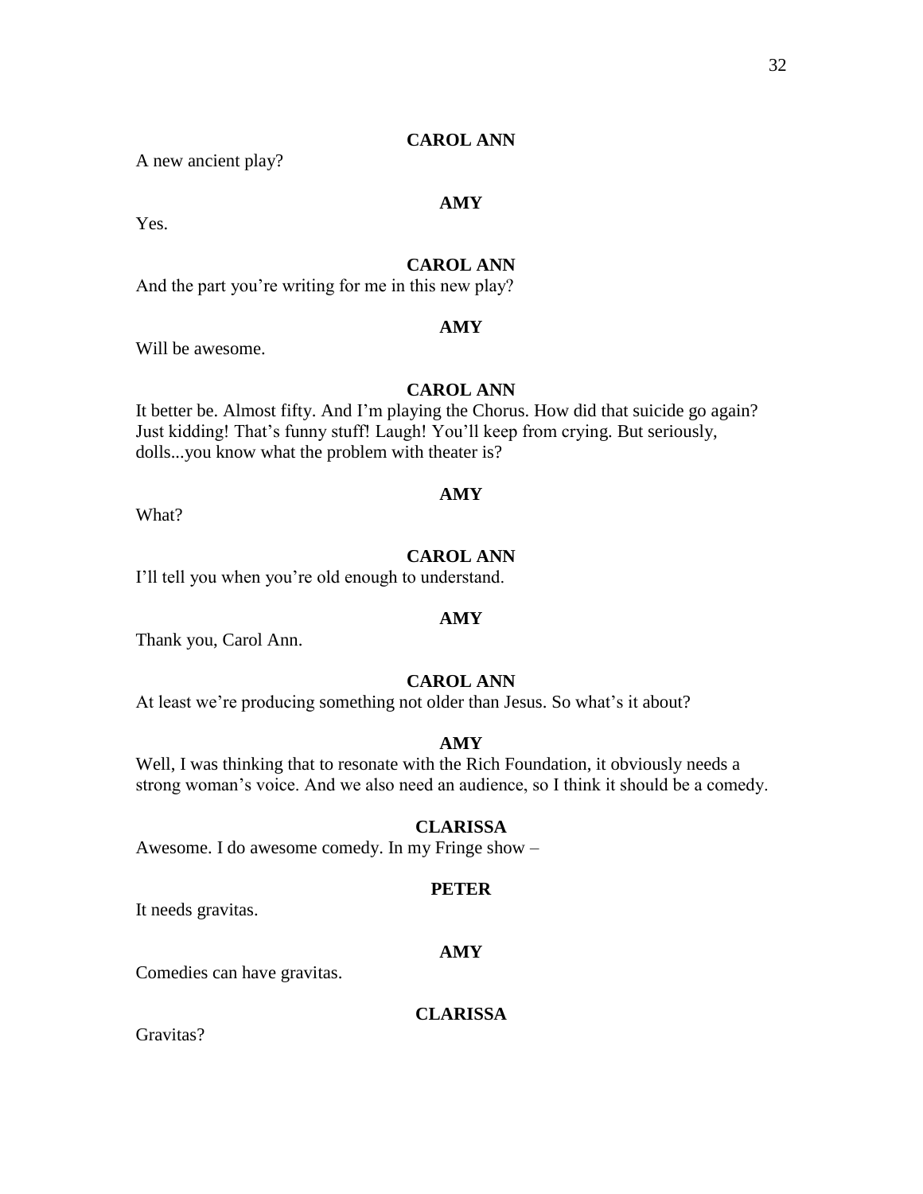**CAROL ANN**

A new ancient play?

**AMY**

Yes.

**CAROL ANN**

And the part you're writing for me in this new play?

**AMY**

Will be awesome.

**CAROL ANN**

It better be. Almost fifty. And I'm playing the Chorus. How did that suicide go again? Just kidding! That's funny stuff! Laugh! You'll keep from crying. But seriously, dolls...you know what the problem with theater is?

**AMY**

What?

**CAROL ANN**

I'll tell you when you're old enough to understand.

**AMY**

Thank you, Carol Ann.

**CAROL ANN**

At least we're producing something not older than Jesus. So what's it about?

**AMY**

Well, I was thinking that to resonate with the Rich Foundation, it obviously needs a strong woman's voice. And we also need an audience, so I think it should be a comedy.

**CLARISSA**

Awesome. I do awesome comedy. In my Fringe show –

**PETER**

It needs gravitas.

**AMY**

Comedies can have gravitas.

**CLARISSA**

Gravitas?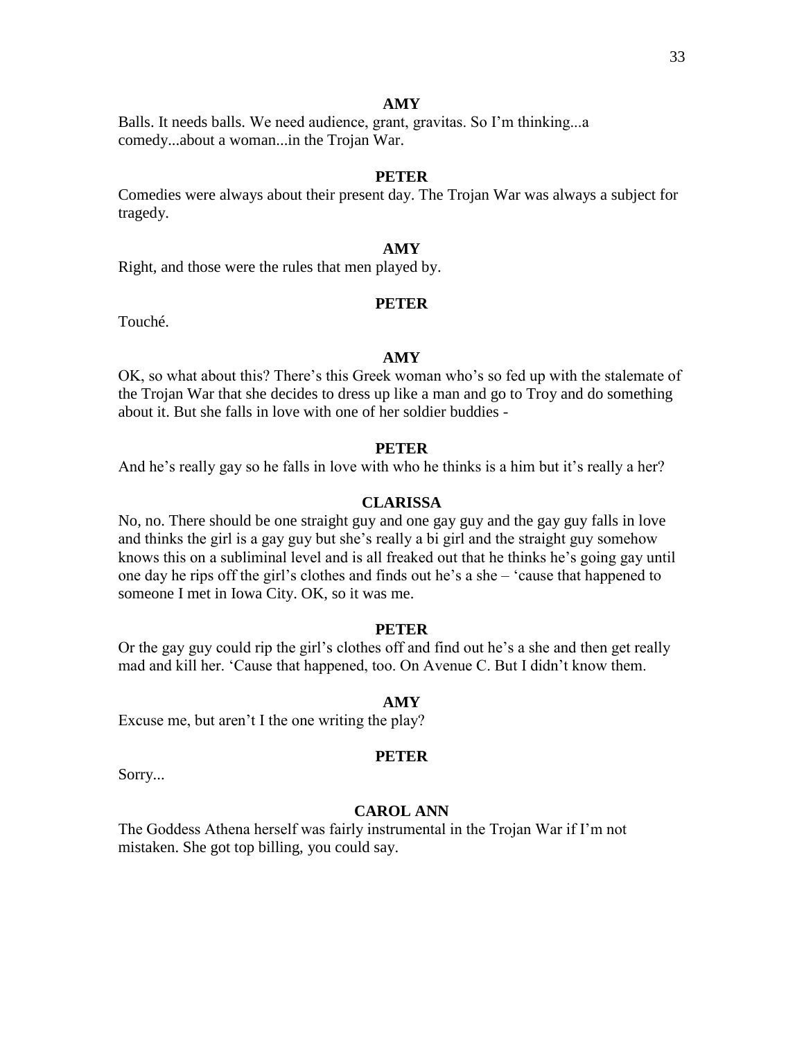**AMY**

Balls. It needs balls. We need audience, grant, gravitas. So I'm thinking...a comedy...about a woman...in the Trojan War.

**PETER**

Comedies were always about their present day. The Trojan War was always a subject for tragedy.

**AMY**

Right, and those were the rules that men played by.

**PETER**

Touché.

**AMY**

OK, so what about this? There's this Greek woman who's so fed up with the stalemate of the Trojan War that she decides to dress up like a man and go to Troy and do something about it. But she falls in love with one of her soldier buddies -

**PETER**

And he's really gay so he falls in love with who he thinks is a him but it's really a her?

**CLARISSA**

No, no. There should be one straight guy and one gay guy and the gay guy falls in love and thinks the girl is a gay guy but she's really a bi girl and the straight guy somehow knows this on a subliminal level and is all freaked out that he thinks he's going gay until one day he rips off the girl's clothes and finds out he's a she – 'cause that happened to someone I met in Iowa City. OK, so it was me.

**PETER**

Or the gay guy could rip the girl's clothes off and find out he's a she and then get really mad and kill her. 'Cause that happened, too. On Avenue C. But I didn't know them.

**AMY**

Excuse me, but aren't I the one writing the play?

**PETER**

Sorry...

**CAROL ANN**

The Goddess Athena herself was fairly instrumental in the Trojan War if I'm not mistaken. She got top billing, you could say.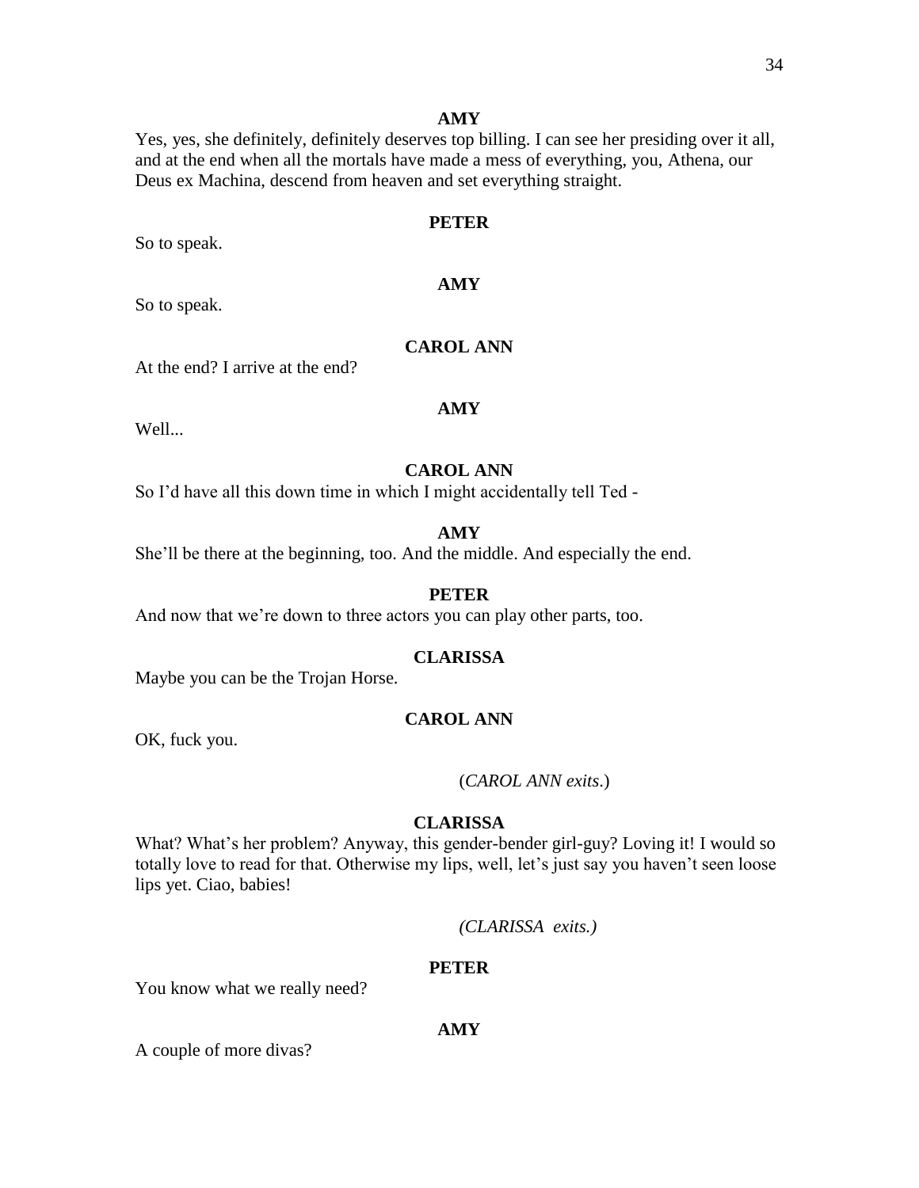**AMY**

Yes, yes, she definitely, definitely deserves top billing. I can see her presiding over it all, and at the end when all the mortals have made a mess of everything, you, Athena, our Deus ex Machina, descend from heaven and set everything straight.

**PETER**

So to speak.

**AMY**

So to speak.

**CAROL ANN**

At the end? I arrive at the end?

**AMY**

Well...

**CAROL ANN**

So I'd have all this down time in which I might accidentally tell Ted -

**AMY**

She'll be there at the beginning, too. And the middle. And especially the end.

**PETER**

And now that we're down to three actors you can play other parts, too.

**CLARISSA**

Maybe you can be the Trojan Horse.

**CAROL ANN**

OK, fuck you.

(*CAROL ANN exits*.)

**CLARISSA**

What? What's her problem? Anyway, this gender-bender girl-guy? Loving it! I would so totally love to read for that. Otherwise my lips, well, let's just say you haven't seen loose lips yet. Ciao, babies!

*(CLARISSA exits.)*

**PETER**

You know what we really need?

**AMY**

A couple of more divas?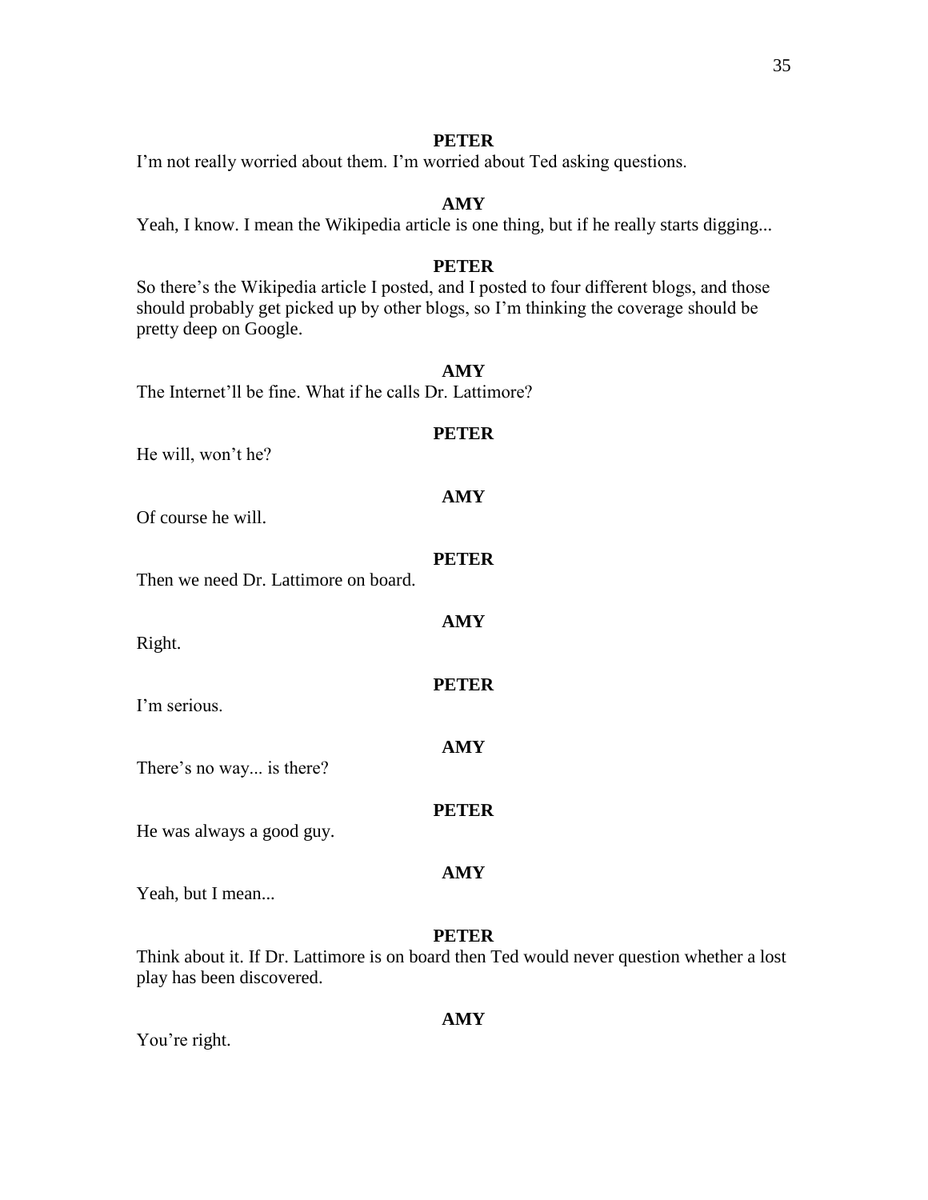**PETER**

I'm not really worried about them. I'm worried about Ted asking questions.

**AMY**

Yeah, I know. I mean the Wikipedia article is one thing, but if he really starts digging...

**PETER**

So there's the Wikipedia article I posted, and I posted to four different blogs, and those should probably get picked up by other blogs, so I'm thinking the coverage should be pretty deep on Google.

**AMY**

The Internet'll be fine. What if he calls Dr. Lattimore?

**PETER**

He will, won't he?

**AMY**

Of course he will.

**PETER**

Then we need Dr. Lattimore on board.

**AMY**

Right.

**PETER**

I'm serious.

**AMY**

There's no way... is there?

**PETER**

He was always a good guy.

**AMY**

Yeah, but I mean...

**PETER**

Think about it. If Dr. Lattimore is on board then Ted would never question whether a lost play has been discovered.

**AMY**

You're right.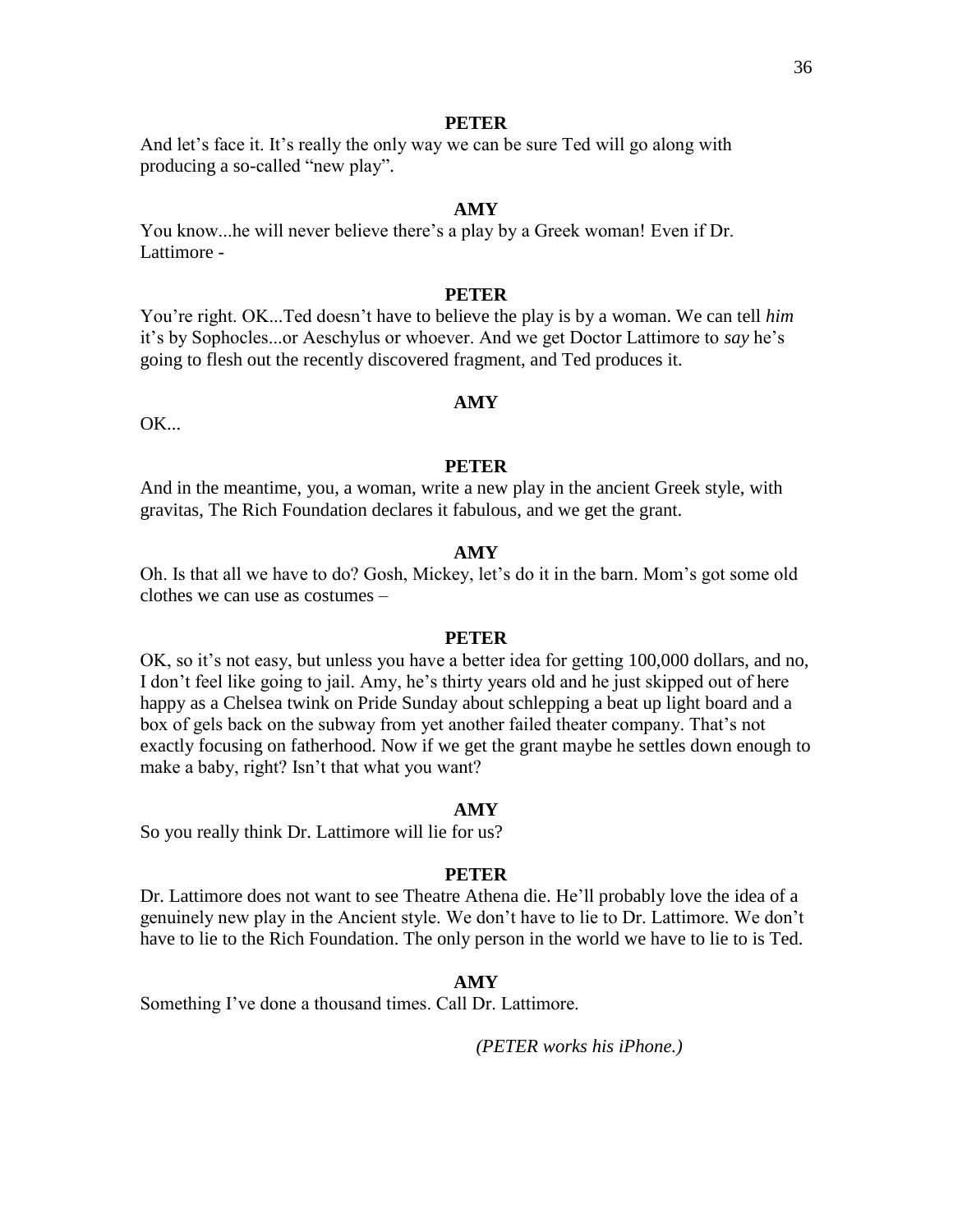**PETER**

And let's face it. It's really the only way we can be sure Ted will go along with producing a so-called "new play".

**AMY**

You know...he will never believe there's a play by a Greek woman! Even if Dr. Lattimore -

**PETER**

You're right. OK...Ted doesn't have to believe the play is by a woman. We can tell *him* it's by Sophocles...or Aeschylus or whoever. And we get Doctor Lattimore to *say* he's going to flesh out the recently discovered fragment, and Ted produces it.

**AMY**

OK...

**PETER**

And in the meantime, you, a woman, write a new play in the ancient Greek style, with gravitas, The Rich Foundation declares it fabulous, and we get the grant.

**AMY**

Oh. Is that all we have to do? Gosh, Mickey, let's do it in the barn. Mom's got some old clothes we can use as costumes –

**PETER**

OK, so it's not easy, but unless you have a better idea for getting 100,000 dollars, and no, I don't feel like going to jail. Amy, he's thirty years old and he just skipped out of here happy as a Chelsea twink on Pride Sunday about schlepping a beat up light board and a box of gels back on the subway from yet another failed theater company. That's not exactly focusing on fatherhood. Now if we get the grant maybe he settles down enough to make a baby, right? Isn't that what you want?

**AMY**

So you really think Dr. Lattimore will lie for us?

**PETER**

Dr. Lattimore does not want to see Theatre Athena die. He'll probably love the idea of a genuinely new play in the Ancient style. We don't have to lie to Dr. Lattimore. We don't have to lie to the Rich Foundation. The only person in the world we have to lie to is Ted.

**AMY**

Something I've done a thousand times. Call Dr. Lattimore.

*(PETER works his iPhone.)*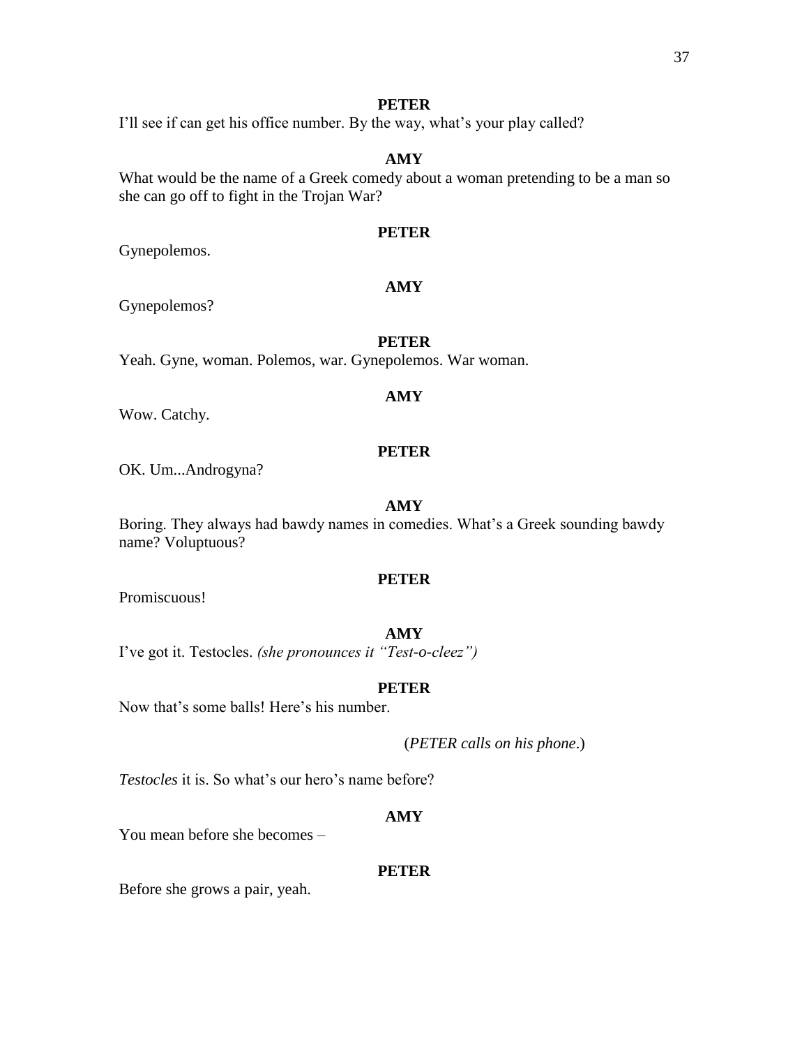**PETER**

I'll see if can get his office number. By the way, what's your play called?

**AMY**

What would be the name of a Greek comedy about a woman pretending to be a man so she can go off to fight in the Trojan War?

**PETER**

Gynepolemos.

**AMY**

Gynepolemos?

**PETER**

Yeah. Gyne, woman. Polemos, war. Gynepolemos. War woman.

**AMY**

Wow. Catchy.

**PETER**

OK. Um...Androgyna?

**AMY**

Boring. They always had bawdy names in comedies. What's a Greek sounding bawdy name? Voluptuous?

**PETER**

Promiscuous!

**AMY**

I've got it. Testocles. *(she pronounces it "Test-o-cleez")*

**PETER**

Now that's some balls! Here's his number.

(*PETER calls on his phone*.)

*Testocles* it is. So what's our hero's name before?

**AMY**

You mean before she becomes –

**PETER**

Before she grows a pair, yeah.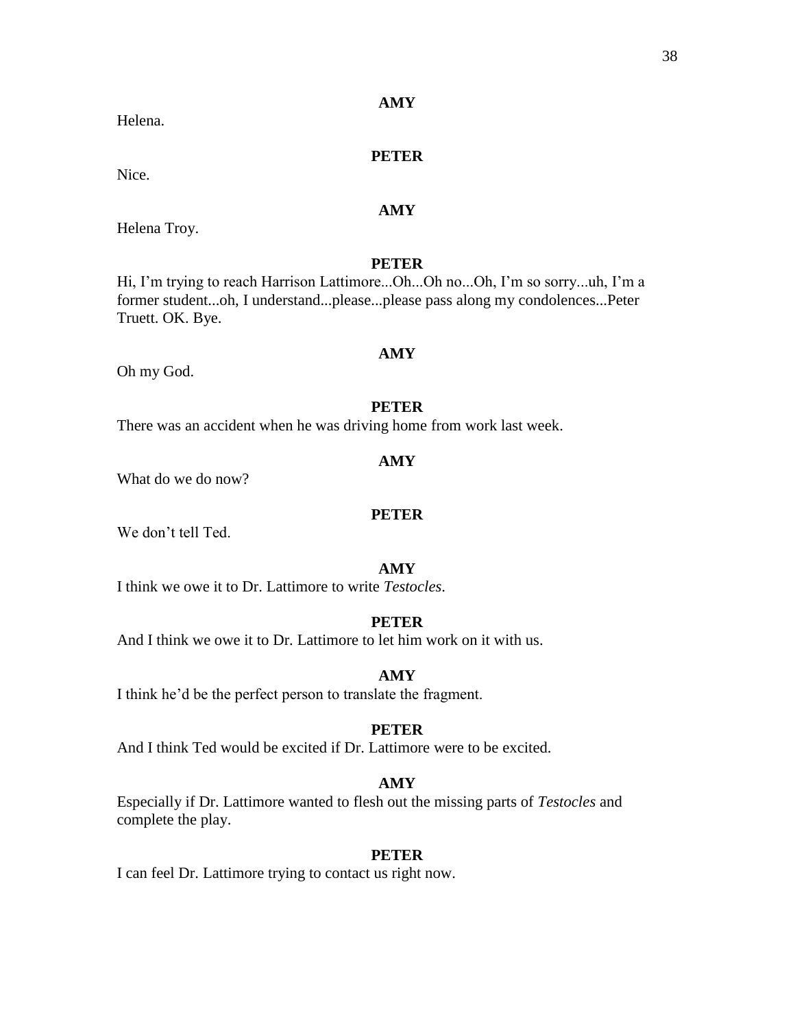**AMY**

Helena.

**PETER**

Nice.

**AMY**

Helena Troy.

**PETER**

Hi, I'm trying to reach Harrison Lattimore...Oh...Oh no...Oh, I'm so sorry...uh, I'm a former student...oh, I understand...please...please pass along my condolences...Peter Truett. OK. Bye.

**AMY**

Oh my God.

**PETER**

There was an accident when he was driving home from work last week.

**AMY**

What do we do now?

**PETER**

We don't tell Ted.

**AMY**

I think we owe it to Dr. Lattimore to write *Testocles*.

**PETER**

And I think we owe it to Dr. Lattimore to let him work on it with us.

**AMY**

I think he'd be the perfect person to translate the fragment.

**PETER**

And I think Ted would be excited if Dr. Lattimore were to be excited.

**AMY**

Especially if Dr. Lattimore wanted to flesh out the missing parts of *Testocles* and complete the play.

**PETER**

I can feel Dr. Lattimore trying to contact us right now.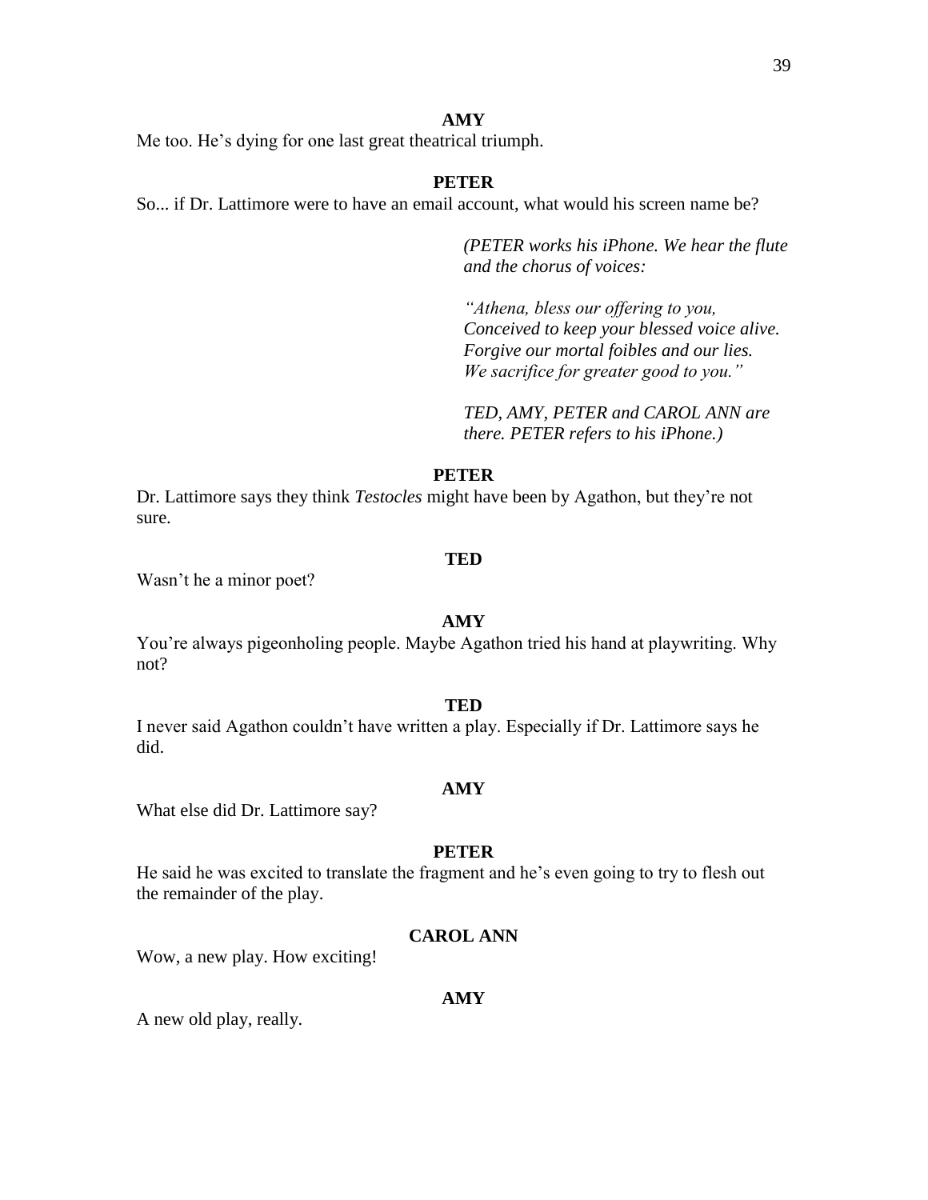**AMY**

Me too. He's dying for one last great theatrical triumph.

**PETER**

So... if Dr. Lattimore were to have an email account, what would his screen name be?

*(PETER works his iPhone. We hear the flute and the chorus of voices:*

*"Athena, bless our offering to you,*
*Conceived to keep your blessed voice alive.*
*Forgive our mortal foibles and our lies.*
*We sacrifice for greater good to you."*

*TED, AMY, PETER and CAROL ANN are there. PETER refers to his iPhone.)*

**PETER**

Dr. Lattimore says they think *Testocles* might have been by Agathon, but they're not sure.

**TED**

Wasn't he a minor poet?

**AMY**

You're always pigeonholing people. Maybe Agathon tried his hand at playwriting. Why not?

**TED**

I never said Agathon couldn't have written a play. Especially if Dr. Lattimore says he did.

**AMY**

What else did Dr. Lattimore say?

**PETER**

He said he was excited to translate the fragment and he's even going to try to flesh out the remainder of the play.

**CAROL ANN**

Wow, a new play. How exciting!

**AMY**

A new old play, really.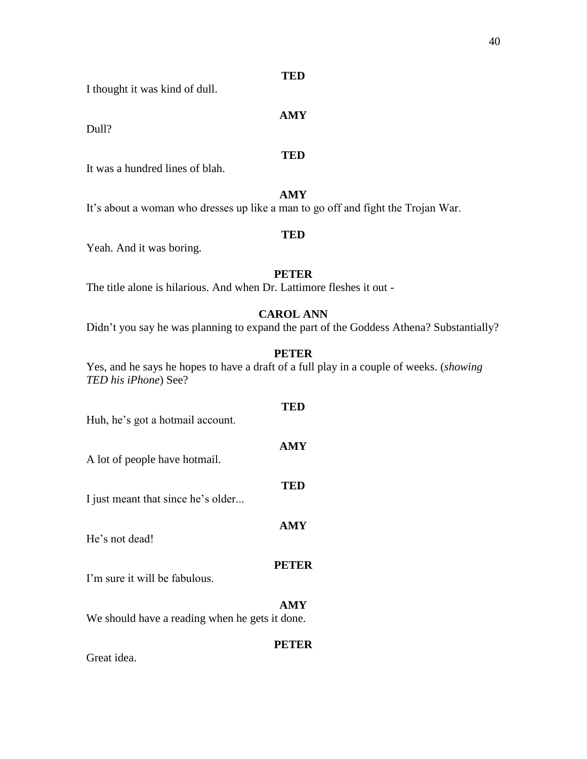**TED**

I thought it was kind of dull.

**AMY**

Dull?

**TED**

It was a hundred lines of blah.

**AMY**

It's about a woman who dresses up like a man to go off and fight the Trojan War.

**TED**

Yeah. And it was boring.

**PETER**

The title alone is hilarious. And when Dr. Lattimore fleshes it out -

**CAROL ANN**

Didn't you say he was planning to expand the part of the Goddess Athena? Substantially?

**PETER**

Yes, and he says he hopes to have a draft of a full play in a couple of weeks. (*showing TED his iPhone*) See?

**TED**

Huh, he's got a hotmail account.

**AMY**

A lot of people have hotmail.

**TED**

I just meant that since he's older...

**AMY**

He's not dead!

**PETER**

I'm sure it will be fabulous.

**AMY**

We should have a reading when he gets it done.

**PETER**

Great idea.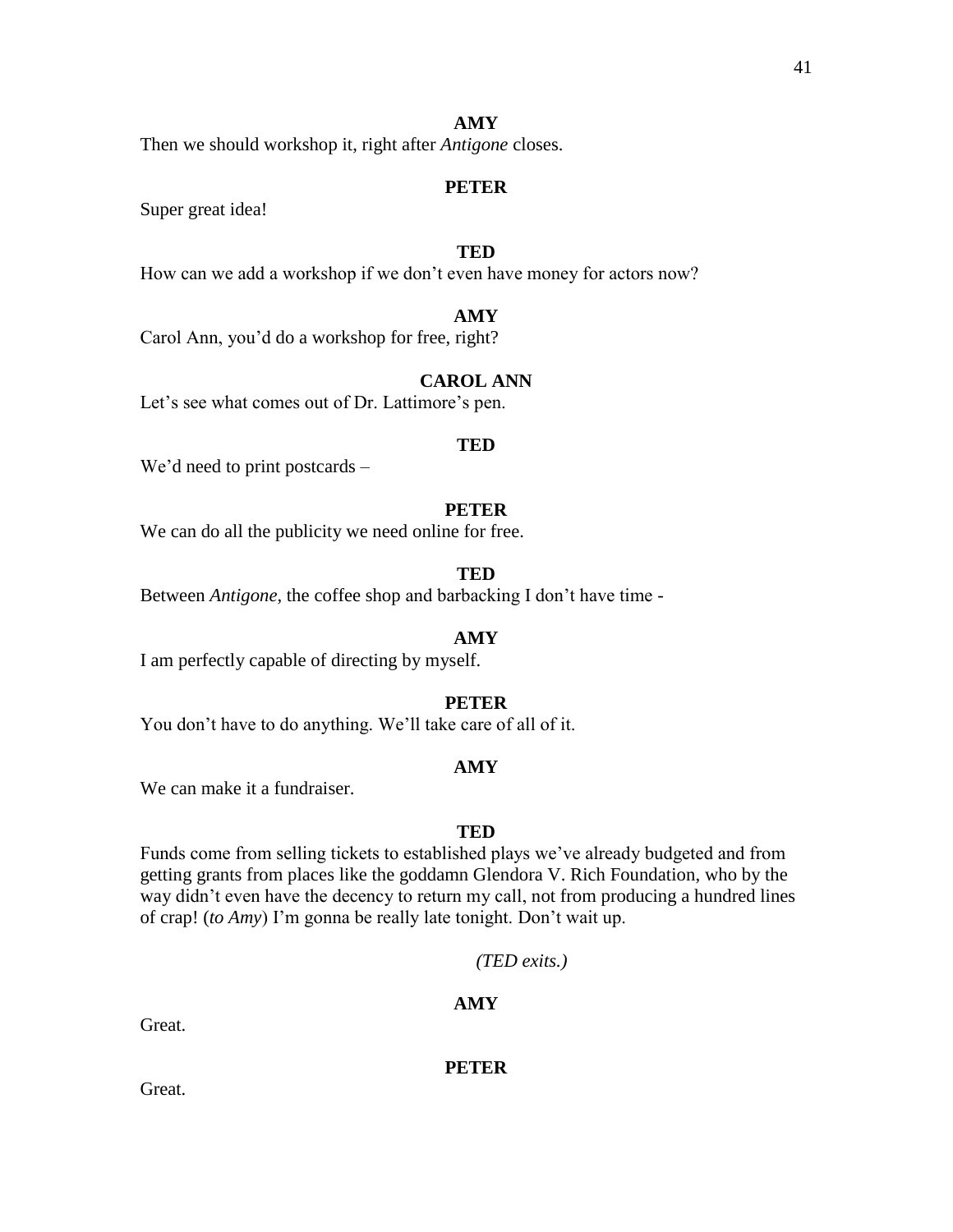**AMY**

Then we should workshop it, right after *Antigone* closes.

**PETER**

Super great idea!

**TED**

How can we add a workshop if we don't even have money for actors now?

**AMY**

Carol Ann, you'd do a workshop for free, right?

**CAROL ANN**

Let's see what comes out of Dr. Lattimore's pen.

**TED**

We'd need to print postcards –

**PETER**

We can do all the publicity we need online for free.

**TED**

Between *Antigone,* the coffee shop and barbacking I don't have time -

**AMY**

I am perfectly capable of directing by myself.

**PETER**

You don't have to do anything. We'll take care of all of it.

**AMY**

We can make it a fundraiser.

**TED**

Funds come from selling tickets to established plays we've already budgeted and from getting grants from places like the goddamn Glendora V. Rich Foundation, who by the way didn't even have the decency to return my call, not from producing a hundred lines of crap! (*to Amy*) I'm gonna be really late tonight. Don't wait up.

*(TED exits.)*

**AMY**

Great.

**PETER**

Great.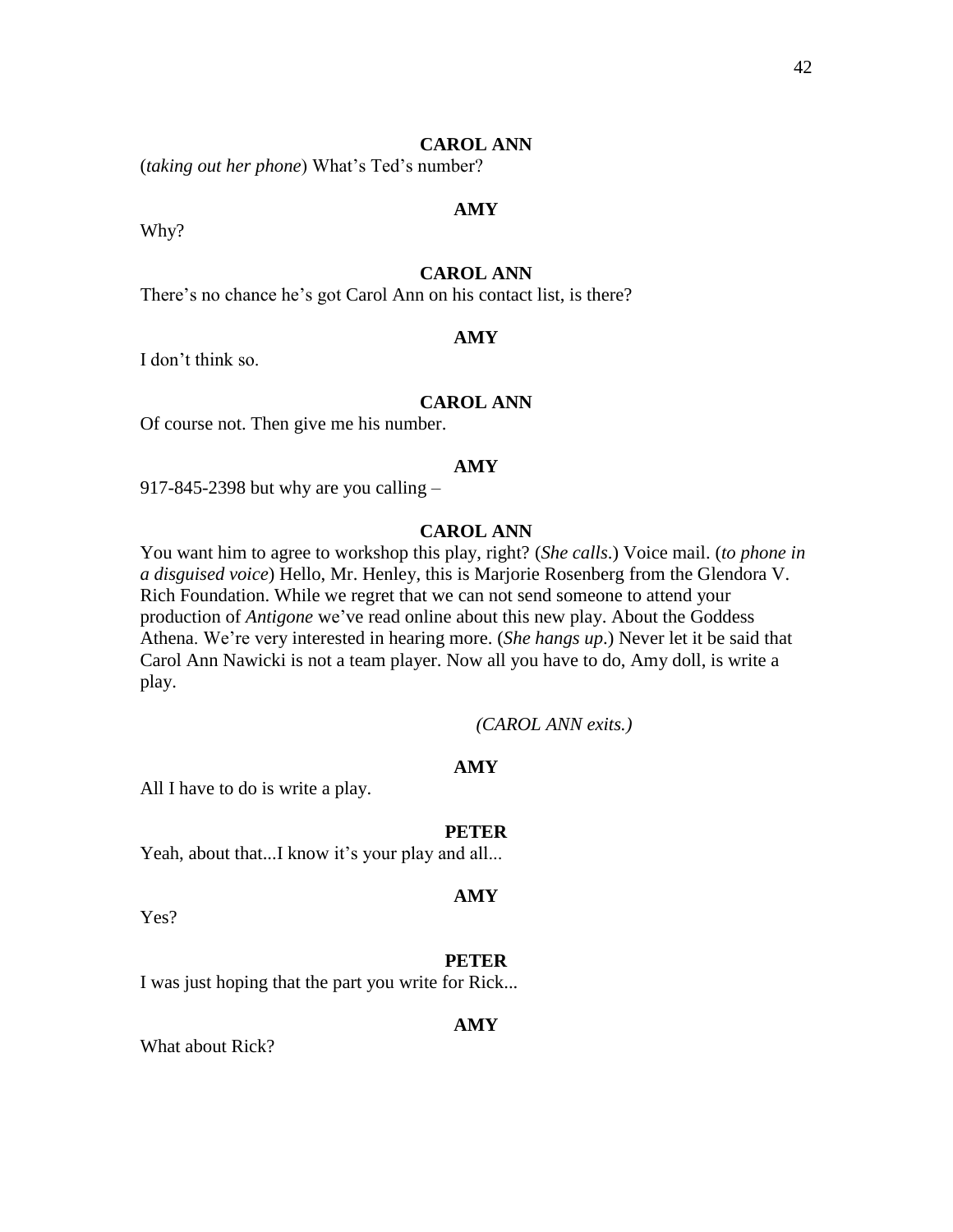**CAROL ANN**

(*taking out her phone*) What's Ted's number?

**AMY**

Why?

**CAROL ANN**

There's no chance he's got Carol Ann on his contact list, is there?

**AMY**

I don't think so.

**CAROL ANN**

Of course not. Then give me his number.

**AMY**

917-845-2398 but why are you calling –

**CAROL ANN**

You want him to agree to workshop this play, right? (*She calls*.) Voice mail. (*to phone in a disguised voice*) Hello, Mr. Henley, this is Marjorie Rosenberg from the Glendora V. Rich Foundation. While we regret that we can not send someone to attend your production of *Antigone* we've read online about this new play. About the Goddess Athena. We're very interested in hearing more. (*She hangs up*.) Never let it be said that Carol Ann Nawicki is not a team player. Now all you have to do, Amy doll, is write a play.

*(CAROL ANN exits.)*

**AMY**

All I have to do is write a play.

**PETER**

Yeah, about that...I know it's your play and all...

**AMY**

Yes?

**PETER**

I was just hoping that the part you write for Rick...

**AMY**

What about Rick?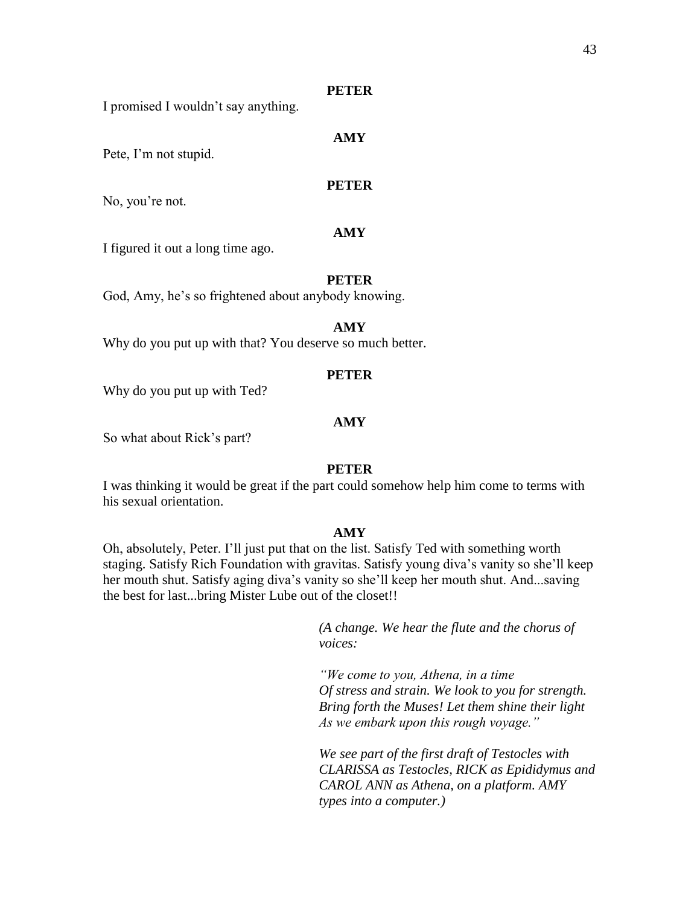**PETER**

I promised I wouldn't say anything.

**AMY**

Pete, I'm not stupid.

**PETER**

No, you're not.

**AMY**

I figured it out a long time ago.

**PETER**

God, Amy, he's so frightened about anybody knowing.

**AMY**

Why do you put up with that? You deserve so much better.

**PETER**

Why do you put up with Ted?

**AMY**

So what about Rick's part?

**PETER**

I was thinking it would be great if the part could somehow help him come to terms with his sexual orientation.

**AMY**

Oh, absolutely, Peter. I'll just put that on the list. Satisfy Ted with something worth staging. Satisfy Rich Foundation with gravitas. Satisfy young diva's vanity so she'll keep her mouth shut. Satisfy aging diva's vanity so she'll keep her mouth shut. And...saving the best for last...bring Mister Lube out of the closet!!

*(A change. We hear the flute and the chorus of voices:*

*"We come to you, Athena, in a time*
*Of stress and strain. We look to you for strength.*
*Bring forth the Muses! Let them shine their light*
*As we embark upon this rough voyage."*

*We see part of the first draft of Testocles with CLARISSA as Testocles, RICK as Epididymus and CAROL ANN as Athena, on a platform. AMY types into a computer.)*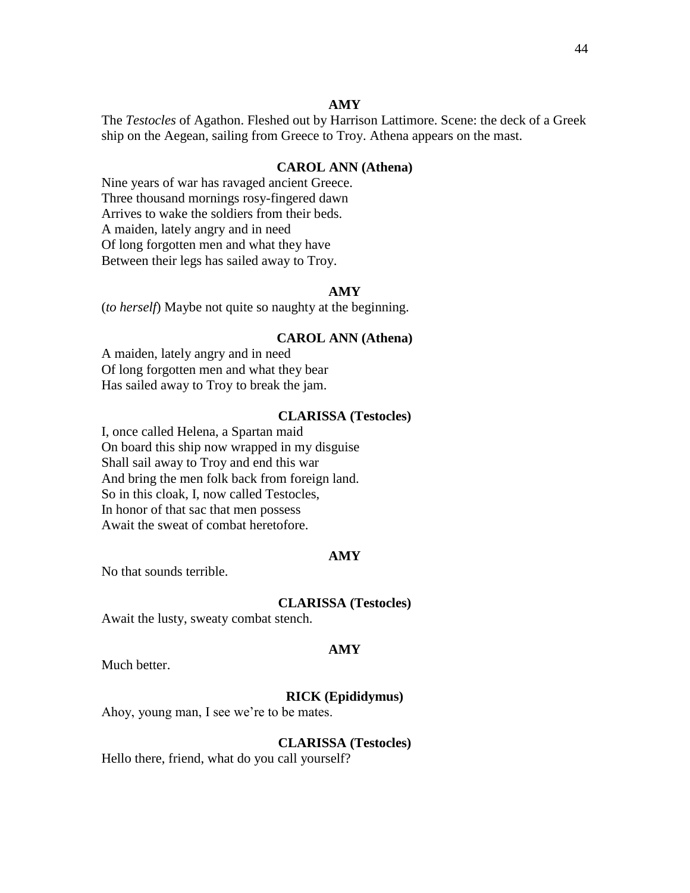**AMY**

The *Testocles* of Agathon. Fleshed out by Harrison Lattimore. Scene: the deck of a Greek ship on the Aegean, sailing from Greece to Troy. Athena appears on the mast.

**CAROL ANN (Athena)**

Nine years of war has ravaged ancient Greece.
Three thousand mornings rosy-fingered dawn
Arrives to wake the soldiers from their beds.
A maiden, lately angry and in need
Of long forgotten men and what they have
Between their legs has sailed away to Troy.

**AMY**

(*to herself*) Maybe not quite so naughty at the beginning.

**CAROL ANN (Athena)**

A maiden, lately angry and in need
Of long forgotten men and what they bear
Has sailed away to Troy to break the jam.

**CLARISSA (Testocles)**

I, once called Helena, a Spartan maid
On board this ship now wrapped in my disguise
Shall sail away to Troy and end this war
And bring the men folk back from foreign land.
So in this cloak, I, now called Testocles,
In honor of that sac that men possess
Await the sweat of combat heretofore.

**AMY**

No that sounds terrible.

**CLARISSA (Testocles)**

Await the lusty, sweaty combat stench.

**AMY**

Much better.

**RICK (Epididymus)**

Ahoy, young man, I see we're to be mates.

**CLARISSA (Testocles)**

Hello there, friend, what do you call yourself?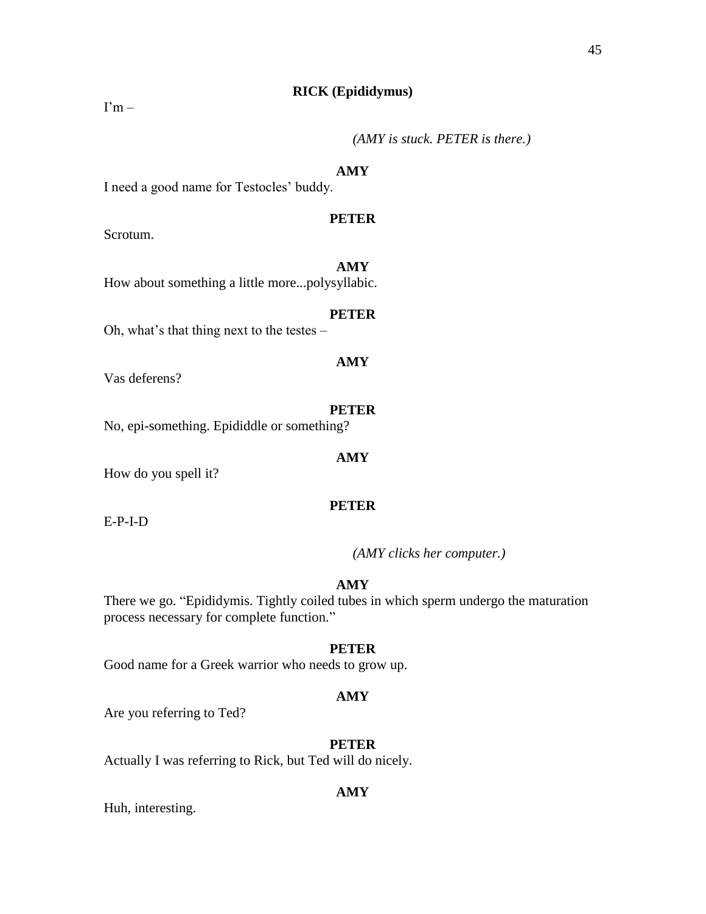**RICK (Epididymus)**

I'm –

*(AMY is stuck. PETER is there.)*

**AMY**

I need a good name for Testocles' buddy.

**PETER**

Scrotum.

**AMY**

How about something a little more...polysyllabic.

**PETER**

Oh, what's that thing next to the testes –

**AMY**

Vas deferens?

**PETER**

No, epi-something. Epididdle or something?

**AMY**

How do you spell it?

**PETER**

E-P-I-D

*(AMY clicks her computer.)*

**AMY**

There we go. "Epididymis. Tightly coiled tubes in which sperm undergo the maturation process necessary for complete function."

**PETER**

Good name for a Greek warrior who needs to grow up.

**AMY**

Are you referring to Ted?

**PETER**

Actually I was referring to Rick, but Ted will do nicely.

**AMY**

Huh, interesting.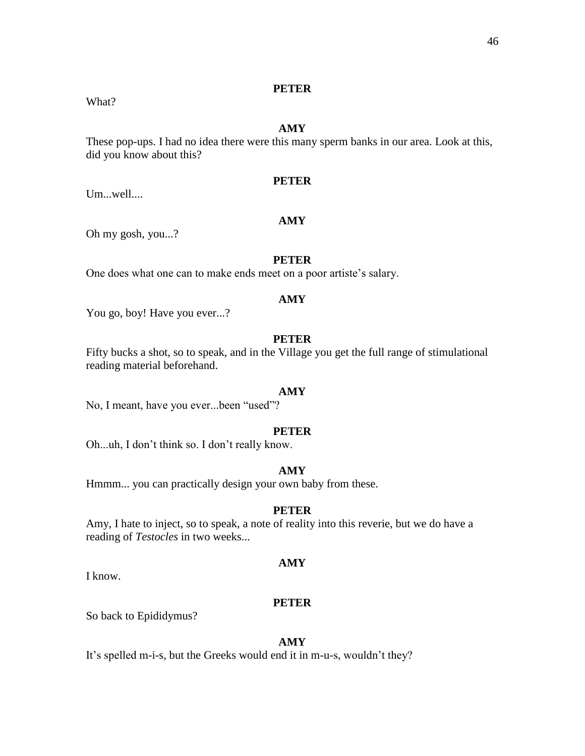**PETER**

What?

**AMY**

These pop-ups. I had no idea there were this many sperm banks in our area. Look at this, did you know about this?

**PETER**

Um...well....

**AMY**

Oh my gosh, you...?

**PETER**

One does what one can to make ends meet on a poor artiste's salary.

**AMY**

You go, boy! Have you ever...?

**PETER**

Fifty bucks a shot, so to speak, and in the Village you get the full range of stimulational reading material beforehand.

**AMY**

No, I meant, have you ever...been "used"?

**PETER**

Oh...uh, I don't think so. I don't really know.

**AMY**

Hmmm... you can practically design your own baby from these.

**PETER**

Amy, I hate to inject, so to speak, a note of reality into this reverie, but we do have a reading of *Testocles* in two weeks...

**AMY**

I know.

**PETER**

So back to Epididymus?

**AMY**

It's spelled m-i-s, but the Greeks would end it in m-u-s, wouldn't they?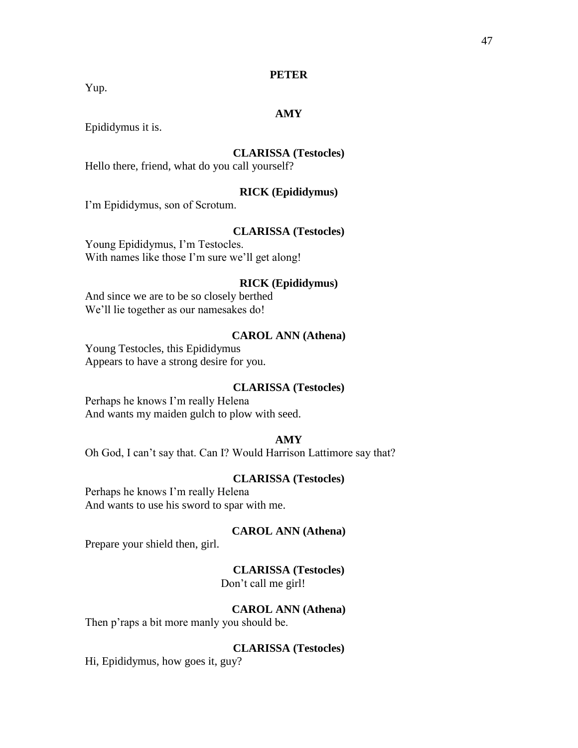**PETER**

Yup.

**AMY**

Epididymus it is.

**CLARISSA (Testocles)**

Hello there, friend, what do you call yourself?

**RICK (Epididymus)**

I'm Epididymus, son of Scrotum.

**CLARISSA (Testocles)**

Young Epididymus, I'm Testocles.
With names like those I'm sure we'll get along!

**RICK (Epididymus)**

And since we are to be so closely berthed
We'll lie together as our namesakes do!

**CAROL ANN (Athena)**

Young Testocles, this Epididymus
Appears to have a strong desire for you.

**CLARISSA (Testocles)**

Perhaps he knows I'm really Helena
And wants my maiden gulch to plow with seed.

**AMY**

Oh God, I can't say that. Can I? Would Harrison Lattimore say that?

**CLARISSA (Testocles)**

Perhaps he knows I'm really Helena
And wants to use his sword to spar with me.

**CAROL ANN (Athena)**

Prepare your shield then, girl.

**CLARISSA (Testocles)**

Don't call me girl!

**CAROL ANN (Athena)**

Then p'raps a bit more manly you should be.

**CLARISSA (Testocles)**

Hi, Epididymus, how goes it, guy?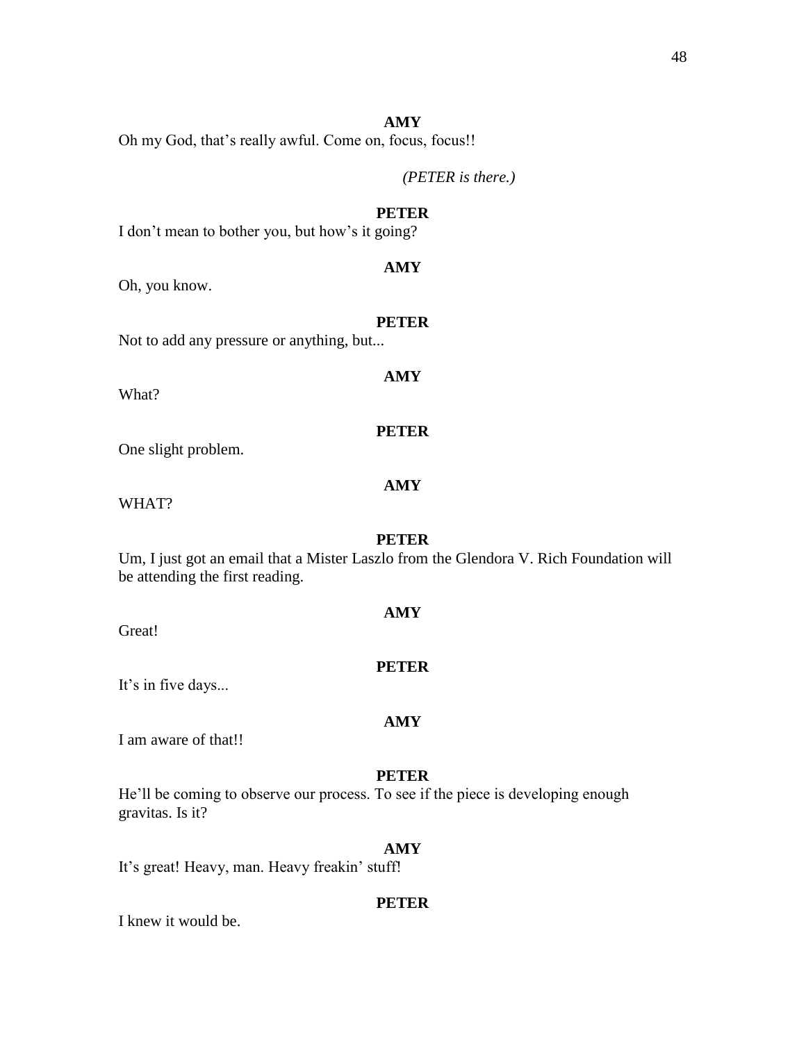**AMY**

Oh my God, that's really awful. Come on, focus, focus!!

*(PETER is there.)*

**PETER**

I don't mean to bother you, but how's it going?

**AMY**

Oh, you know.

**PETER**

Not to add any pressure or anything, but...

**AMY**

What?

**PETER**

One slight problem.

**AMY**

WHAT?

**PETER**

Um, I just got an email that a Mister Laszlo from the Glendora V. Rich Foundation will be attending the first reading.

**AMY**

Great!

**PETER**

It's in five days...

**AMY**

I am aware of that!!

**PETER**

He'll be coming to observe our process. To see if the piece is developing enough gravitas. Is it?

**AMY**

It's great! Heavy, man. Heavy freakin' stuff!

**PETER**

I knew it would be.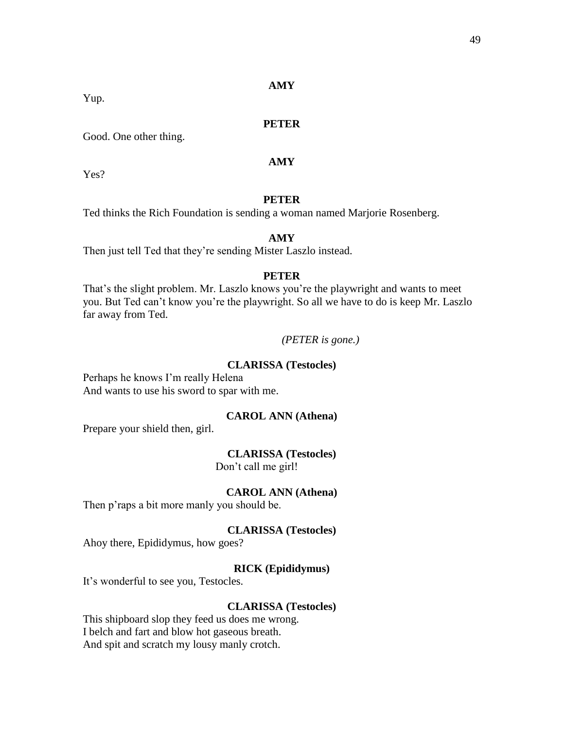**AMY**

Yup.

**PETER**

Good. One other thing.

**AMY**

Yes?

**PETER**

Ted thinks the Rich Foundation is sending a woman named Marjorie Rosenberg.

**AMY**

Then just tell Ted that they're sending Mister Laszlo instead.

**PETER**

That's the slight problem. Mr. Laszlo knows you're the playwright and wants to meet you. But Ted can't know you're the playwright. So all we have to do is keep Mr. Laszlo far away from Ted.

*(PETER is gone.)*

**CLARISSA (Testocles)**

Perhaps he knows I'm really Helena
And wants to use his sword to spar with me.

**CAROL ANN (Athena)**

Prepare your shield then, girl.

**CLARISSA (Testocles)**

Don't call me girl!

**CAROL ANN (Athena)**

Then p'raps a bit more manly you should be.

**CLARISSA (Testocles)**

Ahoy there, Epididymus, how goes?

**RICK (Epididymus)**

It's wonderful to see you, Testocles.

**CLARISSA (Testocles)**

This shipboard slop they feed us does me wrong.
I belch and fart and blow hot gaseous breath.
And spit and scratch my lousy manly crotch.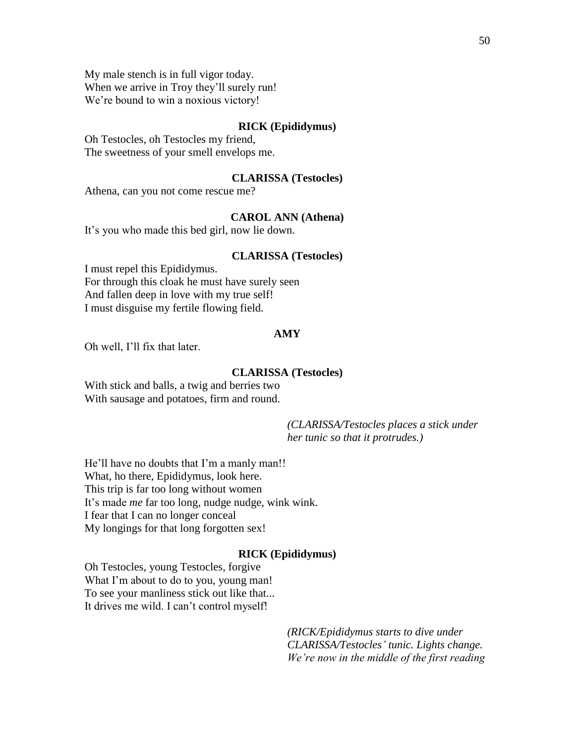My male stench is in full vigor today.
When we arrive in Troy they'll surely run!
We're bound to win a noxious victory!

**RICK (Epididymus)**

Oh Testocles, oh Testocles my friend,
The sweetness of your smell envelops me.

**CLARISSA (Testocles)**

Athena, can you not come rescue me?

**CAROL ANN (Athena)**

It's you who made this bed girl, now lie down.

**CLARISSA (Testocles)**

I must repel this Epididymus.
For through this cloak he must have surely seen
And fallen deep in love with my true self!
I must disguise my fertile flowing field.

**AMY**

Oh well, I'll fix that later.

**CLARISSA (Testocles)**

With stick and balls, a twig and berries two
With sausage and potatoes, firm and round.

*(CLARISSA/Testocles places a stick under her tunic so that it protrudes.)*

He'll have no doubts that I'm a manly man!!
What, ho there, Epididymus, look here.
This trip is far too long without women
It's made *me* far too long, nudge nudge, wink wink.
I fear that I can no longer conceal
My longings for that long forgotten sex!

**RICK (Epididymus)**

Oh Testocles, young Testocles, forgive
What I'm about to do to you, young man!
To see your manliness stick out like that...
It drives me wild. I can't control myself!

*(RICK/Epididymus starts to dive under CLARISSA/Testocles' tunic. Lights change. We're now in the middle of the first reading*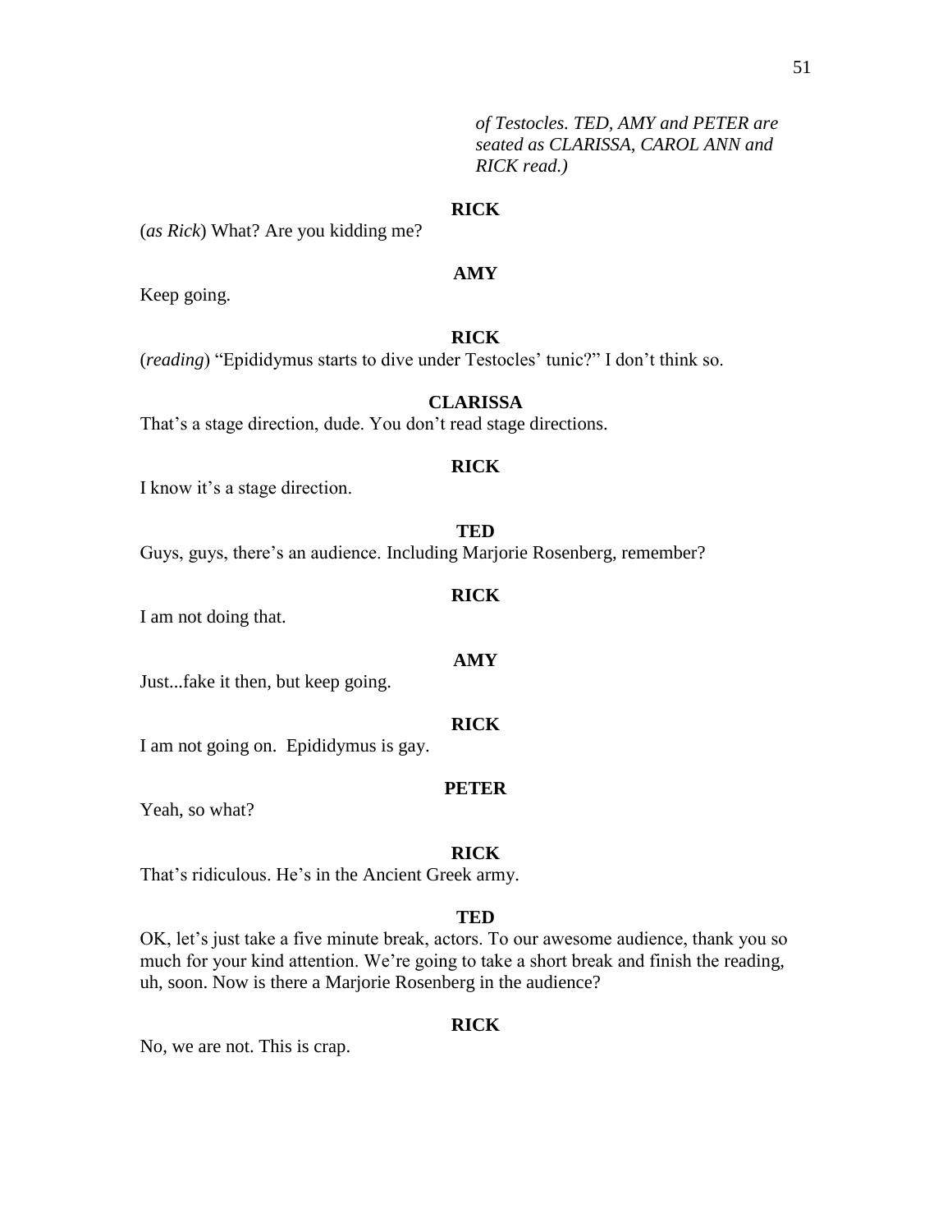*of Testocles. TED, AMY and PETER are seated as CLARISSA, CAROL ANN and RICK read.)*

**RICK**

(*as Rick*) What? Are you kidding me?

**AMY**

Keep going.

**RICK**

(*reading*) "Epididymus starts to dive under Testocles' tunic?" I don't think so.

**CLARISSA**

That's a stage direction, dude. You don't read stage directions.

**RICK**

I know it's a stage direction.

**TED**

Guys, guys, there's an audience. Including Marjorie Rosenberg, remember?

**RICK**

I am not doing that.

**AMY**

Just...fake it then, but keep going.

**RICK**

I am not going on. Epididymus is gay.

**PETER**

Yeah, so what?

**RICK**

That's ridiculous. He's in the Ancient Greek army.

**TED**

OK, let's just take a five minute break, actors. To our awesome audience, thank you so much for your kind attention. We're going to take a short break and finish the reading, uh, soon. Now is there a Marjorie Rosenberg in the audience?

**RICK**

No, we are not. This is crap.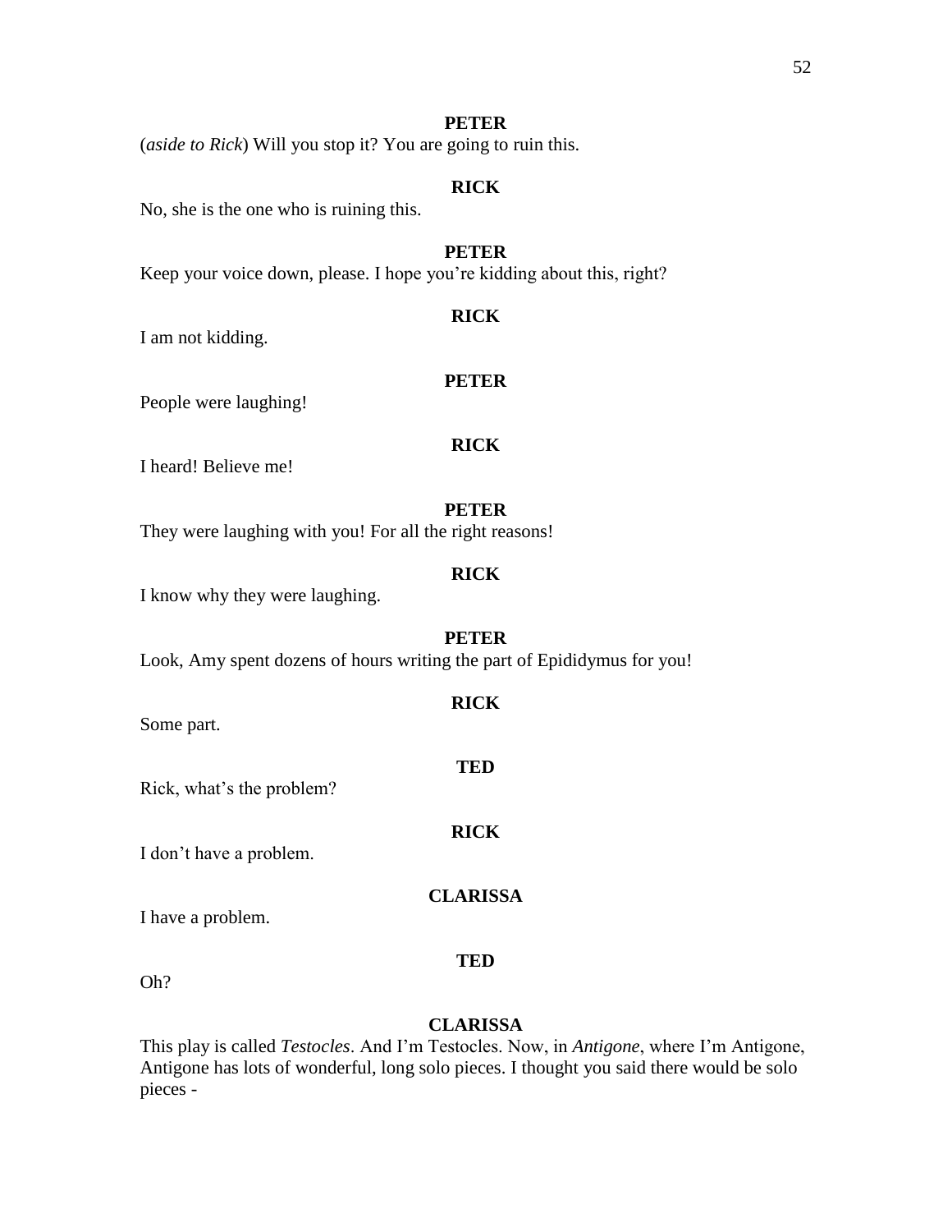**PETER**

(*aside to Rick*) Will you stop it? You are going to ruin this.

**RICK**

No, she is the one who is ruining this.

**PETER**

Keep your voice down, please. I hope you're kidding about this, right?

**RICK**

I am not kidding.

**PETER**

People were laughing!

**RICK**

I heard! Believe me!

**PETER**

They were laughing with you! For all the right reasons!

**RICK**

I know why they were laughing.

**PETER**

Look, Amy spent dozens of hours writing the part of Epididymus for you!

**RICK**

Some part.

**TED**

Rick, what's the problem?

**RICK**

I don't have a problem.

**CLARISSA**

I have a problem.

**TED**

Oh?

**CLARISSA**

This play is called *Testocles*. And I'm Testocles. Now, in *Antigone*, where I'm Antigone, Antigone has lots of wonderful, long solo pieces. I thought you said there would be solo pieces -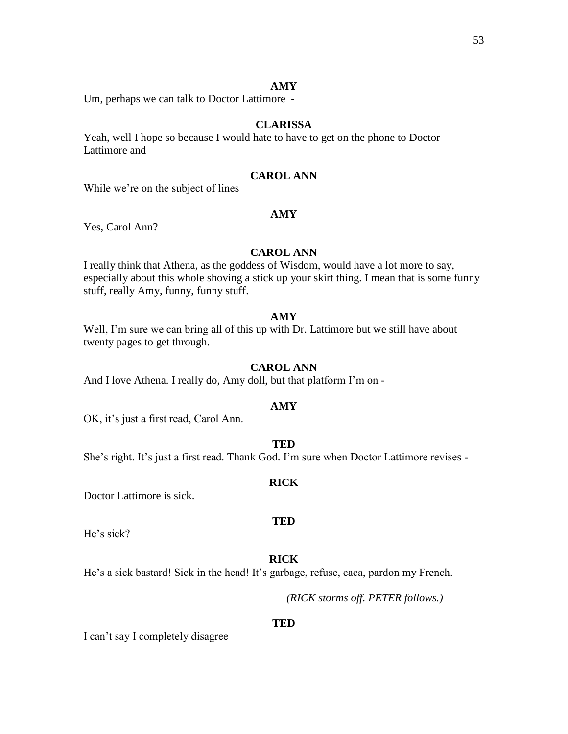**AMY**

Um, perhaps we can talk to Doctor Lattimore -

**CLARISSA**

Yeah, well I hope so because I would hate to have to get on the phone to Doctor Lattimore and –

**CAROL ANN**

While we're on the subject of lines –

**AMY**

Yes, Carol Ann?

**CAROL ANN**

I really think that Athena, as the goddess of Wisdom, would have a lot more to say, especially about this whole shoving a stick up your skirt thing. I mean that is some funny stuff, really Amy, funny, funny stuff.

**AMY**

Well, I'm sure we can bring all of this up with Dr. Lattimore but we still have about twenty pages to get through.

**CAROL ANN**

And I love Athena. I really do, Amy doll, but that platform I'm on -

**AMY**

OK, it's just a first read, Carol Ann.

**TED**

She's right. It's just a first read. Thank God. I'm sure when Doctor Lattimore revises -

**RICK**

Doctor Lattimore is sick.

**TED**

He's sick?

**RICK**

He's a sick bastard! Sick in the head! It's garbage, refuse, caca, pardon my French.

*(RICK storms off. PETER follows.)*

**TED**

I can't say I completely disagree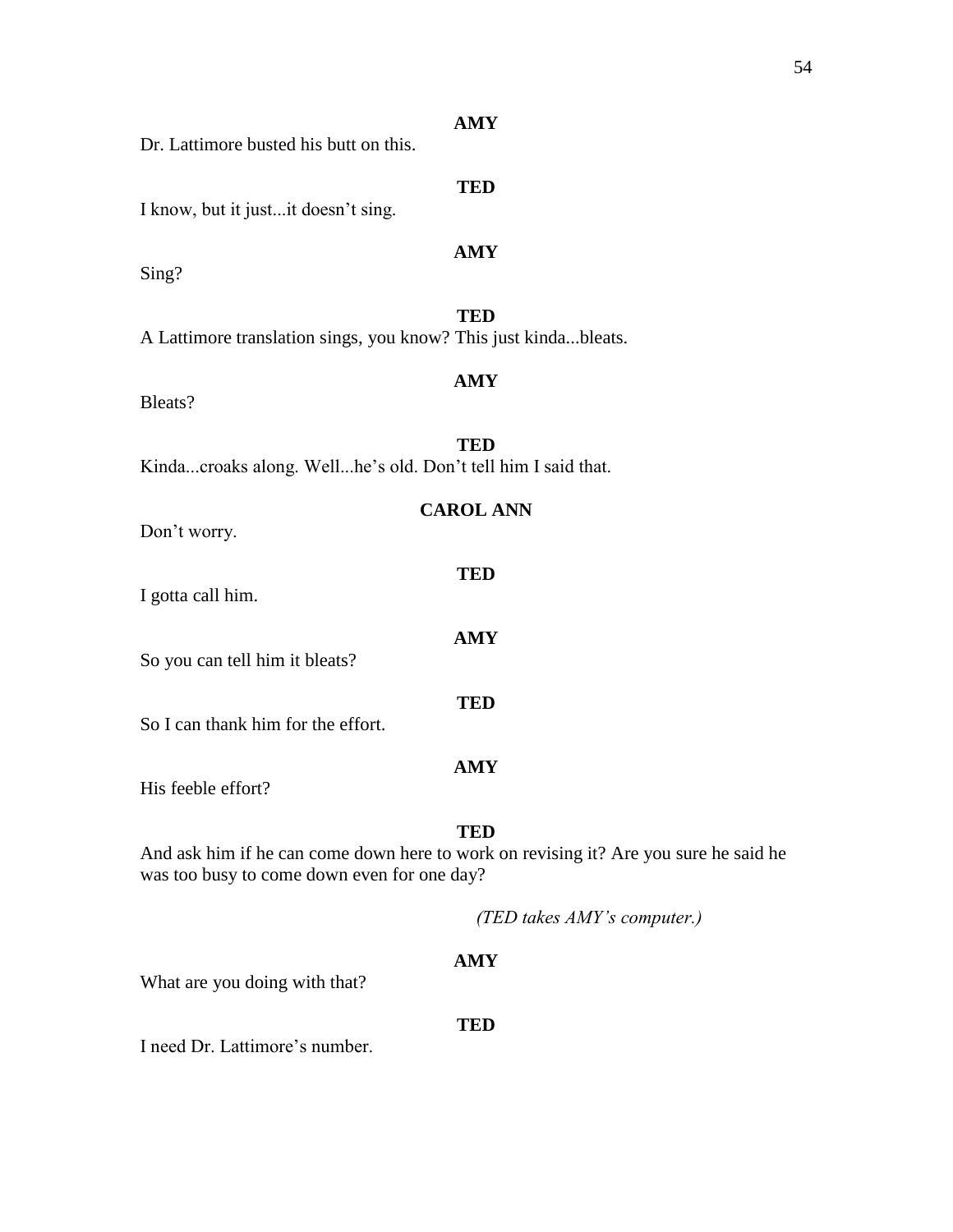**AMY**

Dr. Lattimore busted his butt on this.

**TED**

I know, but it just...it doesn't sing.

**AMY**

Sing?

**TED**

A Lattimore translation sings, you know? This just kinda...bleats.

**AMY**

Bleats?

**TED**

Kinda...croaks along. Well...he's old. Don't tell him I said that.

**CAROL ANN**

Don't worry.

**TED**

I gotta call him.

**AMY**

So you can tell him it bleats?

**TED**

So I can thank him for the effort.

**AMY**

His feeble effort?

**TED**

And ask him if he can come down here to work on revising it? Are you sure he said he was too busy to come down even for one day?

*(TED takes AMY's computer.)*

**AMY**

What are you doing with that?

**TED**

I need Dr. Lattimore's number.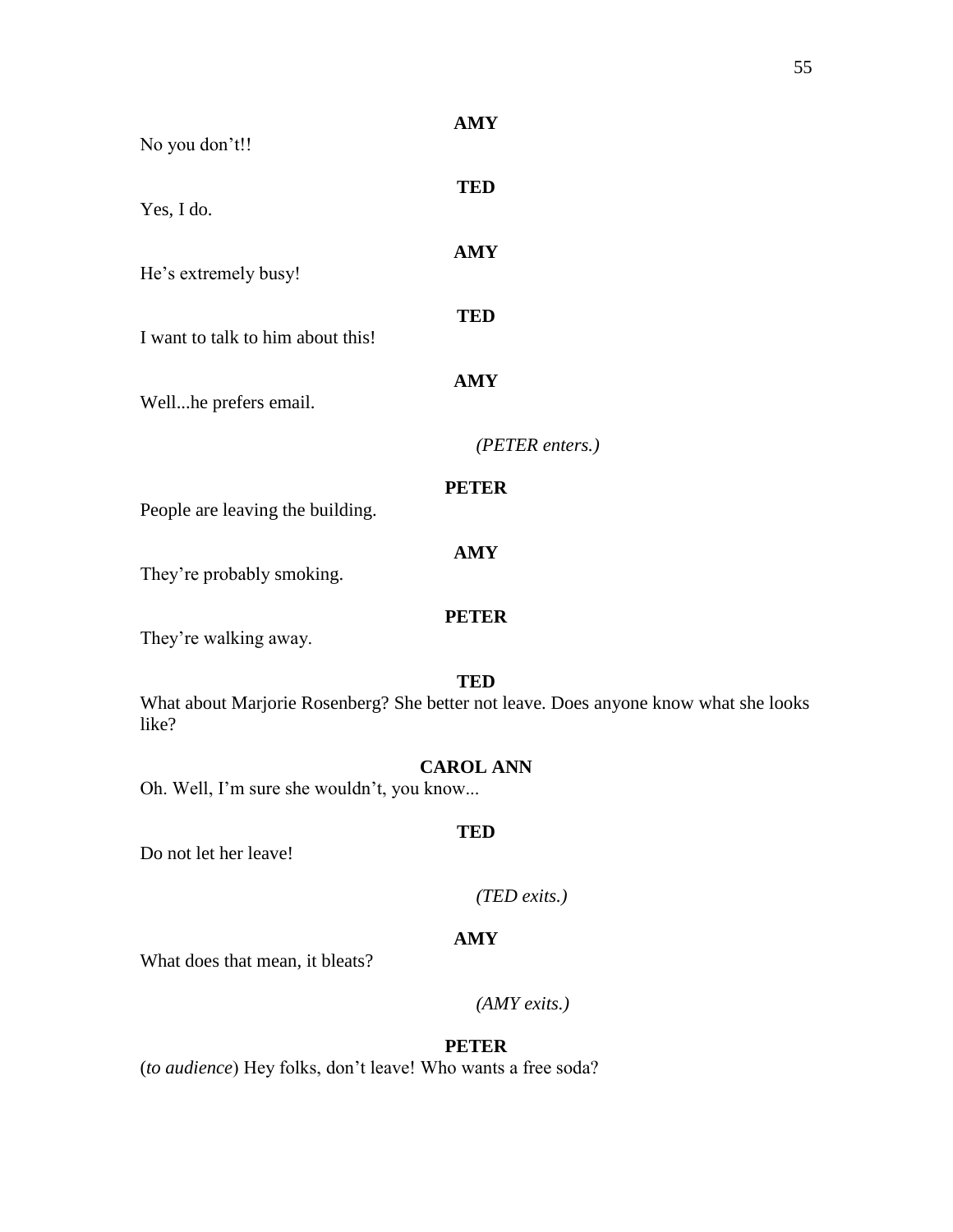**AMY**

No you don't!!

**TED**

Yes, I do.

**AMY**

He's extremely busy!

**TED**

I want to talk to him about this!

**AMY**

Well...he prefers email.

*(PETER enters.)*

**PETER**

People are leaving the building.

**AMY**

They're probably smoking.

**PETER**

They're walking away.

**TED**

What about Marjorie Rosenberg? She better not leave. Does anyone know what she looks like?

**CAROL ANN**

Oh. Well, I'm sure she wouldn't, you know...

**TED**

Do not let her leave!

*(TED exits.)*

**AMY**

What does that mean, it bleats?

*(AMY exits.)*

**PETER**

(*to audience*) Hey folks, don't leave! Who wants a free soda?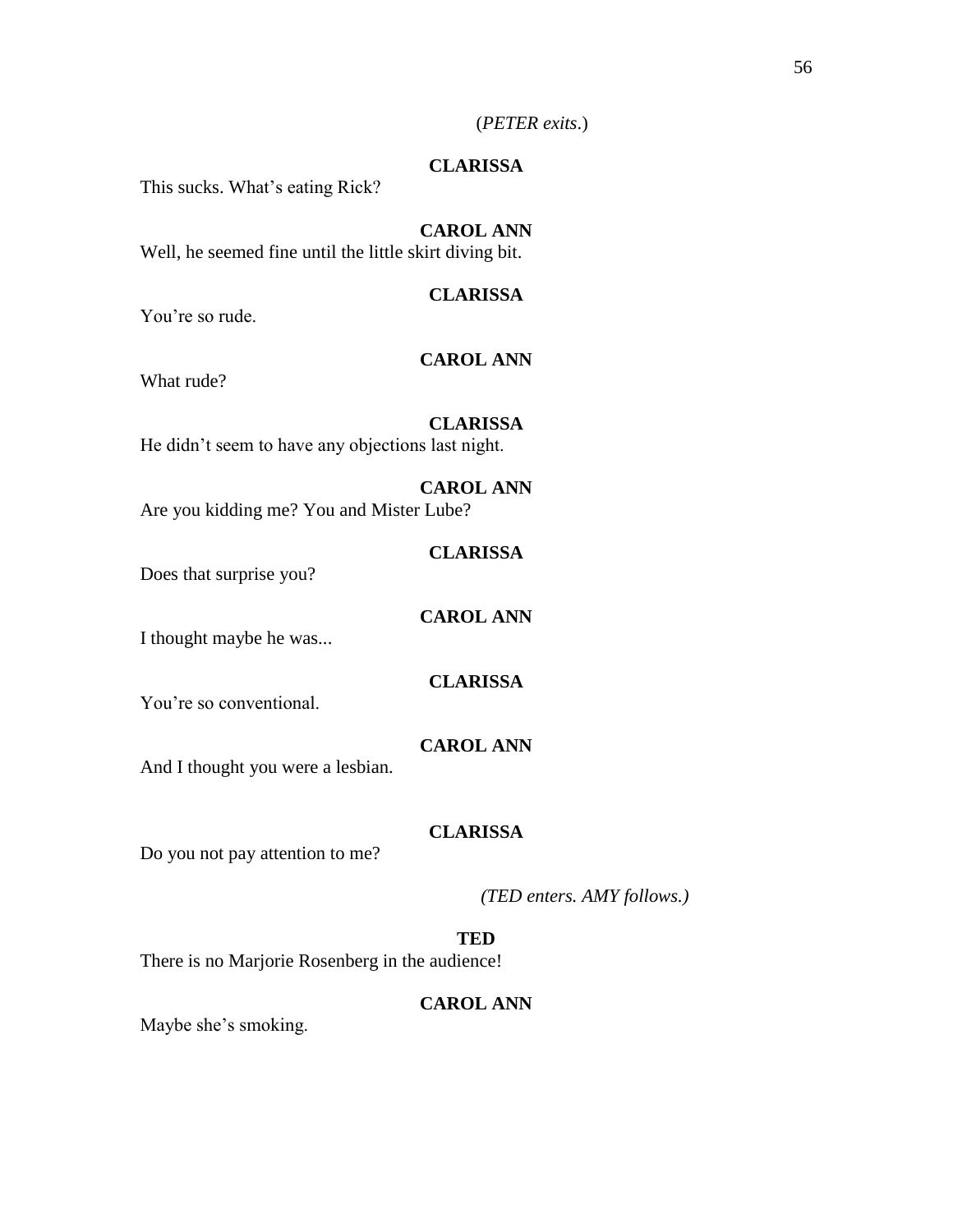(*PETER exits*.)

**CLARISSA**

This sucks. What's eating Rick?

**CAROL ANN**

Well, he seemed fine until the little skirt diving bit.

**CLARISSA**

You're so rude.

**CAROL ANN**

What rude?

**CLARISSA**

He didn't seem to have any objections last night.

**CAROL ANN**

Are you kidding me? You and Mister Lube?

**CLARISSA**

Does that surprise you?

**CAROL ANN**

I thought maybe he was...

**CLARISSA**

You're so conventional.

**CAROL ANN**

And I thought you were a lesbian.

**CLARISSA**

Do you not pay attention to me?

*(TED enters. AMY follows.)*

**TED**

There is no Marjorie Rosenberg in the audience!

**CAROL ANN**

Maybe she's smoking.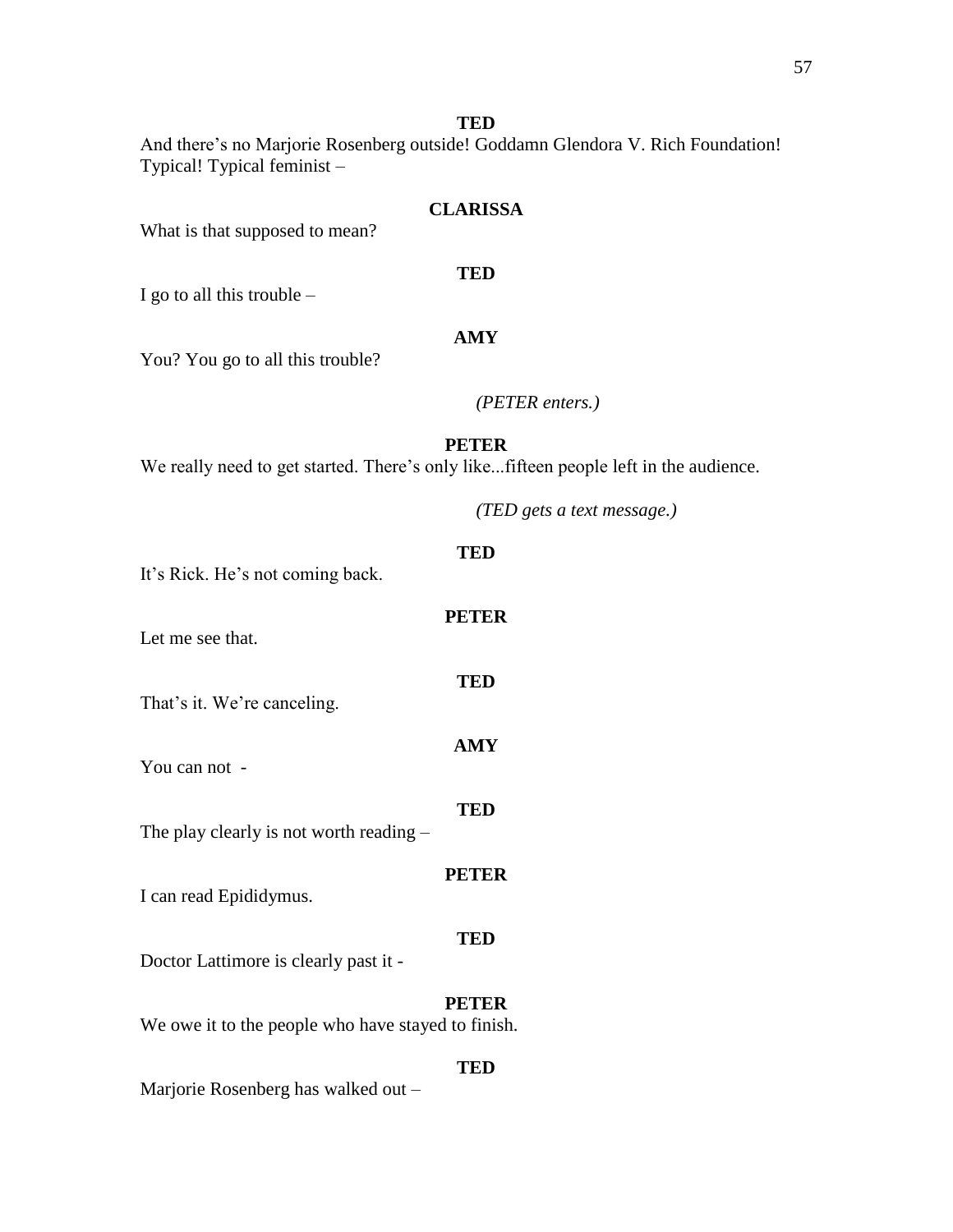**TED**

And there's no Marjorie Rosenberg outside! Goddamn Glendora V. Rich Foundation! Typical! Typical feminist –

**CLARISSA**

What is that supposed to mean?

**TED**

I go to all this trouble –

**AMY**

You? You go to all this trouble?

*(PETER enters.)*

**PETER**

We really need to get started. There's only like...fifteen people left in the audience.

*(TED gets a text message.)*

**TED**

It's Rick. He's not coming back.

**PETER**

Let me see that.

**TED**

That's it. We're canceling.

**AMY**

You can not -

**TED**

The play clearly is not worth reading –

**PETER**

I can read Epididymus.

**TED**

Doctor Lattimore is clearly past it -

**PETER**

We owe it to the people who have stayed to finish.

**TED**

Marjorie Rosenberg has walked out –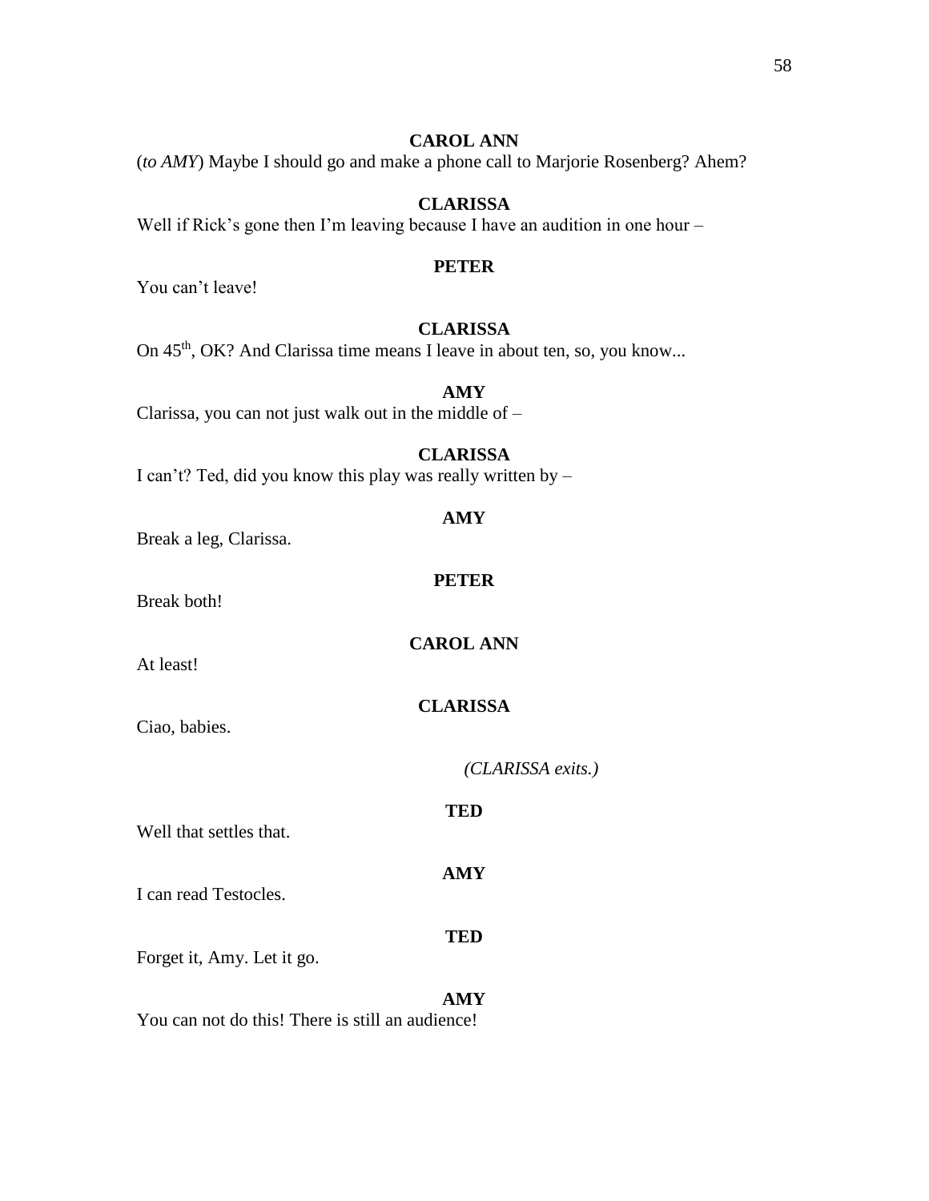**CAROL ANN**

(*to AMY*) Maybe I should go and make a phone call to Marjorie Rosenberg? Ahem?

**CLARISSA**

Well if Rick's gone then I'm leaving because I have an audition in one hour –

**PETER**

You can't leave!

**CLARISSA**

On 45th, OK? And Clarissa time means I leave in about ten, so, you know...

**AMY**

Clarissa, you can not just walk out in the middle of –

**CLARISSA**

I can't? Ted, did you know this play was really written by –

**AMY**

Break a leg, Clarissa.

**PETER**

Break both!

**CAROL ANN**

At least!

**CLARISSA**

Ciao, babies.

*(CLARISSA exits.)*

**TED**

Well that settles that.

**AMY**

I can read Testocles.

**TED**

Forget it, Amy. Let it go.

**AMY**

You can not do this! There is still an audience!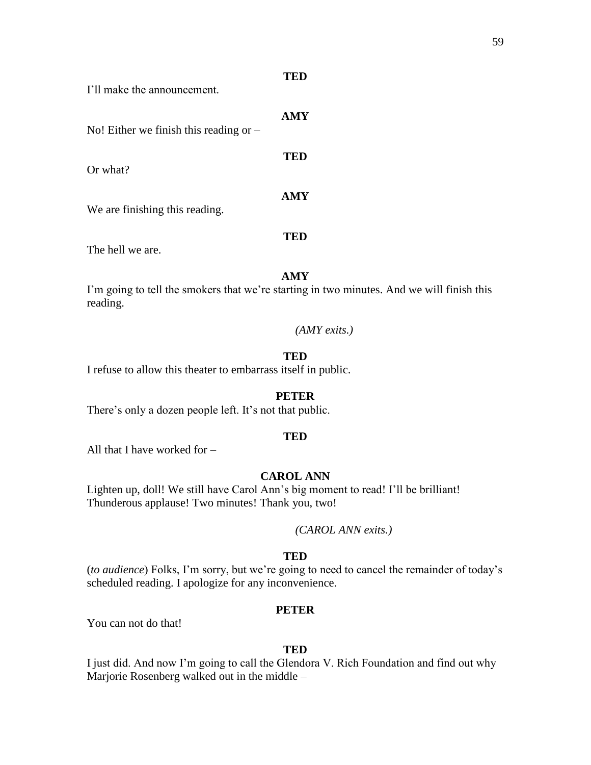**TED**

I'll make the announcement.

**AMY**

No! Either we finish this reading or –

**TED**

Or what?

**AMY**

We are finishing this reading.

**TED**

The hell we are.

**AMY**

I'm going to tell the smokers that we're starting in two minutes. And we will finish this reading.

*(AMY exits.)*

**TED**

I refuse to allow this theater to embarrass itself in public.

**PETER**

There's only a dozen people left. It's not that public.

**TED**

All that I have worked for –

**CAROL ANN**

Lighten up, doll! We still have Carol Ann's big moment to read! I'll be brilliant! Thunderous applause! Two minutes! Thank you, two!

*(CAROL ANN exits.)*

**TED**

(*to audience*) Folks, I'm sorry, but we're going to need to cancel the remainder of today's scheduled reading. I apologize for any inconvenience.

**PETER**

You can not do that!

**TED**

I just did. And now I'm going to call the Glendora V. Rich Foundation and find out why Marjorie Rosenberg walked out in the middle –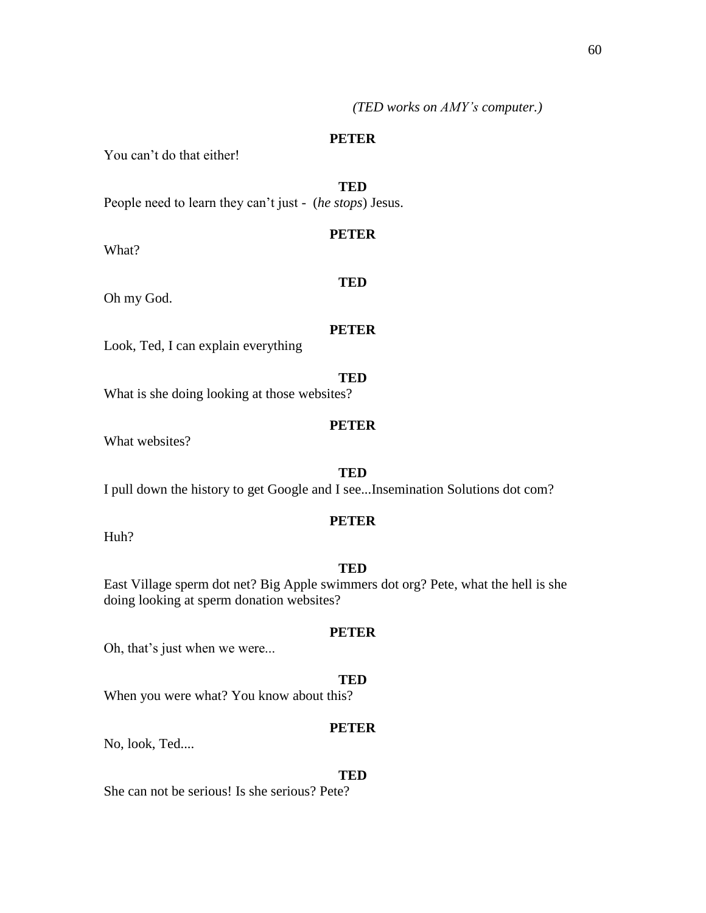*(TED works on AMY's computer.)*

**PETER**

You can't do that either!

**TED**

People need to learn they can't just - (*he stops*) Jesus.

**PETER**

What?

**TED**

Oh my God.

**PETER**

Look, Ted, I can explain everything

**TED**

What is she doing looking at those websites?

**PETER**

What websites?

**TED**

I pull down the history to get Google and I see...Insemination Solutions dot com?

**PETER**

Huh?

**TED**

East Village sperm dot net? Big Apple swimmers dot org? Pete, what the hell is she doing looking at sperm donation websites?

**PETER**

Oh, that's just when we were...

**TED**

When you were what? You know about this?

**PETER**

No, look, Ted....

**TED**

She can not be serious! Is she serious? Pete?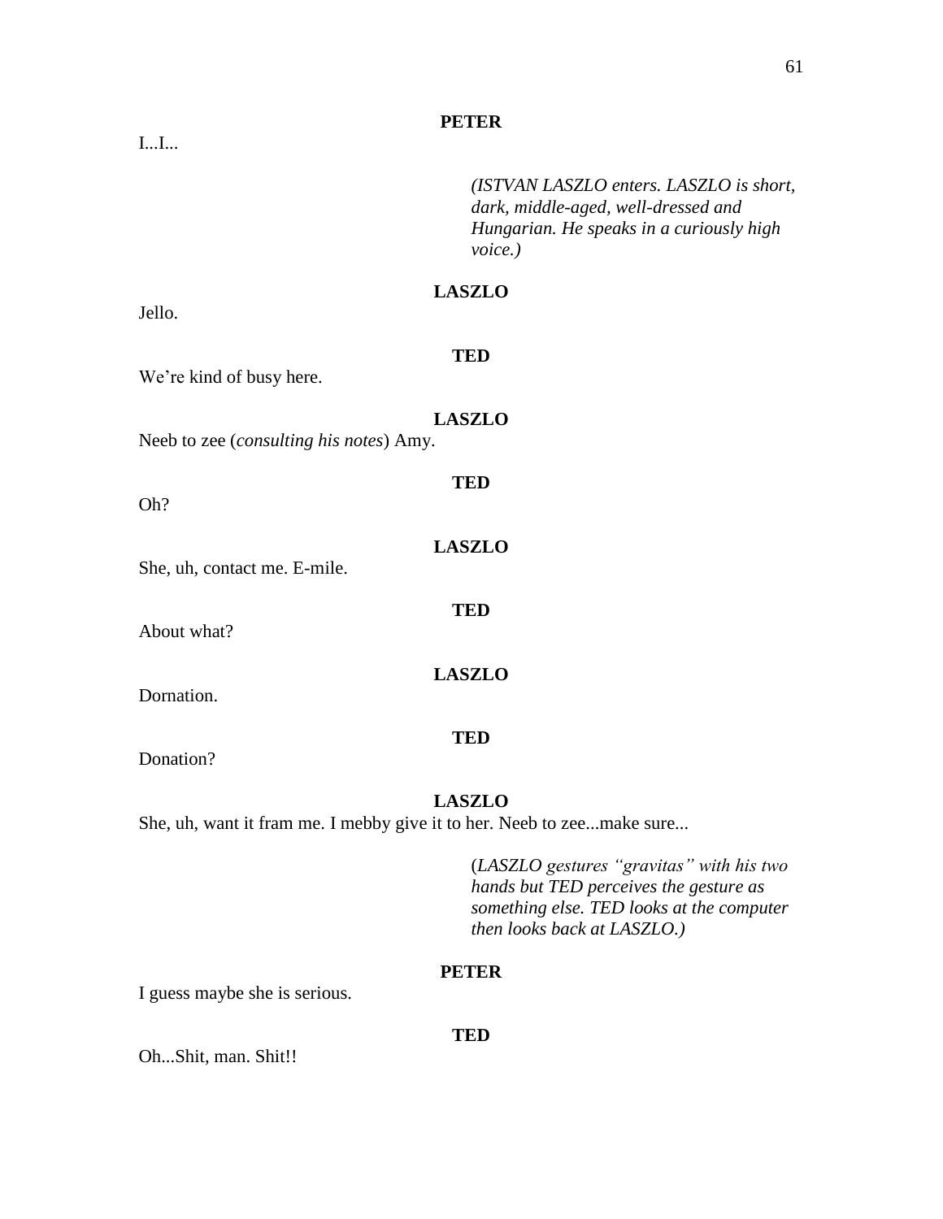**PETER**

I...I...

*(ISTVAN LASZLO enters. LASZLO is short, dark, middle-aged, well-dressed and Hungarian. He speaks in a curiously high voice.)*

**LASZLO**

Jello.

**TED**

We're kind of busy here.

**LASZLO**

Neeb to zee (*consulting his notes*) Amy.

**TED**

Oh?

**LASZLO**

She, uh, contact me. E-mile.

**TED**

About what?

**LASZLO**

Dornation.

**TED**

Donation?

**LASZLO**

She, uh, want it fram me. I mebby give it to her. Neeb to zee...make sure...

(*LASZLO gestures "gravitas" with his two hands but TED perceives the gesture as something else. TED looks at the computer then looks back at LASZLO.)*

**PETER**

I guess maybe she is serious.

**TED**

Oh...Shit, man. Shit!!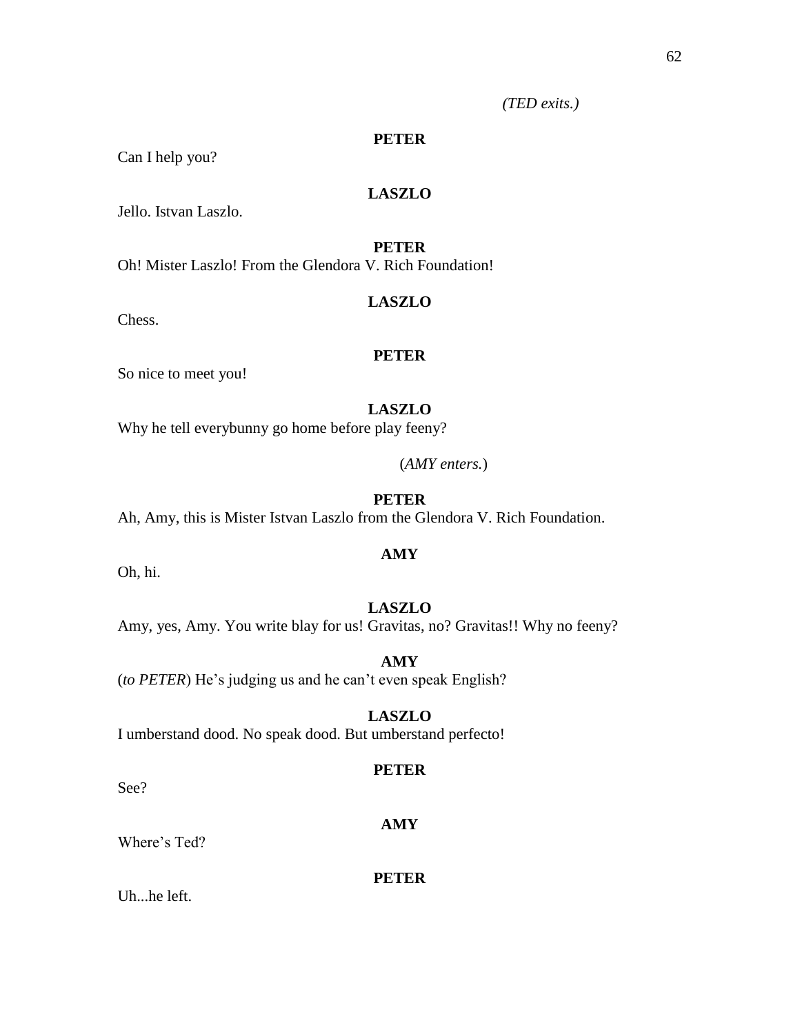*(TED exits.)*

**PETER**

Can I help you?

**LASZLO**

Jello. Istvan Laszlo.

**PETER**

Oh! Mister Laszlo! From the Glendora V. Rich Foundation!

**LASZLO**

Chess.

**PETER**

So nice to meet you!

**LASZLO**

Why he tell everybunny go home before play feeny?

(*AMY enters.*)

**PETER**

Ah, Amy, this is Mister Istvan Laszlo from the Glendora V. Rich Foundation.

**AMY**

Oh, hi.

**LASZLO**

Amy, yes, Amy. You write blay for us! Gravitas, no? Gravitas!! Why no feeny?

**AMY**

(*to PETER*) He's judging us and he can't even speak English?

**LASZLO**

I umberstand dood. No speak dood. But umberstand perfecto!

**PETER**

See?

**AMY**

Where's Ted?

**PETER**

Uh...he left.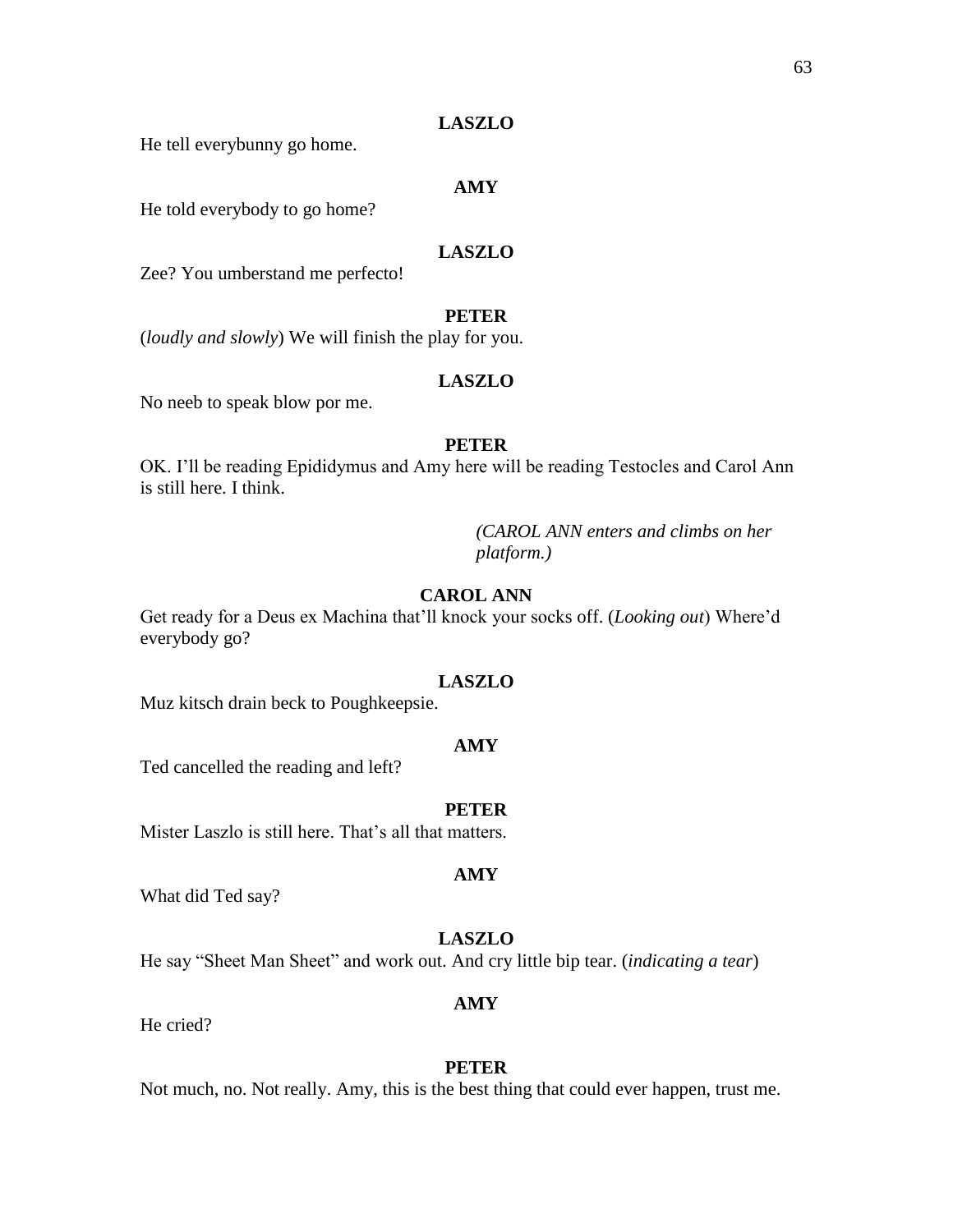**LASZLO**

He tell everybunny go home.

**AMY**

He told everybody to go home?

**LASZLO**

Zee? You umberstand me perfecto!

**PETER**

(*loudly and slowly*) We will finish the play for you.

**LASZLO**

No neeb to speak blow por me.

**PETER**

OK. I'll be reading Epididymus and Amy here will be reading Testocles and Carol Ann is still here. I think.

*(CAROL ANN enters and climbs on her platform.)*

**CAROL ANN**

Get ready for a Deus ex Machina that'll knock your socks off. (*Looking out*) Where'd everybody go?

**LASZLO**

Muz kitsch drain beck to Poughkeepsie.

**AMY**

Ted cancelled the reading and left?

**PETER**

Mister Laszlo is still here. That's all that matters.

**AMY**

What did Ted say?

**LASZLO**

He say "Sheet Man Sheet" and work out. And cry little bip tear. (*indicating a tear*)

**AMY**

He cried?

**PETER**

Not much, no. Not really. Amy, this is the best thing that could ever happen, trust me.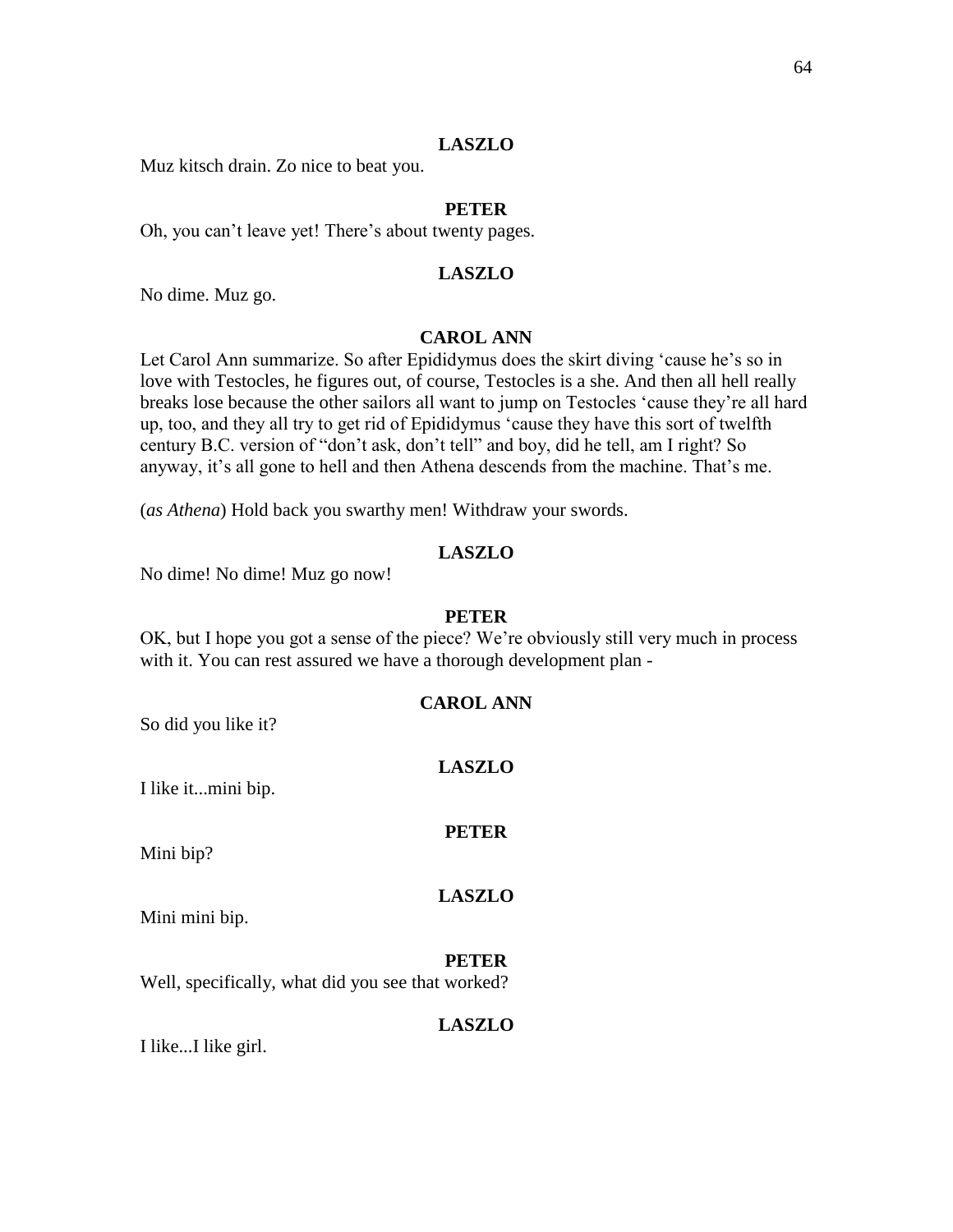**LASZLO**

Muz kitsch drain. Zo nice to beat you.

**PETER**

Oh, you can't leave yet! There's about twenty pages.

**LASZLO**

No dime. Muz go.

**CAROL ANN**

Let Carol Ann summarize. So after Epididymus does the skirt diving 'cause he's so in love with Testocles, he figures out, of course, Testocles is a she. And then all hell really breaks lose because the other sailors all want to jump on Testocles 'cause they're all hard up, too, and they all try to get rid of Epididymus 'cause they have this sort of twelfth century B.C. version of "don't ask, don't tell" and boy, did he tell, am I right? So anyway, it's all gone to hell and then Athena descends from the machine. That's me.

(*as Athena*) Hold back you swarthy men! Withdraw your swords.

**LASZLO**

No dime! No dime! Muz go now!

**PETER**

OK, but I hope you got a sense of the piece? We're obviously still very much in process with it. You can rest assured we have a thorough development plan -

**CAROL ANN**

So did you like it?

**LASZLO**

I like it...mini bip.

**PETER**

Mini bip?

**LASZLO**

Mini mini bip.

**PETER**

Well, specifically, what did you see that worked?

**LASZLO**

I like...I like girl.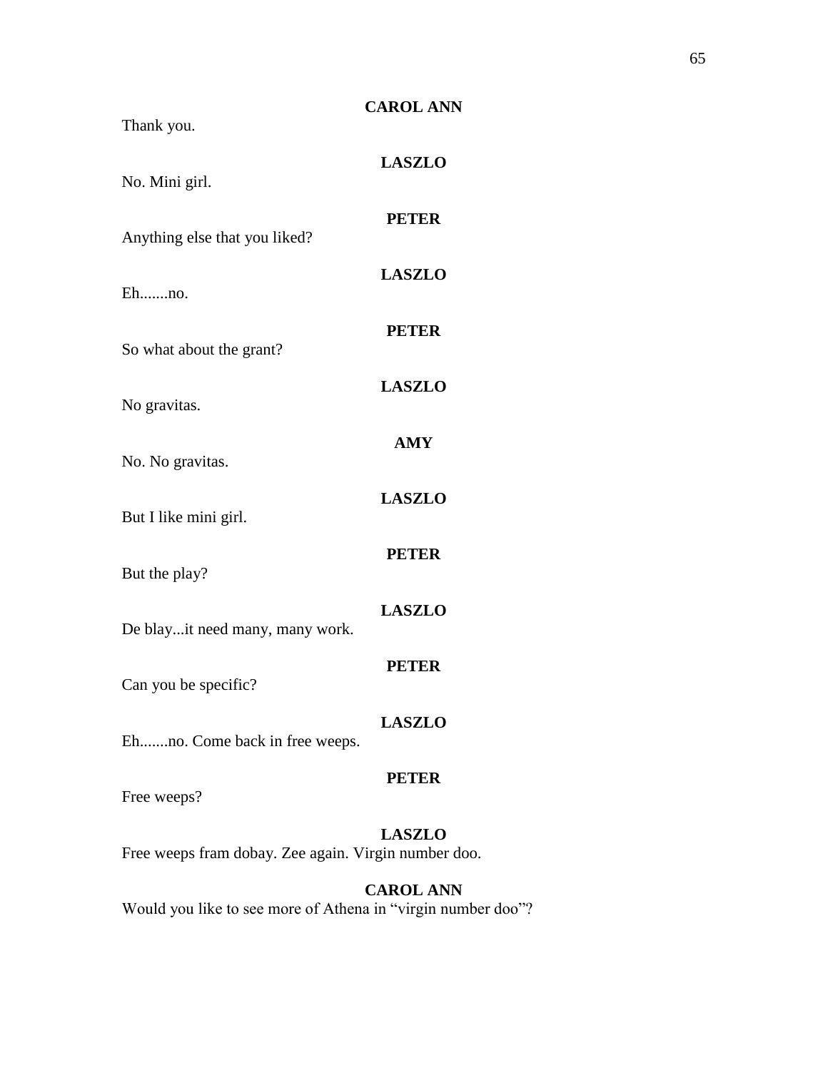**CAROL ANN**

Thank you.

**LASZLO**

No. Mini girl.

**PETER**

Anything else that you liked?

**LASZLO**

Eh.......no.

**PETER**

So what about the grant?

**LASZLO**

No gravitas.

**AMY**

No. No gravitas.

**LASZLO**

But I like mini girl.

**PETER**

But the play?

**LASZLO**

De blay...it need many, many work.

**PETER**

Can you be specific?

**LASZLO**

Eh.......no. Come back in free weeps.

**PETER**

Free weeps?

**LASZLO**

Free weeps fram dobay. Zee again. Virgin number doo.

**CAROL ANN**

Would you like to see more of Athena in "virgin number doo"?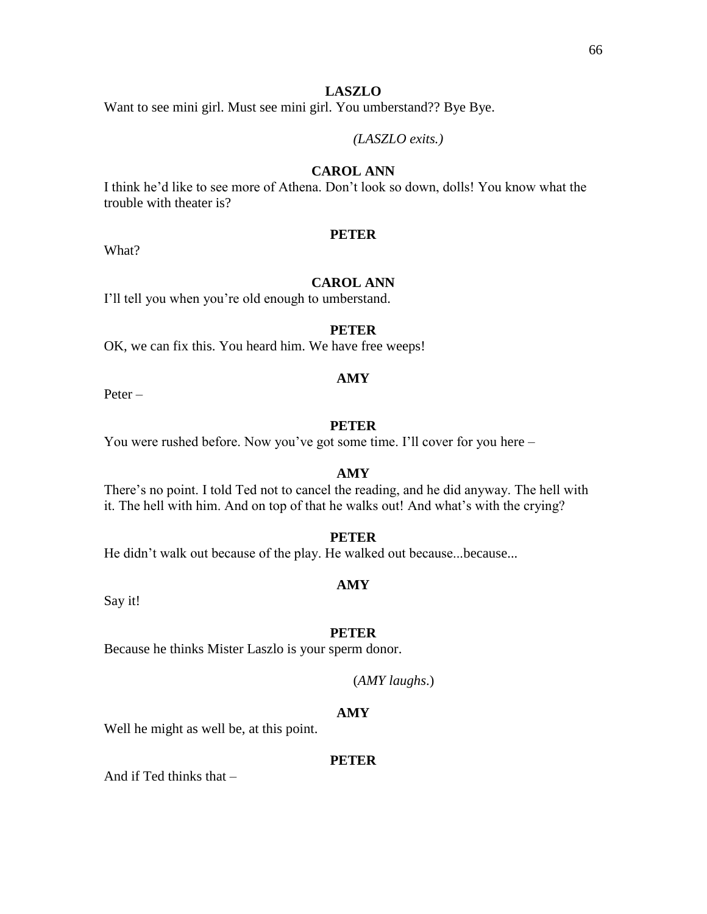**LASZLO**

Want to see mini girl. Must see mini girl. You umberstand?? Bye Bye.

*(LASZLO exits.)*

**CAROL ANN**

I think he'd like to see more of Athena. Don't look so down, dolls! You know what the trouble with theater is?

**PETER**

What?

**CAROL ANN**

I'll tell you when you're old enough to umberstand.

**PETER**

OK, we can fix this. You heard him. We have free weeps!

**AMY**

Peter –

**PETER**

You were rushed before. Now you've got some time. I'll cover for you here –

**AMY**

There's no point. I told Ted not to cancel the reading, and he did anyway. The hell with it. The hell with him. And on top of that he walks out! And what's with the crying?

**PETER**

He didn't walk out because of the play. He walked out because...because...

**AMY**

Say it!

**PETER**

Because he thinks Mister Laszlo is your sperm donor.

(*AMY laughs*.)

**AMY**

Well he might as well be, at this point.

**PETER**

And if Ted thinks that –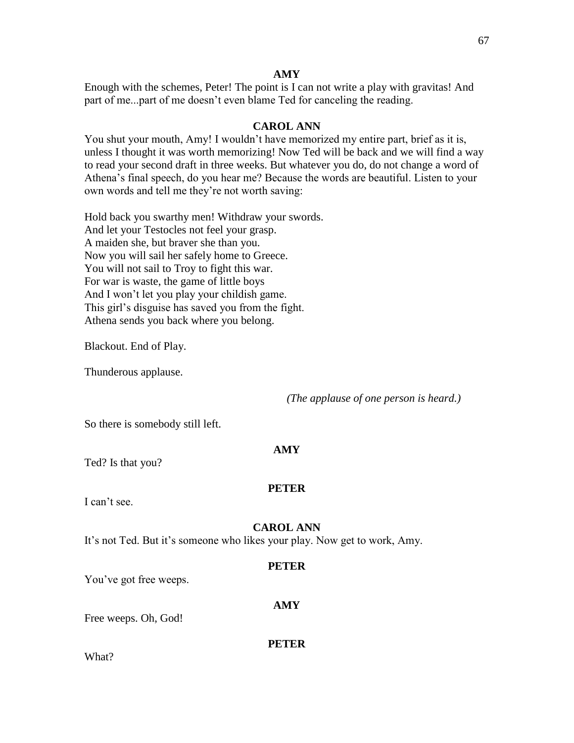**AMY**

Enough with the schemes, Peter! The point is I can not write a play with gravitas! And part of me...part of me doesn't even blame Ted for canceling the reading.

**CAROL ANN**

You shut your mouth, Amy! I wouldn't have memorized my entire part, brief as it is, unless I thought it was worth memorizing! Now Ted will be back and we will find a way to read your second draft in three weeks. But whatever you do, do not change a word of Athena's final speech, do you hear me? Because the words are beautiful. Listen to your own words and tell me they're not worth saving:

Hold back you swarthy men! Withdraw your swords.
And let your Testocles not feel your grasp.
A maiden she, but braver she than you.
Now you will sail her safely home to Greece.
You will not sail to Troy to fight this war.
For war is waste, the game of little boys
And I won't let you play your childish game.
This girl's disguise has saved you from the fight.
Athena sends you back where you belong.

Blackout. End of Play.

Thunderous applause.

*(The applause of one person is heard.)*

So there is somebody still left.

**AMY**

Ted? Is that you?

**PETER**

I can't see.

**CAROL ANN**

It's not Ted. But it's someone who likes your play. Now get to work, Amy.

**PETER**

You've got free weeps.

**AMY**

Free weeps. Oh, God!

**PETER**

What?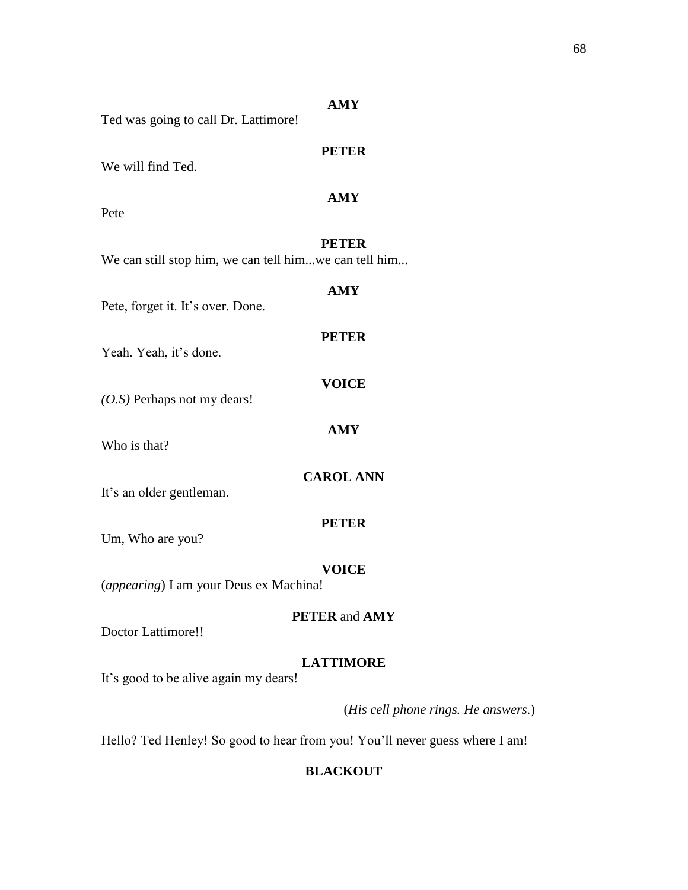**AMY**

Ted was going to call Dr. Lattimore!

**PETER**

We will find Ted.

**AMY**

Pete –

**PETER**

We can still stop him, we can tell him...we can tell him...

**AMY**

Pete, forget it. It's over. Done.

**PETER**

Yeah. Yeah, it's done.

**VOICE**

*(O.S)* Perhaps not my dears!

**AMY**

Who is that?

**CAROL ANN**

It's an older gentleman.

**PETER**

Um, Who are you?

**VOICE**

(*appearing*) I am your Deus ex Machina!

**PETER** and **AMY**

Doctor Lattimore!!

**LATTIMORE**

It's good to be alive again my dears!

(*His cell phone rings. He answers.*)

Hello? Ted Henley! So good to hear from you! You'll never guess where I am!

**BLACKOUT**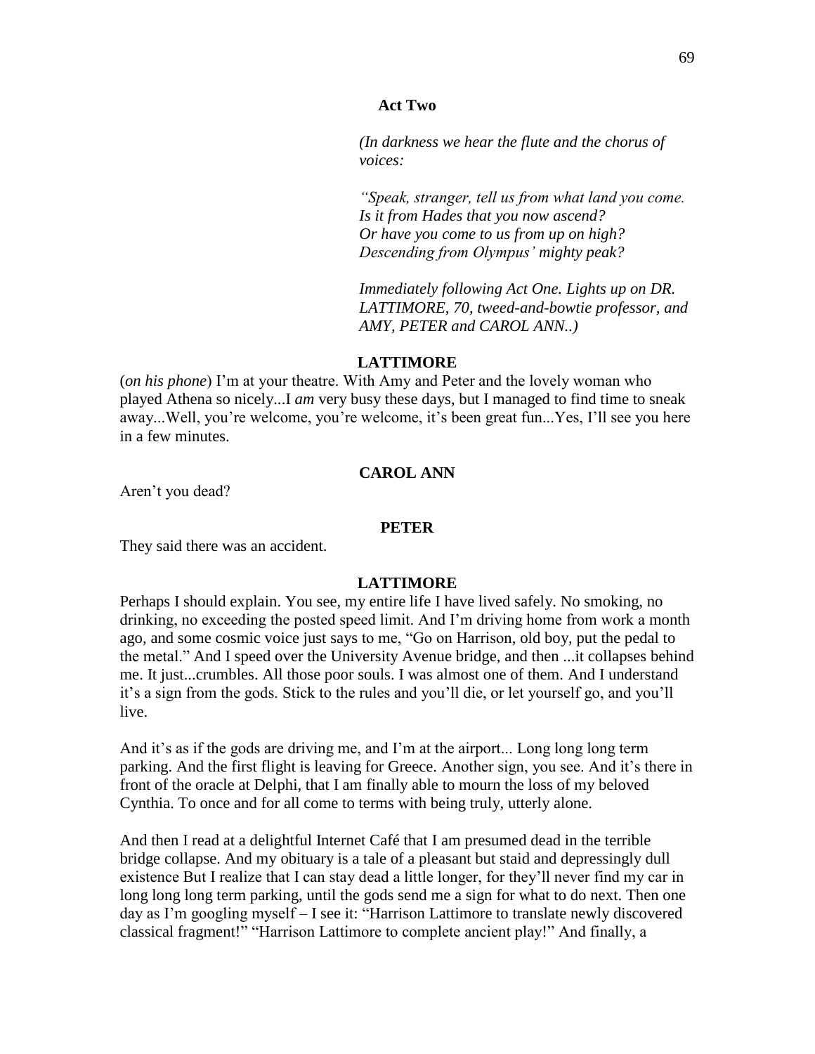**Act Two**

*(In darkness we hear the flute and the chorus of voices:*

*"Speak, stranger, tell us from what land you come.*
*Is it from Hades that you now ascend?*
*Or have you come to us from up on high?*
*Descending from Olympus' mighty peak?*

*Immediately following Act One. Lights up on DR. LATTIMORE, 70, tweed-and-bowtie professor, and AMY, PETER and CAROL ANN..)*

**LATTIMORE**

(*on his phone*) I'm at your theatre. With Amy and Peter and the lovely woman who played Athena so nicely...I *am* very busy these days, but I managed to find time to sneak away...Well, you're welcome, you're welcome, it's been great fun...Yes, I'll see you here in a few minutes.

**CAROL ANN**

Aren't you dead?

**PETER**

They said there was an accident.

**LATTIMORE**

Perhaps I should explain. You see, my entire life I have lived safely. No smoking, no drinking, no exceeding the posted speed limit. And I'm driving home from work a month ago, and some cosmic voice just says to me, "Go on Harrison, old boy, put the pedal to the metal." And I speed over the University Avenue bridge, and then ...it collapses behind me. It just...crumbles. All those poor souls. I was almost one of them. And I understand it's a sign from the gods. Stick to the rules and you'll die, or let yourself go, and you'll live.

And it's as if the gods are driving me, and I'm at the airport... Long long long term parking. And the first flight is leaving for Greece. Another sign, you see. And it's there in front of the oracle at Delphi, that I am finally able to mourn the loss of my beloved Cynthia. To once and for all come to terms with being truly, utterly alone.

And then I read at a delightful Internet Café that I am presumed dead in the terrible bridge collapse. And my obituary is a tale of a pleasant but staid and depressingly dull existence But I realize that I can stay dead a little longer, for they'll never find my car in long long long term parking, until the gods send me a sign for what to do next. Then one day as I'm googling myself – I see it: "Harrison Lattimore to translate newly discovered classical fragment!" "Harrison Lattimore to complete ancient play!" And finally, a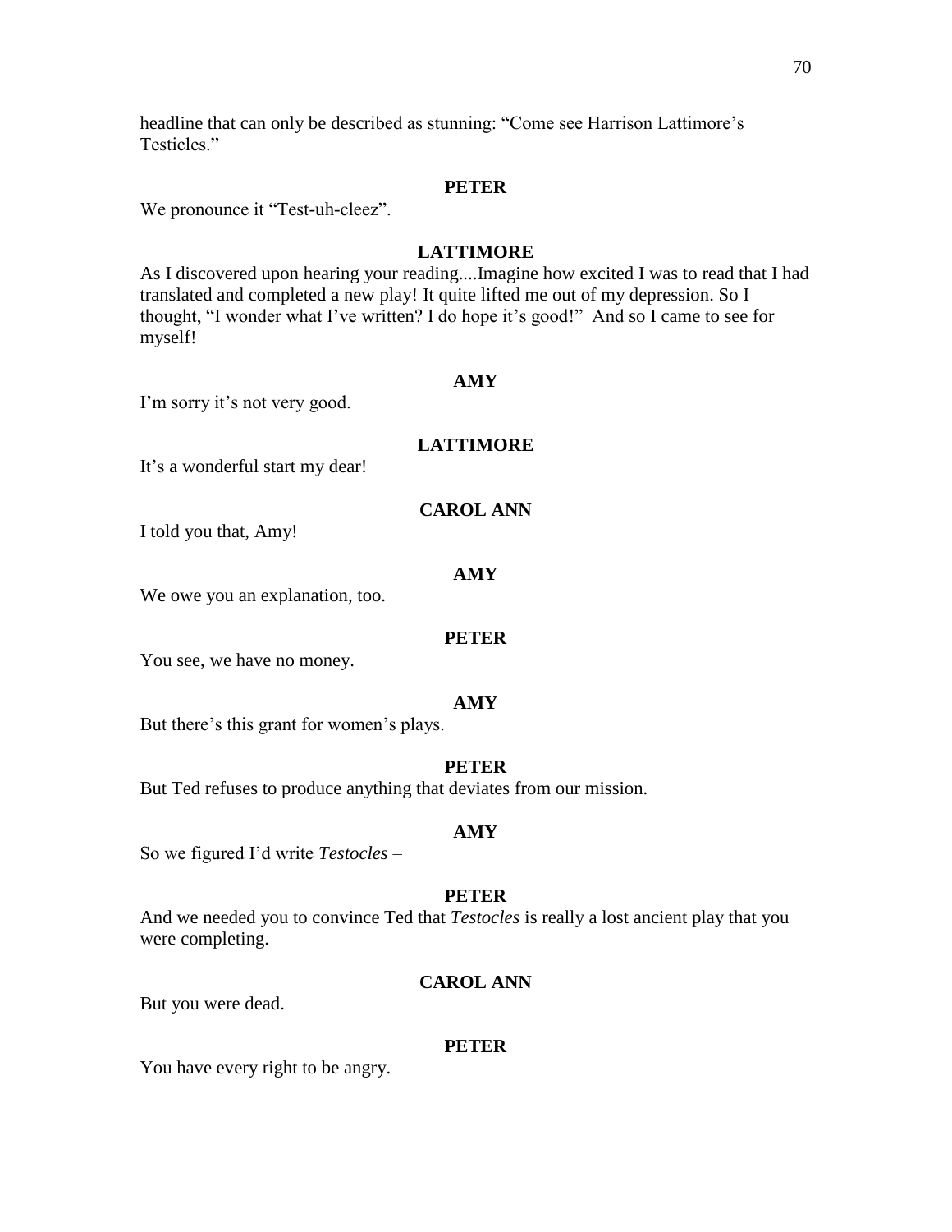headline that can only be described as stunning: "Come see Harrison Lattimore's Testicles."

**PETER**

We pronounce it "Test-uh-cleez".

**LATTIMORE**

As I discovered upon hearing your reading....Imagine how excited I was to read that I had translated and completed a new play! It quite lifted me out of my depression. So I thought, "I wonder what I've written? I do hope it's good!" And so I came to see for myself!

**AMY**

I'm sorry it's not very good.

**LATTIMORE**

It's a wonderful start my dear!

**CAROL ANN**

I told you that, Amy!

**AMY**

We owe you an explanation, too.

**PETER**

You see, we have no money.

**AMY**

But there's this grant for women's plays.

**PETER**

But Ted refuses to produce anything that deviates from our mission.

**AMY**

So we figured I'd write *Testocles* –

**PETER**

And we needed you to convince Ted that *Testocles* is really a lost ancient play that you were completing.

**CAROL ANN**

But you were dead.

**PETER**

You have every right to be angry.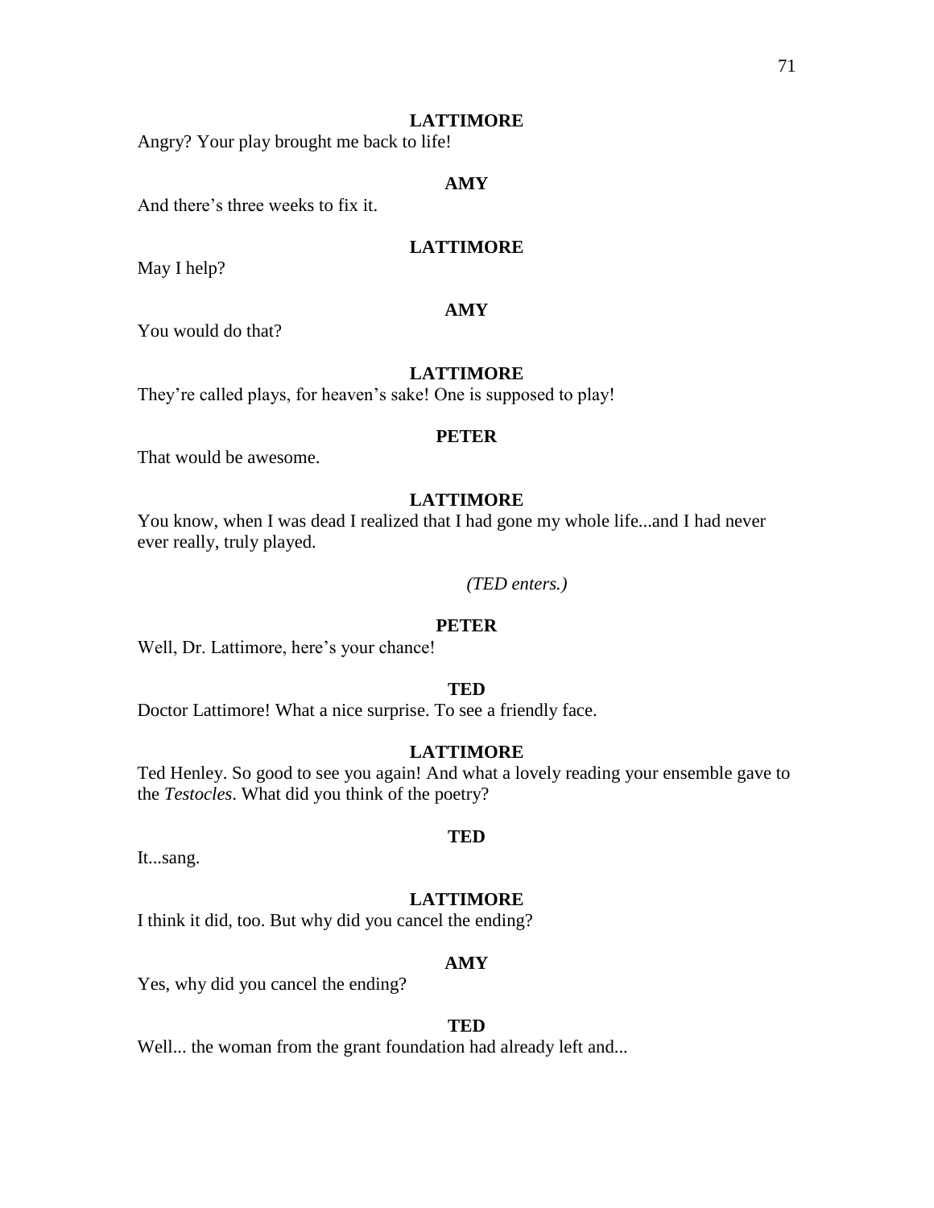**LATTIMORE**

Angry? Your play brought me back to life!

**AMY**

And there's three weeks to fix it.

**LATTIMORE**

May I help?

**AMY**

You would do that?

**LATTIMORE**

They're called plays, for heaven's sake! One is supposed to play!

**PETER**

That would be awesome.

**LATTIMORE**

You know, when I was dead I realized that I had gone my whole life...and I had never ever really, truly played.

*(TED enters.)*

**PETER**

Well, Dr. Lattimore, here's your chance!

**TED**

Doctor Lattimore! What a nice surprise. To see a friendly face.

**LATTIMORE**

Ted Henley. So good to see you again! And what a lovely reading your ensemble gave to the *Testocles*. What did you think of the poetry?

**TED**

It...sang.

**LATTIMORE**

I think it did, too. But why did you cancel the ending?

**AMY**

Yes, why did you cancel the ending?

**TED**

Well... the woman from the grant foundation had already left and...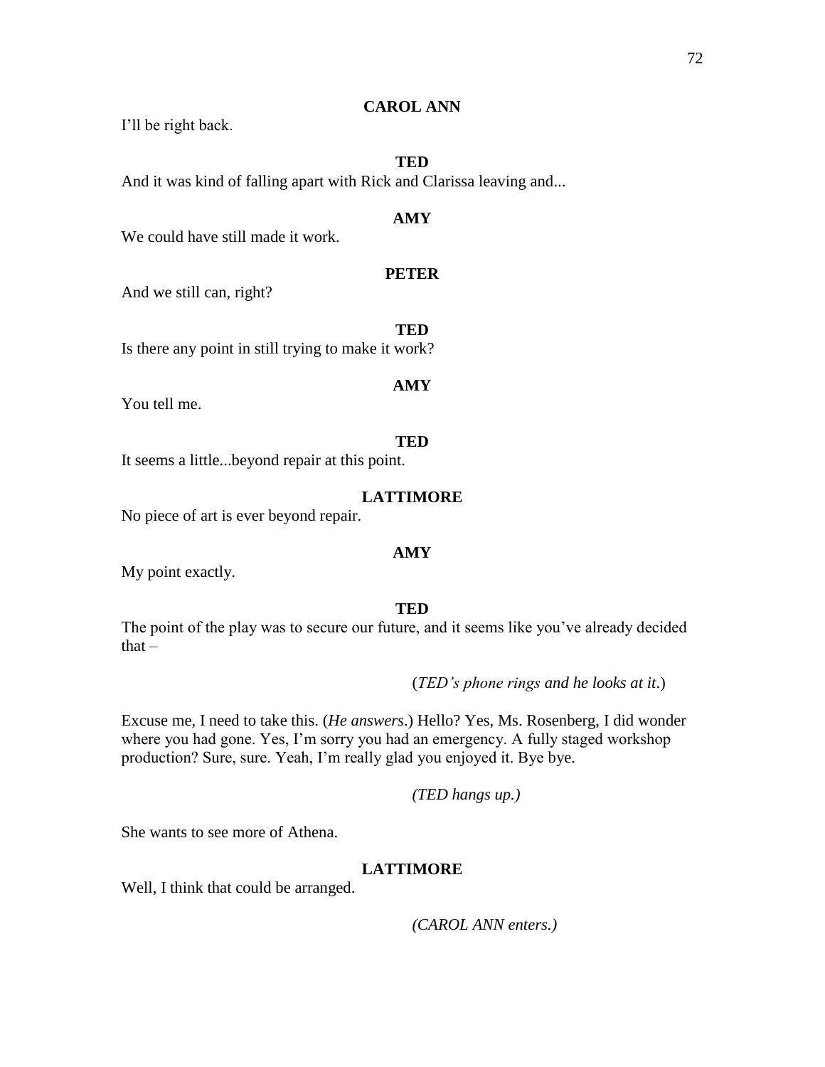**CAROL ANN**

I'll be right back.

**TED**

And it was kind of falling apart with Rick and Clarissa leaving and...

**AMY**

We could have still made it work.

**PETER**

And we still can, right?

**TED**

Is there any point in still trying to make it work?

**AMY**

You tell me.

**TED**

It seems a little...beyond repair at this point.

**LATTIMORE**

No piece of art is ever beyond repair.

**AMY**

My point exactly.

**TED**

The point of the play was to secure our future, and it seems like you've already decided that –

(*TED's phone rings and he looks at it*.)

Excuse me, I need to take this. (*He answers*.) Hello? Yes, Ms. Rosenberg, I did wonder where you had gone. Yes, I'm sorry you had an emergency. A fully staged workshop production? Sure, sure. Yeah, I'm really glad you enjoyed it. Bye bye.

*(TED hangs up.)*

She wants to see more of Athena.

**LATTIMORE**

Well, I think that could be arranged.

*(CAROL ANN enters.)*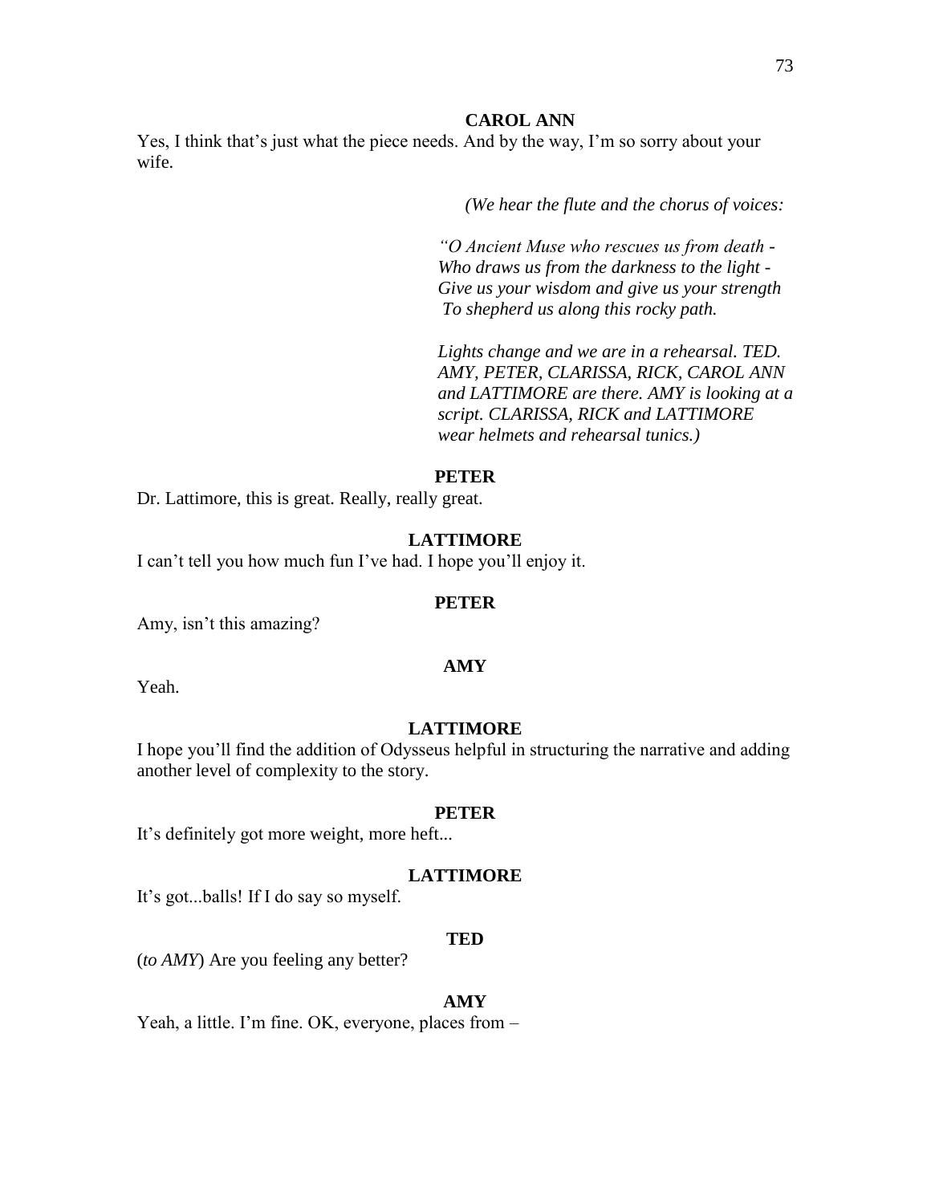**CAROL ANN**

Yes, I think that's just what the piece needs. And by the way, I'm so sorry about your wife.

*(We hear the flute and the chorus of voices:*

*"O Ancient Muse who rescues us from death -*
*Who draws us from the darkness to the light -*
*Give us your wisdom and give us your strength*
*To shepherd us along this rocky path.*

*Lights change and we are in a rehearsal. TED. AMY, PETER, CLARISSA, RICK, CAROL ANN and LATTIMORE are there. AMY is looking at a script. CLARISSA, RICK and LATTIMORE wear helmets and rehearsal tunics.)*

**PETER**

Dr. Lattimore, this is great. Really, really great.

**LATTIMORE**

I can't tell you how much fun I've had. I hope you'll enjoy it.

**PETER**

Amy, isn't this amazing?

**AMY**

Yeah.

**LATTIMORE**

I hope you'll find the addition of Odysseus helpful in structuring the narrative and adding another level of complexity to the story.

**PETER**

It's definitely got more weight, more heft...

**LATTIMORE**

It's got...balls! If I do say so myself.

**TED**

(*to AMY*) Are you feeling any better?

**AMY**

Yeah, a little. I'm fine. OK, everyone, places from –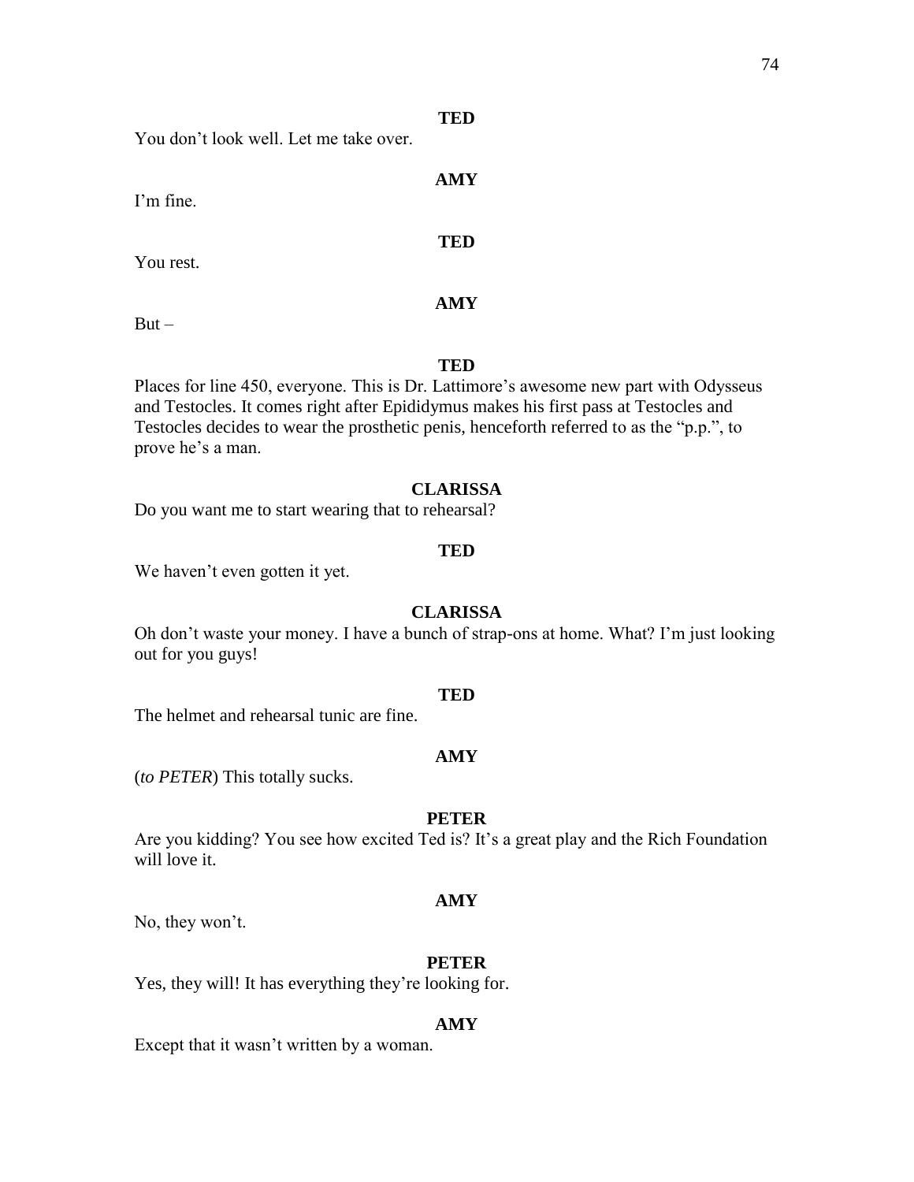**TED**

You don't look well. Let me take over.

**AMY**

I'm fine.

**TED**

You rest.

**AMY**

But –

**TED**

Places for line 450, everyone. This is Dr. Lattimore's awesome new part with Odysseus and Testocles. It comes right after Epididymus makes his first pass at Testocles and Testocles decides to wear the prosthetic penis, henceforth referred to as the "p.p.", to prove he's a man.

**CLARISSA**

Do you want me to start wearing that to rehearsal?

**TED**

We haven't even gotten it yet.

**CLARISSA**

Oh don't waste your money. I have a bunch of strap-ons at home. What? I'm just looking out for you guys!

**TED**

The helmet and rehearsal tunic are fine.

**AMY**

(*to PETER*) This totally sucks.

**PETER**

Are you kidding? You see how excited Ted is? It's a great play and the Rich Foundation will love it.

**AMY**

No, they won't.

**PETER**

Yes, they will! It has everything they're looking for.

**AMY**

Except that it wasn't written by a woman.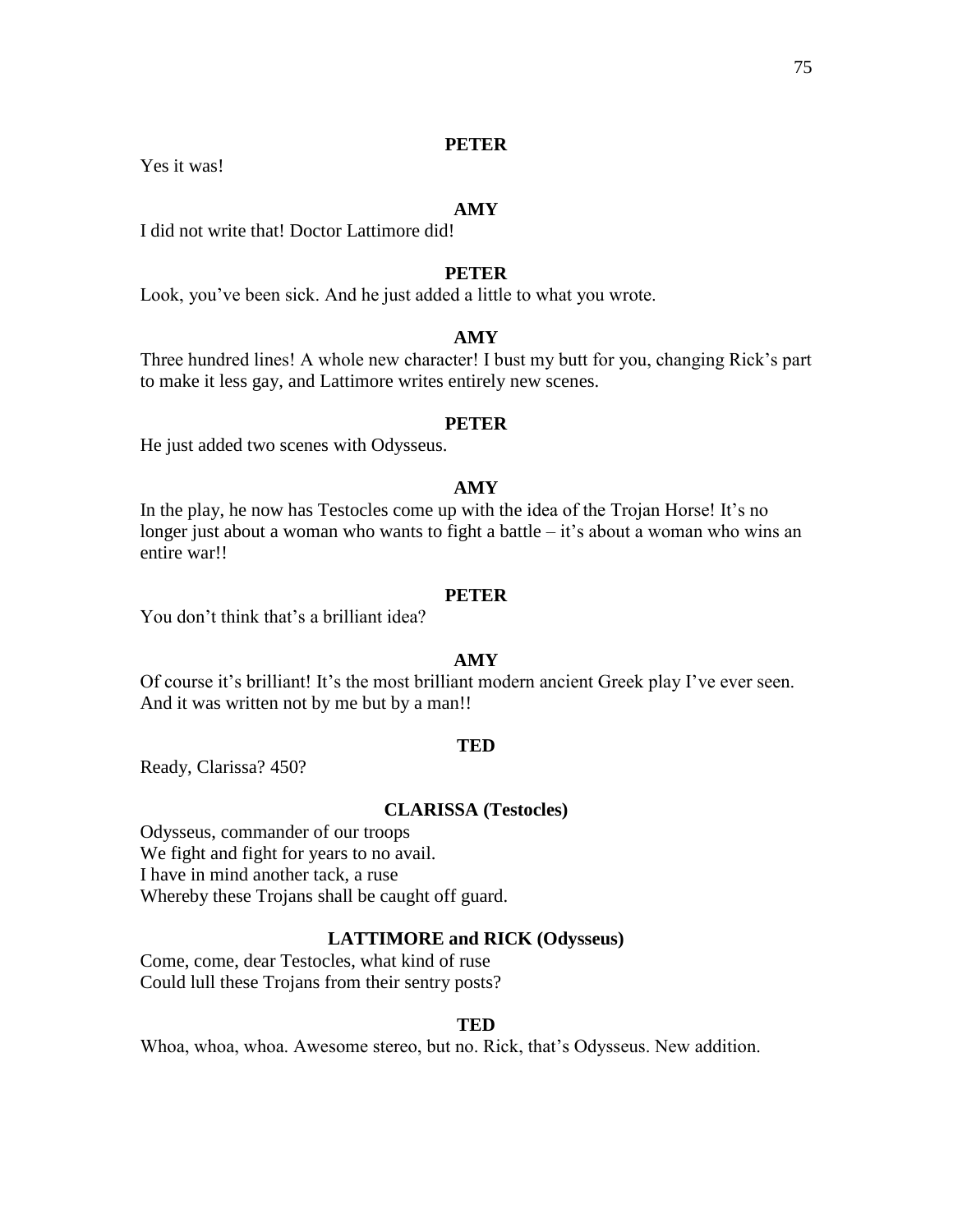**PETER**

Yes it was!

**AMY**

I did not write that! Doctor Lattimore did!

**PETER**

Look, you've been sick. And he just added a little to what you wrote.

**AMY**

Three hundred lines! A whole new character! I bust my butt for you, changing Rick's part to make it less gay, and Lattimore writes entirely new scenes.

**PETER**

He just added two scenes with Odysseus.

**AMY**

In the play, he now has Testocles come up with the idea of the Trojan Horse! It's no longer just about a woman who wants to fight a battle – it's about a woman who wins an entire war!!

**PETER**

You don't think that's a brilliant idea?

**AMY**

Of course it's brilliant! It's the most brilliant modern ancient Greek play I've ever seen. And it was written not by me but by a man!!

**TED**

Ready, Clarissa? 450?

**CLARISSA (Testocles)**

Odysseus, commander of our troops  
We fight and fight for years to no avail.  
I have in mind another tack, a ruse  
Whereby these Trojans shall be caught off guard.

**LATTIMORE and RICK (Odysseus)**

Come, come, dear Testocles, what kind of ruse  
Could lull these Trojans from their sentry posts?

**TED**

Whoa, whoa, whoa. Awesome stereo, but no. Rick, that's Odysseus. New addition.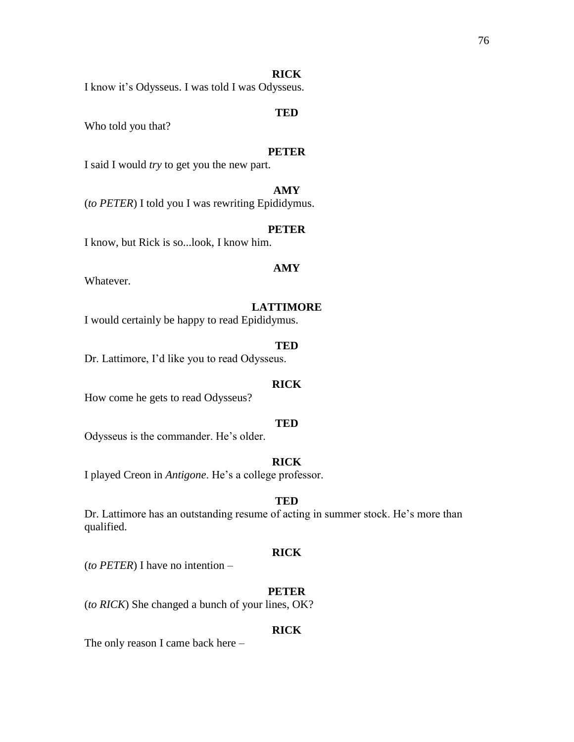**RICK**

I know it's Odysseus. I was told I was Odysseus.

**TED**

Who told you that?

**PETER**

I said I would *try* to get you the new part.

**AMY**

(*to PETER*) I told you I was rewriting Epididymus.

**PETER**

I know, but Rick is so...look, I know him.

**AMY**

Whatever.

**LATTIMORE**

I would certainly be happy to read Epididymus.

**TED**

Dr. Lattimore, I'd like you to read Odysseus.

**RICK**

How come he gets to read Odysseus?

**TED**

Odysseus is the commander. He's older.

**RICK**

I played Creon in *Antigone*. He's a college professor.

**TED**

Dr. Lattimore has an outstanding resume of acting in summer stock. He's more than qualified.

**RICK**

(*to PETER*) I have no intention –

**PETER**

(*to RICK*) She changed a bunch of your lines, OK?

**RICK**

The only reason I came back here –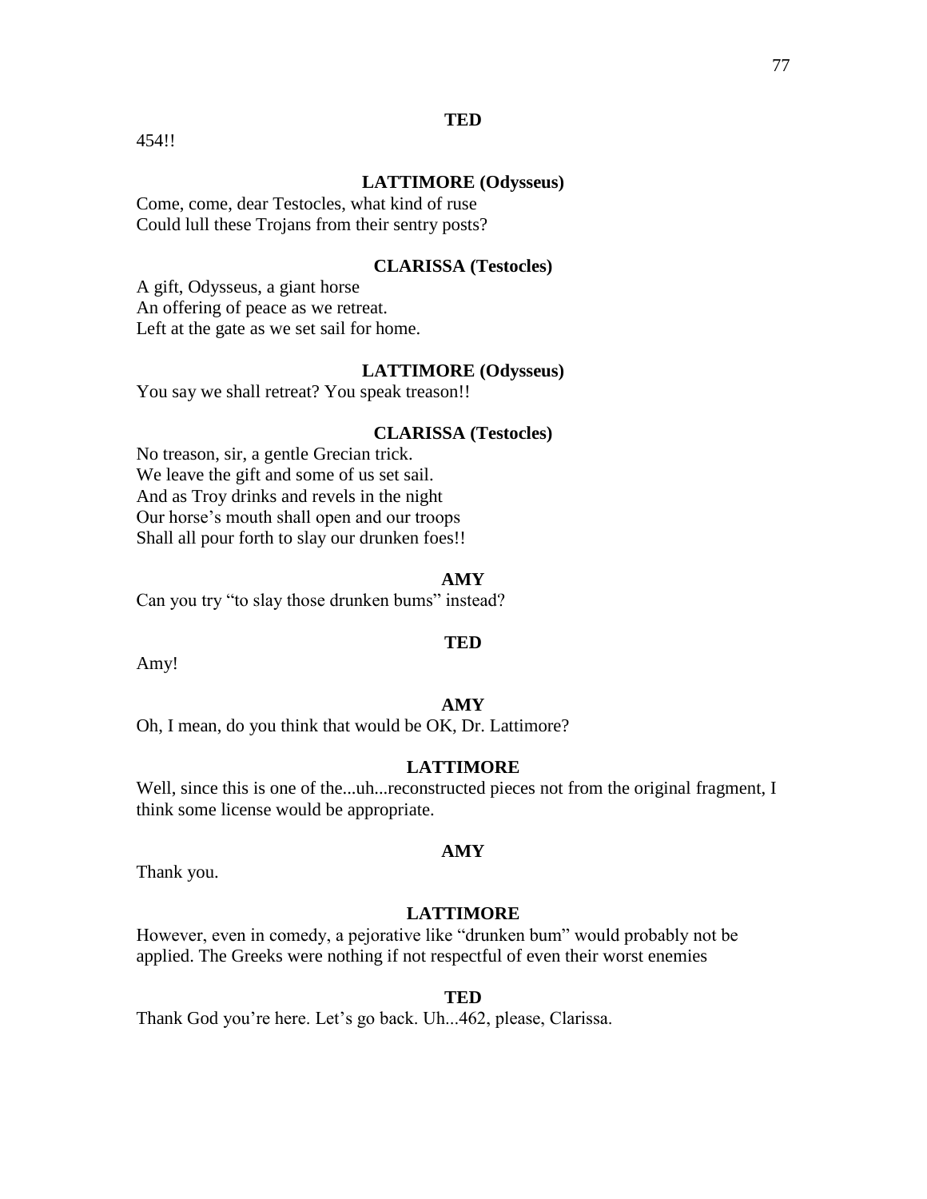**TED**

454!!

**LATTIMORE (Odysseus)**

Come, come, dear Testocles, what kind of ruse
Could lull these Trojans from their sentry posts?

**CLARISSA (Testocles)**

A gift, Odysseus, a giant horse
An offering of peace as we retreat.
Left at the gate as we set sail for home.

**LATTIMORE (Odysseus)**

You say we shall retreat? You speak treason!!

**CLARISSA (Testocles)**

No treason, sir, a gentle Grecian trick.
We leave the gift and some of us set sail.
And as Troy drinks and revels in the night
Our horse's mouth shall open and our troops
Shall all pour forth to slay our drunken foes!!

**AMY**

Can you try "to slay those drunken bums" instead?

**TED**

Amy!

**AMY**

Oh, I mean, do you think that would be OK, Dr. Lattimore?

**LATTIMORE**

Well, since this is one of the...uh...reconstructed pieces not from the original fragment, I think some license would be appropriate.

**AMY**

Thank you.

**LATTIMORE**

However, even in comedy, a pejorative like "drunken bum" would probably not be applied. The Greeks were nothing if not respectful of even their worst enemies

**TED**

Thank God you're here. Let's go back. Uh...462, please, Clarissa.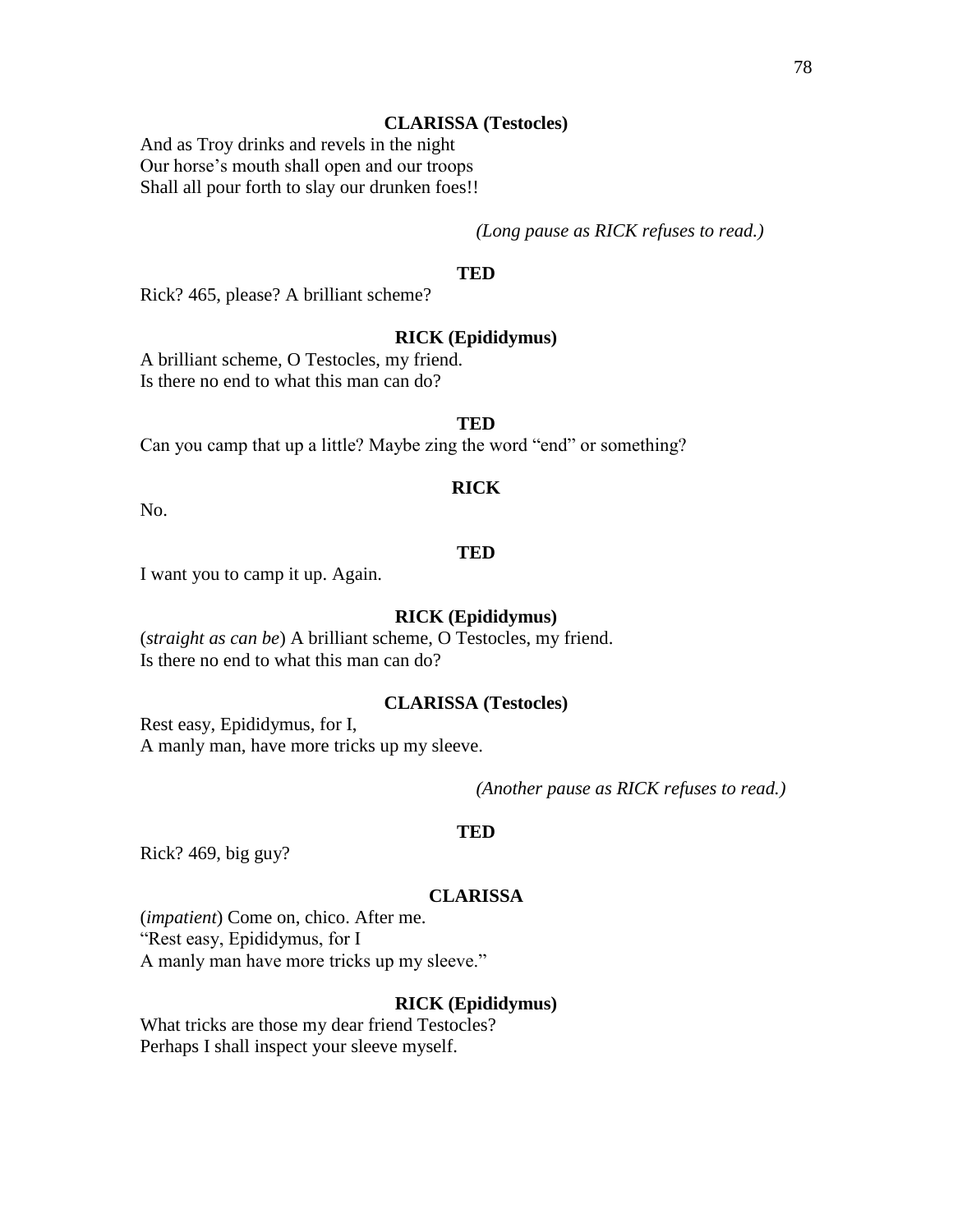**CLARISSA (Testocles)**

And as Troy drinks and revels in the night
Our horse's mouth shall open and our troops
Shall all pour forth to slay our drunken foes!!

*(Long pause as RICK refuses to read.)*

**TED**

Rick? 465, please? A brilliant scheme?

**RICK (Epididymus)**

A brilliant scheme, O Testocles, my friend.
Is there no end to what this man can do?

**TED**

Can you camp that up a little? Maybe zing the word "end" or something?

**RICK**

No.

**TED**

I want you to camp it up. Again.

**RICK (Epididymus)**

(*straight as can be*) A brilliant scheme, O Testocles, my friend.
Is there no end to what this man can do?

**CLARISSA (Testocles)**

Rest easy, Epididymus, for I,
A manly man, have more tricks up my sleeve.

*(Another pause as RICK refuses to read.)*

**TED**

Rick? 469, big guy?

**CLARISSA**

(*impatient*) Come on, chico. After me.
"Rest easy, Epididymus, for I
A manly man have more tricks up my sleeve."

**RICK (Epididymus)**

What tricks are those my dear friend Testocles?
Perhaps I shall inspect your sleeve myself.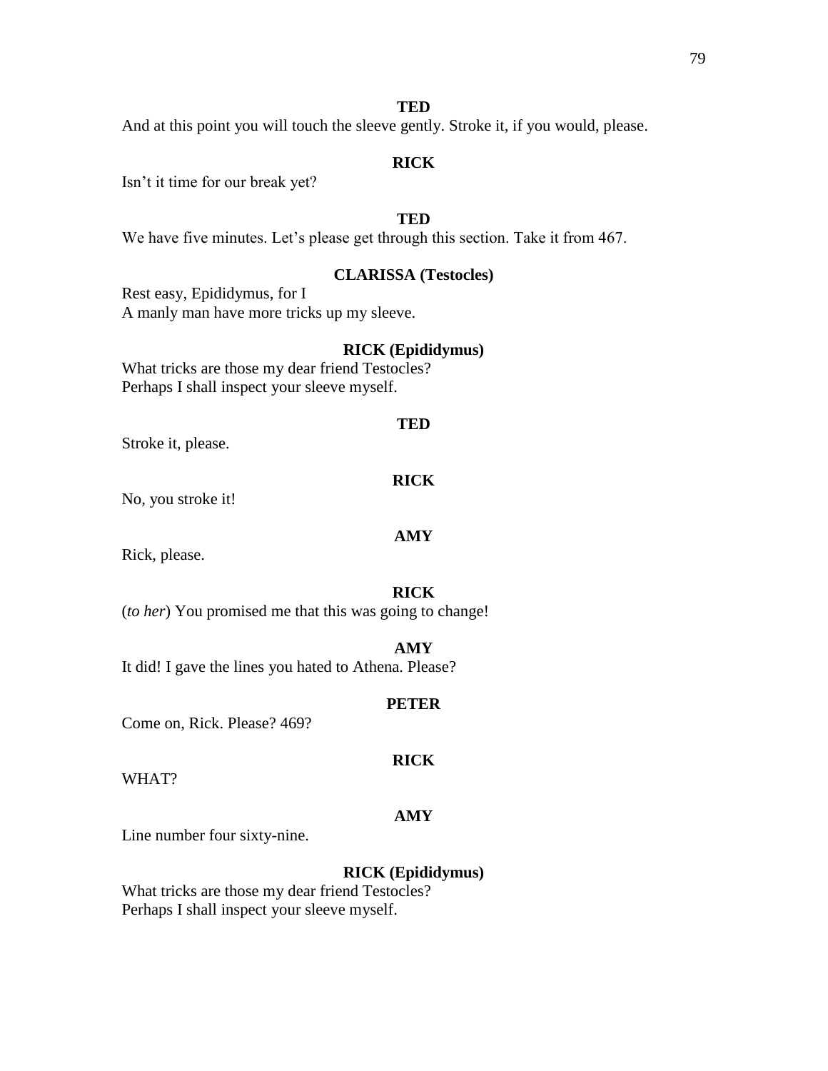**TED**

And at this point you will touch the sleeve gently. Stroke it, if you would, please.

**RICK**

Isn't it time for our break yet?

**TED**

We have five minutes. Let's please get through this section. Take it from 467.

**CLARISSA (Testocles)**

Rest easy, Epididymus, for I
A manly man have more tricks up my sleeve.

**RICK (Epididymus)**

What tricks are those my dear friend Testocles?
Perhaps I shall inspect your sleeve myself.

**TED**

Stroke it, please.

**RICK**

No, you stroke it!

**AMY**

Rick, please.

**RICK**

(*to her*) You promised me that this was going to change!

**AMY**

It did! I gave the lines you hated to Athena. Please?

**PETER**

Come on, Rick. Please? 469?

**RICK**

WHAT?

**AMY**

Line number four sixty-nine.

**RICK (Epididymus)**

What tricks are those my dear friend Testocles?
Perhaps I shall inspect your sleeve myself.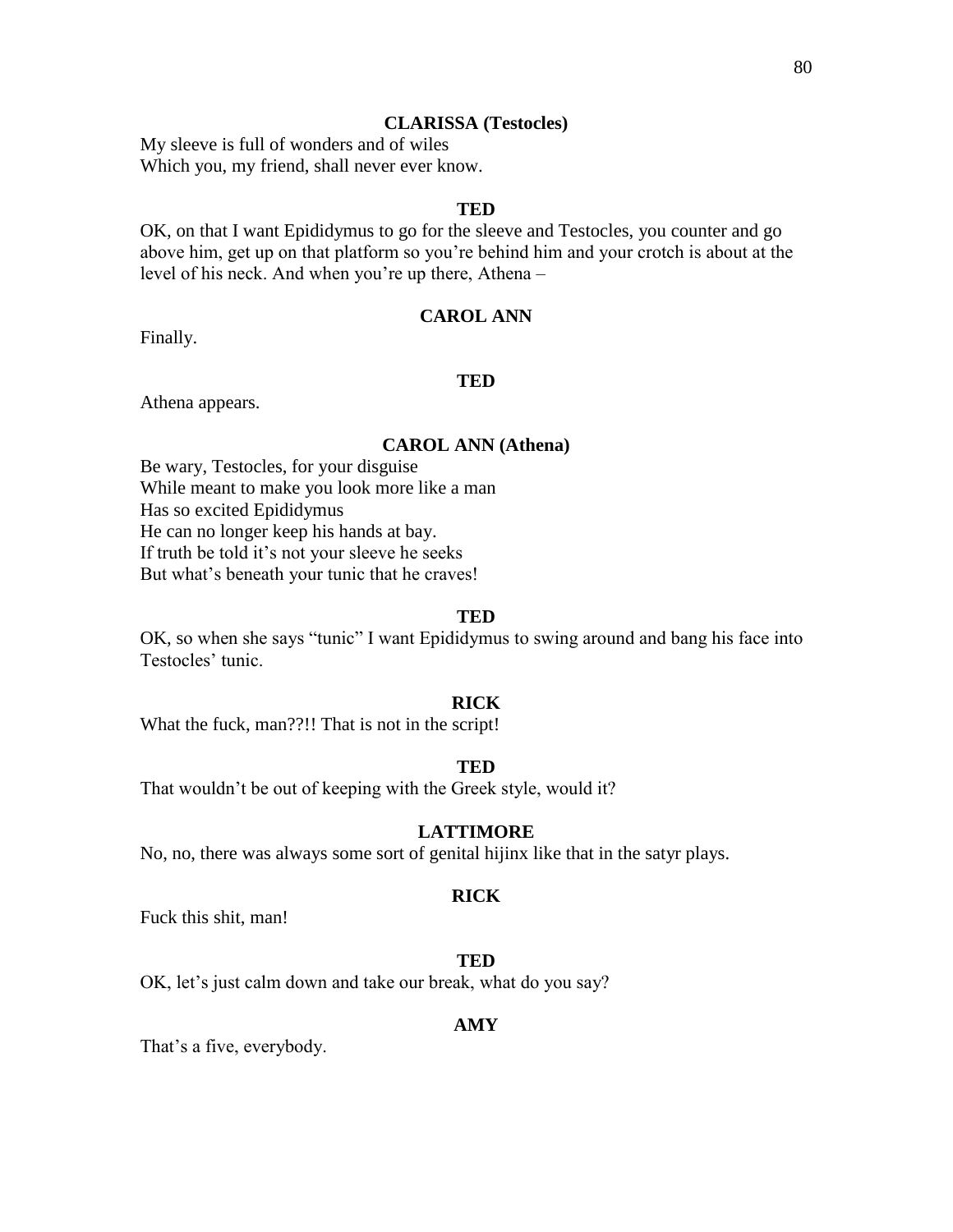**CLARISSA (Testocles)**

My sleeve is full of wonders and of wiles
Which you, my friend, shall never ever know.

**TED**

OK, on that I want Epididymus to go for the sleeve and Testocles, you counter and go above him, get up on that platform so you're behind him and your crotch is about at the level of his neck. And when you're up there, Athena –

**CAROL ANN**

Finally.

**TED**

Athena appears.

**CAROL ANN (Athena)**

Be wary, Testocles, for your disguise
While meant to make you look more like a man
Has so excited Epididymus
He can no longer keep his hands at bay.
If truth be told it's not your sleeve he seeks
But what's beneath your tunic that he craves!

**TED**

OK, so when she says "tunic" I want Epididymus to swing around and bang his face into Testocles' tunic.

**RICK**

What the fuck, man??!! That is not in the script!

**TED**

That wouldn't be out of keeping with the Greek style, would it?

**LATTIMORE**

No, no, there was always some sort of genital hijinx like that in the satyr plays.

**RICK**

Fuck this shit, man!

**TED**

OK, let's just calm down and take our break, what do you say?

**AMY**

That's a five, everybody.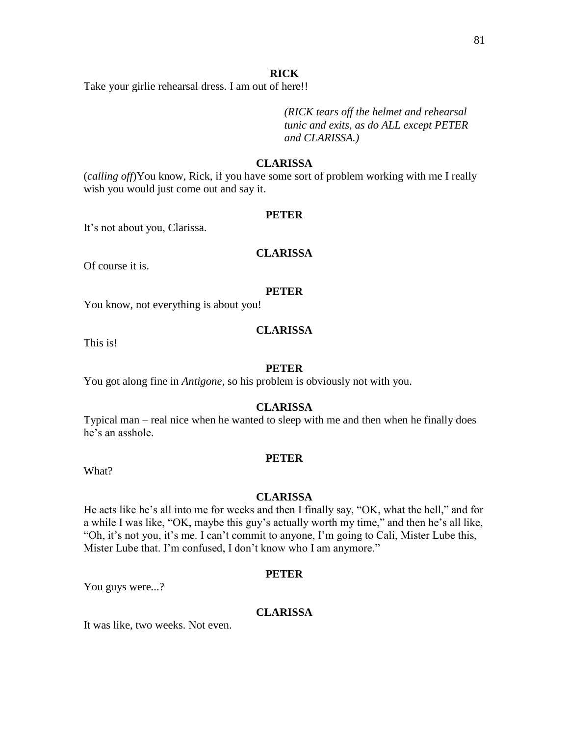**RICK**

Take your girlie rehearsal dress. I am out of here!!

*(RICK tears off the helmet and rehearsal tunic and exits, as do ALL except PETER and CLARISSA.)*

**CLARISSA**

(*calling off*)You know, Rick, if you have some sort of problem working with me I really wish you would just come out and say it.

**PETER**

It's not about you, Clarissa.

**CLARISSA**

Of course it is.

**PETER**

You know, not everything is about you!

**CLARISSA**

This is!

**PETER**

You got along fine in *Antigone*, so his problem is obviously not with you.

**CLARISSA**

Typical man – real nice when he wanted to sleep with me and then when he finally does he's an asshole.

**PETER**

What?

**CLARISSA**

He acts like he's all into me for weeks and then I finally say, "OK, what the hell," and for a while I was like, "OK, maybe this guy's actually worth my time," and then he's all like, "Oh, it's not you, it's me. I can't commit to anyone, I'm going to Cali, Mister Lube this, Mister Lube that. I'm confused, I don't know who I am anymore."

**PETER**

You guys were...?

**CLARISSA**

It was like, two weeks. Not even.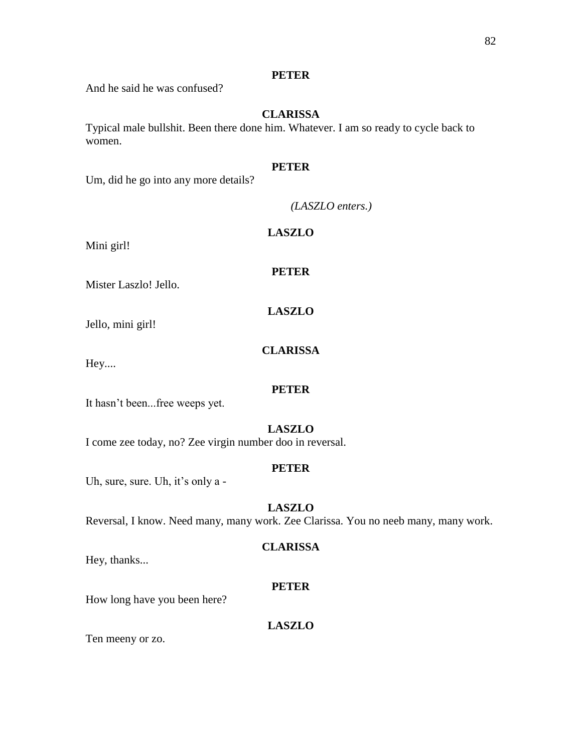**PETER**

And he said he was confused?

**CLARISSA**

Typical male bullshit. Been there done him. Whatever. I am so ready to cycle back to women.

**PETER**

Um, did he go into any more details?

*(LASZLO enters.)*

**LASZLO**

Mini girl!

**PETER**

Mister Laszlo! Jello.

**LASZLO**

Jello, mini girl!

**CLARISSA**

Hey....

**PETER**

It hasn't been...free weeps yet.

**LASZLO**

I come zee today, no? Zee virgin number doo in reversal.

**PETER**

Uh, sure, sure. Uh, it's only a -

**LASZLO**

Reversal, I know. Need many, many work. Zee Clarissa. You no neeb many, many work.

**CLARISSA**

Hey, thanks...

**PETER**

How long have you been here?

**LASZLO**

Ten meeny or zo.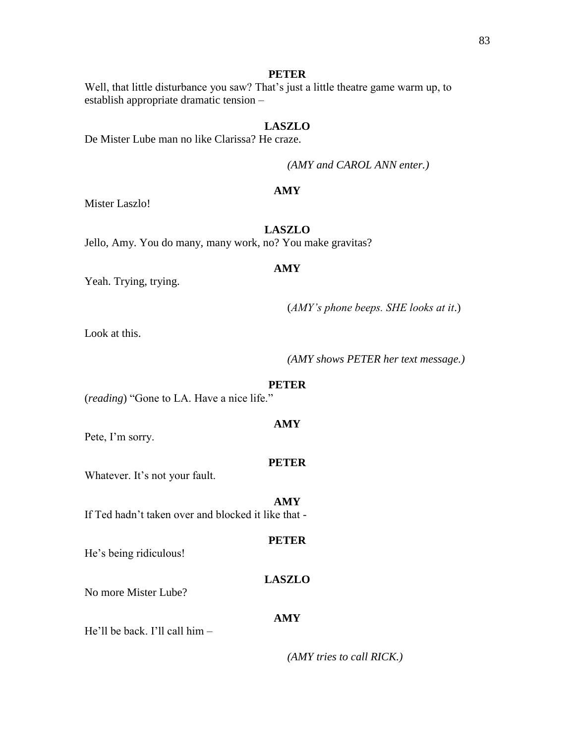**PETER**

Well, that little disturbance you saw? That's just a little theatre game warm up, to establish appropriate dramatic tension –

**LASZLO**

De Mister Lube man no like Clarissa? He craze.

*(AMY and CAROL ANN enter.)*

**AMY**

Mister Laszlo!

**LASZLO**

Jello, Amy. You do many, many work, no? You make gravitas?

**AMY**

Yeah. Trying, trying.

(*AMY's phone beeps. SHE looks at it*.)

Look at this.

*(AMY shows PETER her text message.)*

**PETER**

(*reading*) "Gone to LA. Have a nice life."

**AMY**

Pete, I'm sorry.

**PETER**

Whatever. It's not your fault.

**AMY**

If Ted hadn't taken over and blocked it like that -

**PETER**

He's being ridiculous!

**LASZLO**

No more Mister Lube?

**AMY**

He'll be back. I'll call him –

*(AMY tries to call RICK.)*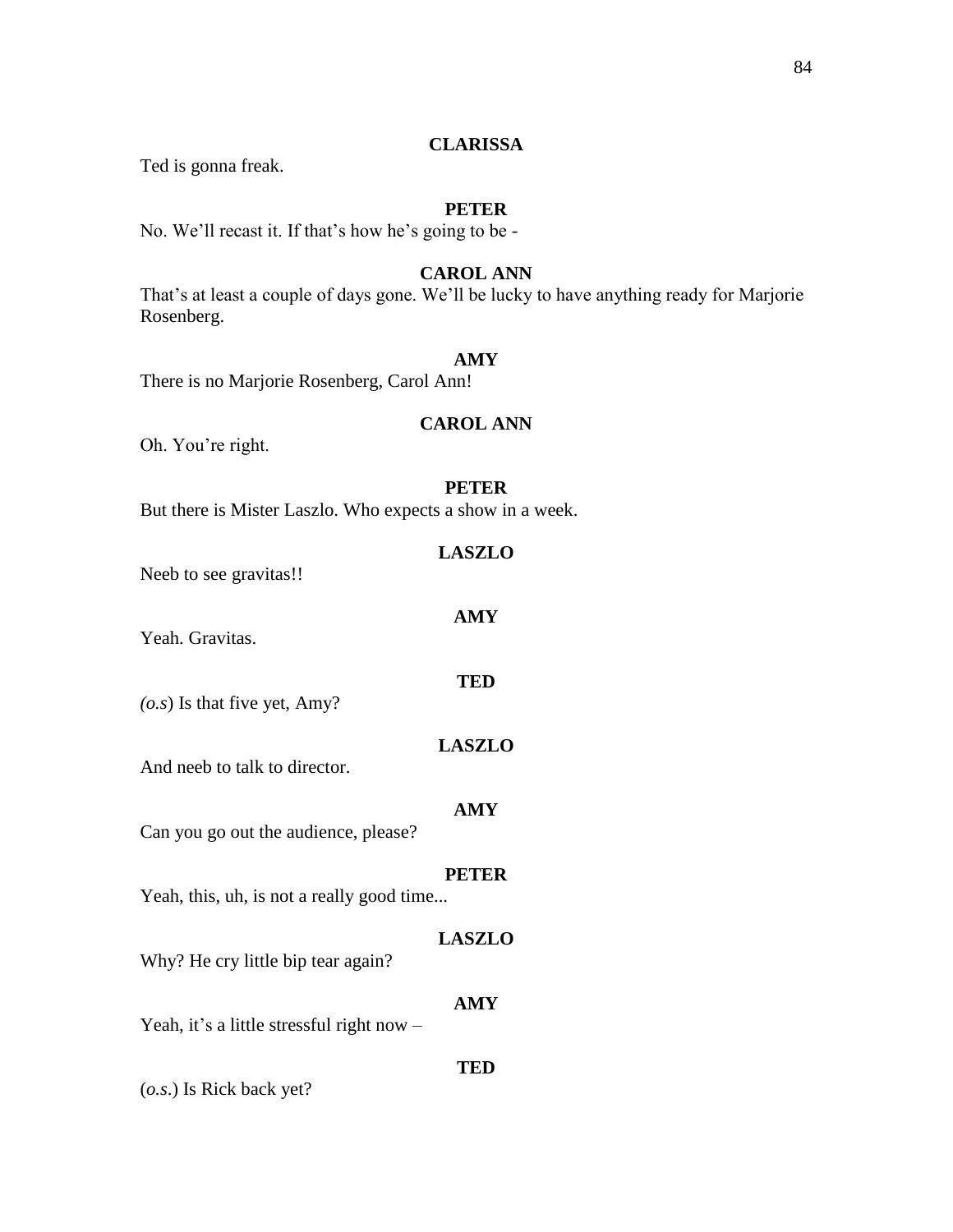**CLARISSA**

Ted is gonna freak.

**PETER**

No. We'll recast it. If that's how he's going to be -

**CAROL ANN**

That's at least a couple of days gone. We'll be lucky to have anything ready for Marjorie Rosenberg.

**AMY**

There is no Marjorie Rosenberg, Carol Ann!

**CAROL ANN**

Oh. You're right.

**PETER**

But there is Mister Laszlo. Who expects a show in a week.

**LASZLO**

Neeb to see gravitas!!

**AMY**

Yeah. Gravitas.

**TED**

*(o.s)* Is that five yet, Amy?

**LASZLO**

And neeb to talk to director.

**AMY**

Can you go out the audience, please?

**PETER**

Yeah, this, uh, is not a really good time...

**LASZLO**

Why? He cry little bip tear again?

**AMY**

Yeah, it's a little stressful right now –

**TED**

(*o.s.*) Is Rick back yet?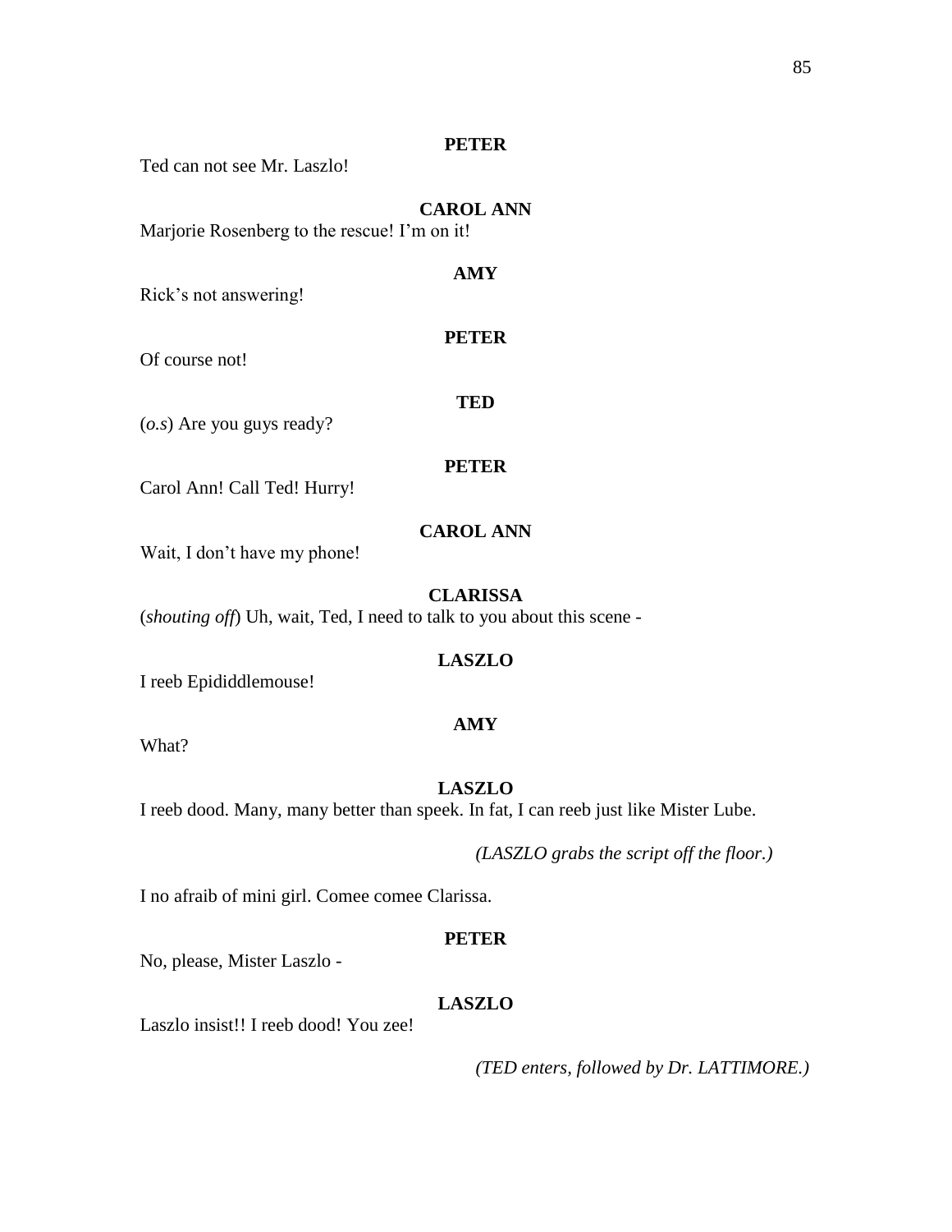**PETER**

Ted can not see Mr. Laszlo!

**CAROL ANN**

Marjorie Rosenberg to the rescue! I'm on it!

**AMY**

Rick's not answering!

**PETER**

Of course not!

**TED**

(*o.s*) Are you guys ready?

**PETER**

Carol Ann! Call Ted! Hurry!

**CAROL ANN**

Wait, I don't have my phone!

**CLARISSA**

(*shouting off*) Uh, wait, Ted, I need to talk to you about this scene -

**LASZLO**

I reeb Epididdlemouse!

**AMY**

What?

**LASZLO**

I reeb dood. Many, many better than speek. In fat, I can reeb just like Mister Lube.

*(LASZLO grabs the script off the floor.)*

I no afraib of mini girl. Comee comee Clarissa.

**PETER**

No, please, Mister Laszlo -

**LASZLO**

Laszlo insist!! I reeb dood! You zee!

*(TED enters, followed by Dr. LATTIMORE.)*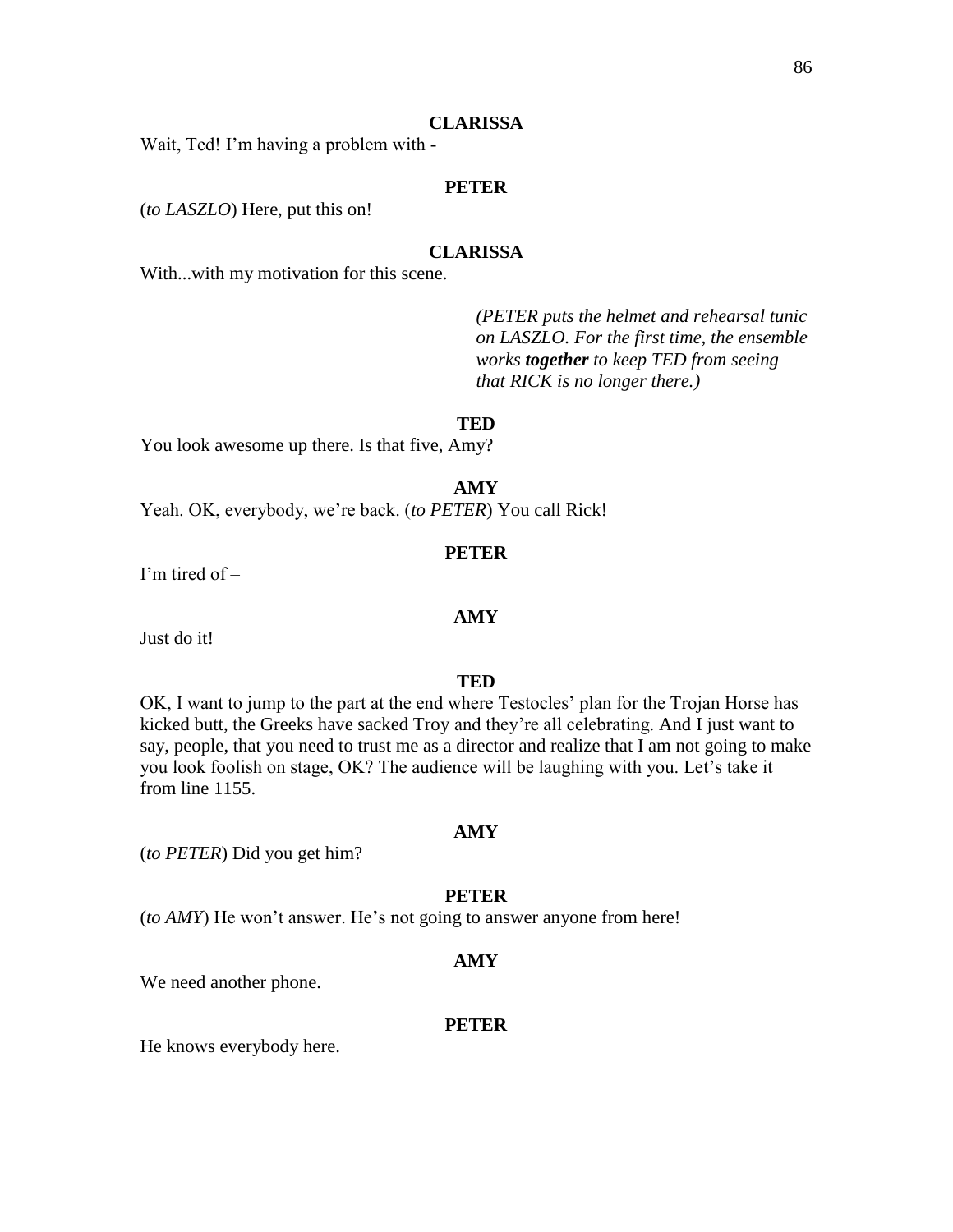**CLARISSA**

Wait, Ted! I'm having a problem with -

**PETER**

(*to LASZLO*) Here, put this on!

**CLARISSA**

With...with my motivation for this scene.

*(PETER puts the helmet and rehearsal tunic on LASZLO. For the first time, the ensemble works* ***together*** *to keep TED from seeing that RICK is no longer there.)*

**TED**

You look awesome up there. Is that five, Amy?

**AMY**

Yeah. OK, everybody, we're back. (*to PETER*) You call Rick!

**PETER**

I'm tired of –

**AMY**

Just do it!

**TED**

OK, I want to jump to the part at the end where Testocles' plan for the Trojan Horse has kicked butt, the Greeks have sacked Troy and they're all celebrating. And I just want to say, people, that you need to trust me as a director and realize that I am not going to make you look foolish on stage, OK? The audience will be laughing with you. Let's take it from line 1155.

**AMY**

(*to PETER*) Did you get him?

**PETER**

(*to AMY*) He won't answer. He's not going to answer anyone from here!

**AMY**

We need another phone.

**PETER**

He knows everybody here.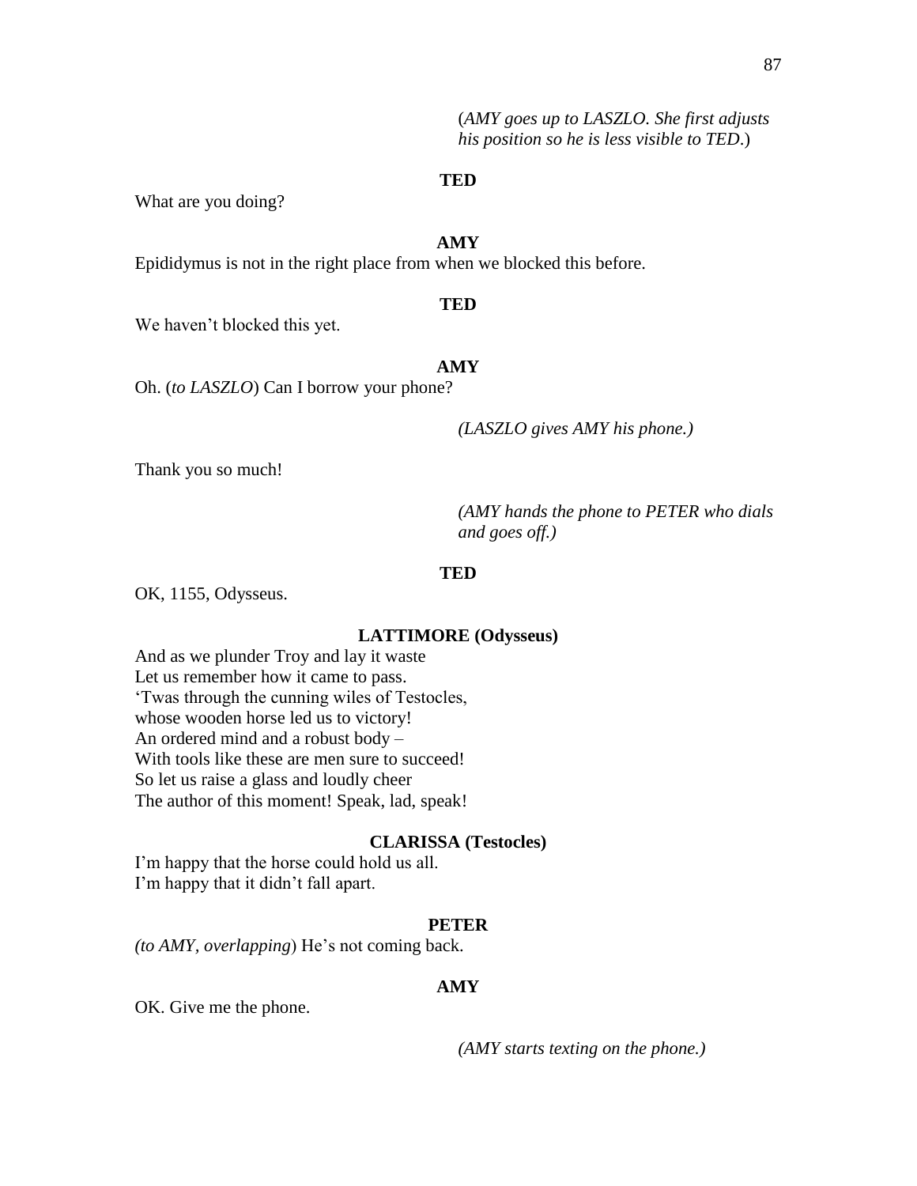(*AMY goes up to LASZLO. She first adjusts his position so he is less visible to TED*.)

**TED**

What are you doing?

**AMY**

Epididymus is not in the right place from when we blocked this before.

**TED**

We haven't blocked this yet.

**AMY**

Oh. (*to LASZLO*) Can I borrow your phone?

*(LASZLO gives AMY his phone.)*

Thank you so much!

*(AMY hands the phone to PETER who dials and goes off.)*

**TED**

OK, 1155, Odysseus.

**LATTIMORE (Odysseus)**

And as we plunder Troy and lay it waste
Let us remember how it came to pass.
'Twas through the cunning wiles of Testocles,
whose wooden horse led us to victory!
An ordered mind and a robust body –
With tools like these are men sure to succeed!
So let us raise a glass and loudly cheer
The author of this moment! Speak, lad, speak!

**CLARISSA (Testocles)**

I'm happy that the horse could hold us all.
I'm happy that it didn't fall apart.

**PETER**

*(to AMY, overlapping*) He's not coming back.

**AMY**

OK. Give me the phone.

*(AMY starts texting on the phone.)*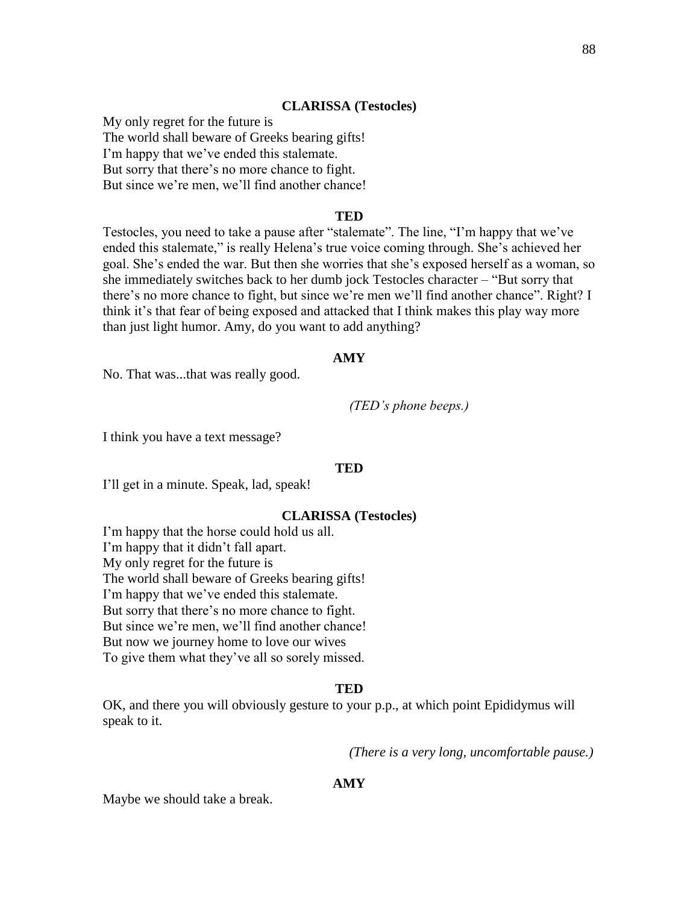**CLARISSA (Testocles)**

My only regret for the future is
The world shall beware of Greeks bearing gifts!
I'm happy that we've ended this stalemate.
But sorry that there's no more chance to fight.
But since we're men, we'll find another chance!

**TED**

Testocles, you need to take a pause after "stalemate". The line, "I'm happy that we've ended this stalemate," is really Helena's true voice coming through. She's achieved her goal. She's ended the war. But then she worries that she's exposed herself as a woman, so she immediately switches back to her dumb jock Testocles character – "But sorry that there's no more chance to fight, but since we're men we'll find another chance". Right? I think it's that fear of being exposed and attacked that I think makes this play way more than just light humor. Amy, do you want to add anything?

**AMY**

No. That was...that was really good.

*(TED's phone beeps.)*

I think you have a text message?

**TED**

I'll get in a minute. Speak, lad, speak!

**CLARISSA (Testocles)**

I'm happy that the horse could hold us all.
I'm happy that it didn't fall apart.
My only regret for the future is
The world shall beware of Greeks bearing gifts!
I'm happy that we've ended this stalemate.
But sorry that there's no more chance to fight.
But since we're men, we'll find another chance!
But now we journey home to love our wives
To give them what they've all so sorely missed.

**TED**

OK, and there you will obviously gesture to your p.p., at which point Epididymus will speak to it.

*(There is a very long, uncomfortable pause.)*

**AMY**

Maybe we should take a break.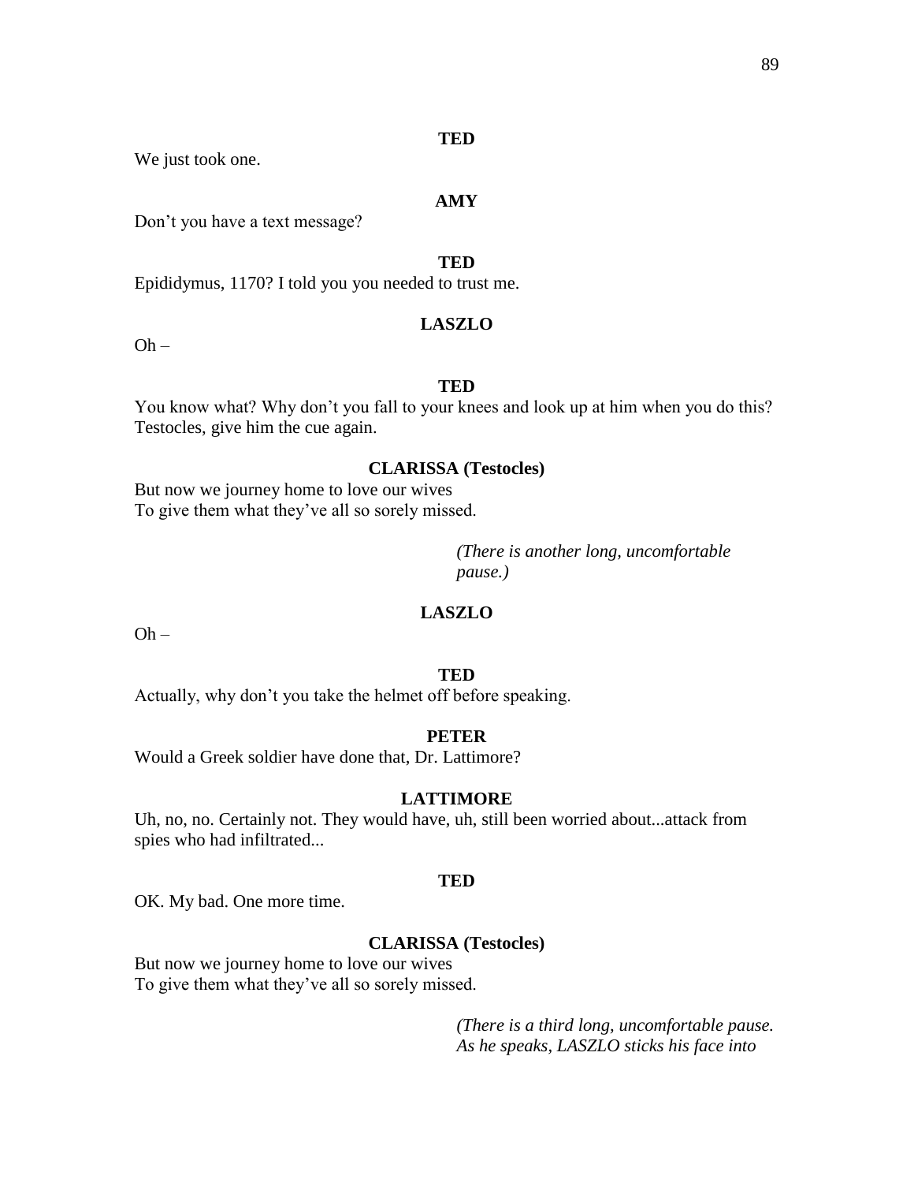**TED**

We just took one.

**AMY**

Don't you have a text message?

**TED**

Epididymus, 1170? I told you you needed to trust me.

**LASZLO**

Oh –

**TED**

You know what? Why don't you fall to your knees and look up at him when you do this? Testocles, give him the cue again.

**CLARISSA (Testocles)**

But now we journey home to love our wives
To give them what they've all so sorely missed.

*(There is another long, uncomfortable pause.)*

**LASZLO**

Oh –

**TED**

Actually, why don't you take the helmet off before speaking.

**PETER**

Would a Greek soldier have done that, Dr. Lattimore?

**LATTIMORE**

Uh, no, no. Certainly not. They would have, uh, still been worried about...attack from spies who had infiltrated...

**TED**

OK. My bad. One more time.

**CLARISSA (Testocles)**

But now we journey home to love our wives
To give them what they've all so sorely missed.

*(There is a third long, uncomfortable pause. As he speaks, LASZLO sticks his face into*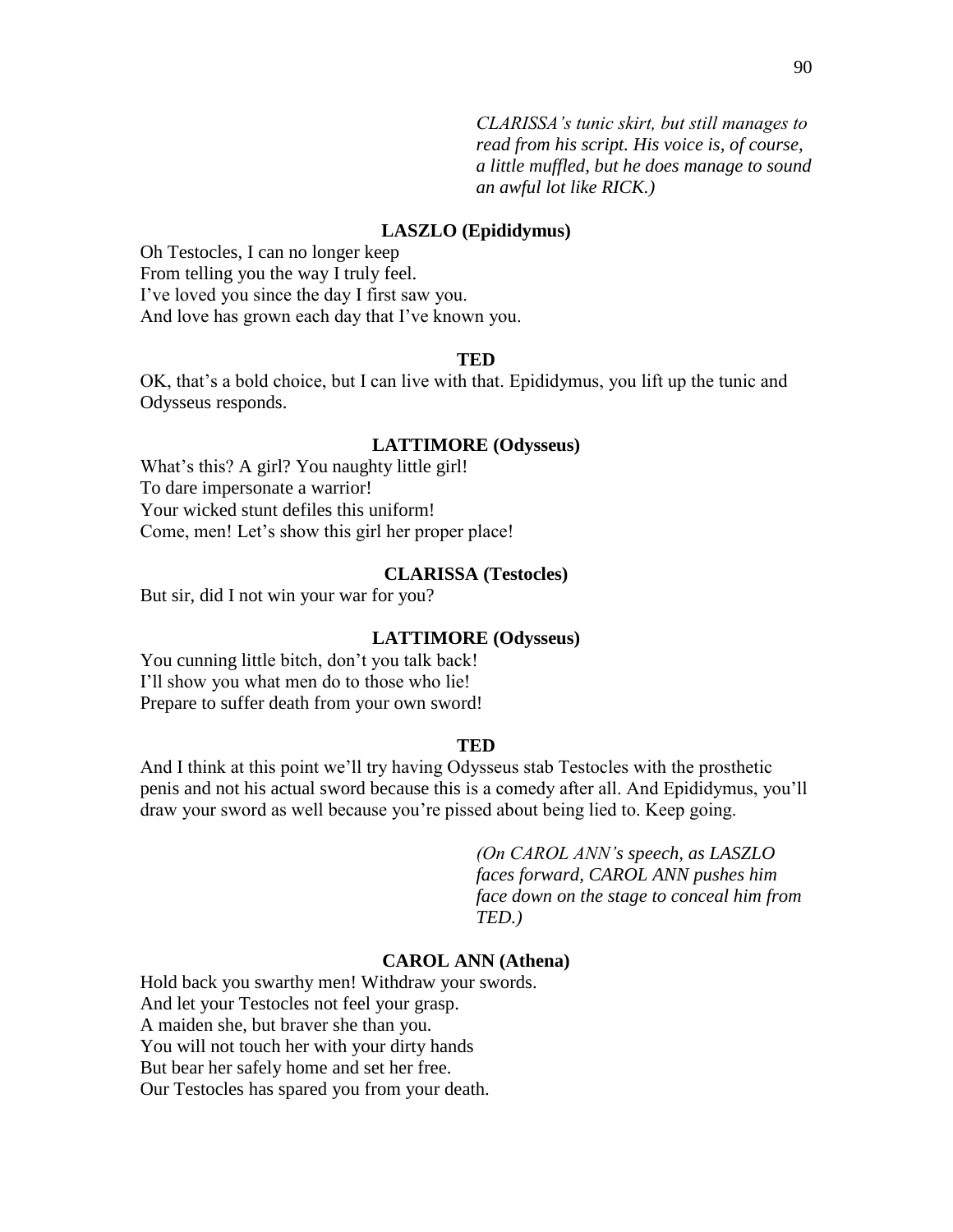*CLARISSA's tunic skirt, but still manages to read from his script. His voice is, of course, a little muffled, but he does manage to sound an awful lot like RICK.)*

**LASZLO (Epididymus)**

Oh Testocles, I can no longer keep
From telling you the way I truly feel.
I've loved you since the day I first saw you.
And love has grown each day that I've known you.

**TED**

OK, that's a bold choice, but I can live with that. Epididymus, you lift up the tunic and Odysseus responds.

**LATTIMORE (Odysseus)**

What's this? A girl? You naughty little girl!
To dare impersonate a warrior!
Your wicked stunt defiles this uniform!
Come, men! Let's show this girl her proper place!

**CLARISSA (Testocles)**

But sir, did I not win your war for you?

**LATTIMORE (Odysseus)**

You cunning little bitch, don't you talk back!
I'll show you what men do to those who lie!
Prepare to suffer death from your own sword!

**TED**

And I think at this point we'll try having Odysseus stab Testocles with the prosthetic penis and not his actual sword because this is a comedy after all. And Epididymus, you'll draw your sword as well because you're pissed about being lied to. Keep going.

*(On CAROL ANN's speech, as LASZLO faces forward, CAROL ANN pushes him face down on the stage to conceal him from TED.)*

**CAROL ANN (Athena)**

Hold back you swarthy men! Withdraw your swords.
And let your Testocles not feel your grasp.
A maiden she, but braver she than you.
You will not touch her with your dirty hands
But bear her safely home and set her free.
Our Testocles has spared you from your death.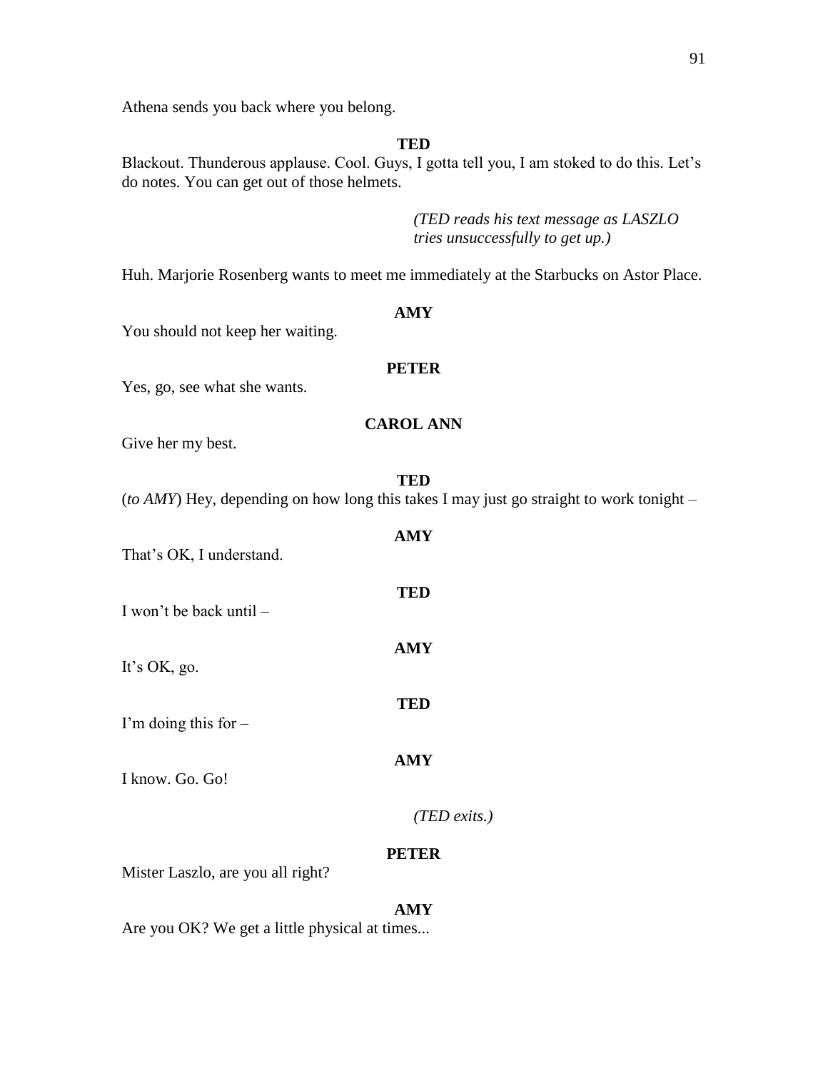Athena sends you back where you belong.

**TED**

Blackout. Thunderous applause. Cool. Guys, I gotta tell you, I am stoked to do this. Let's do notes. You can get out of those helmets.

*(TED reads his text message as LASZLO tries unsuccessfully to get up.)*

Huh. Marjorie Rosenberg wants to meet me immediately at the Starbucks on Astor Place.

**AMY**

You should not keep her waiting.

**PETER**

Yes, go, see what she wants.

**CAROL ANN**

Give her my best.

**TED**

(*to AMY*) Hey, depending on how long this takes I may just go straight to work tonight –

**AMY**

That's OK, I understand.

**TED**

I won't be back until –

**AMY**

It's OK, go.

**TED**

I'm doing this for –

**AMY**

I know. Go. Go!

*(TED exits.)*

**PETER**

Mister Laszlo, are you all right?

**AMY**

Are you OK? We get a little physical at times...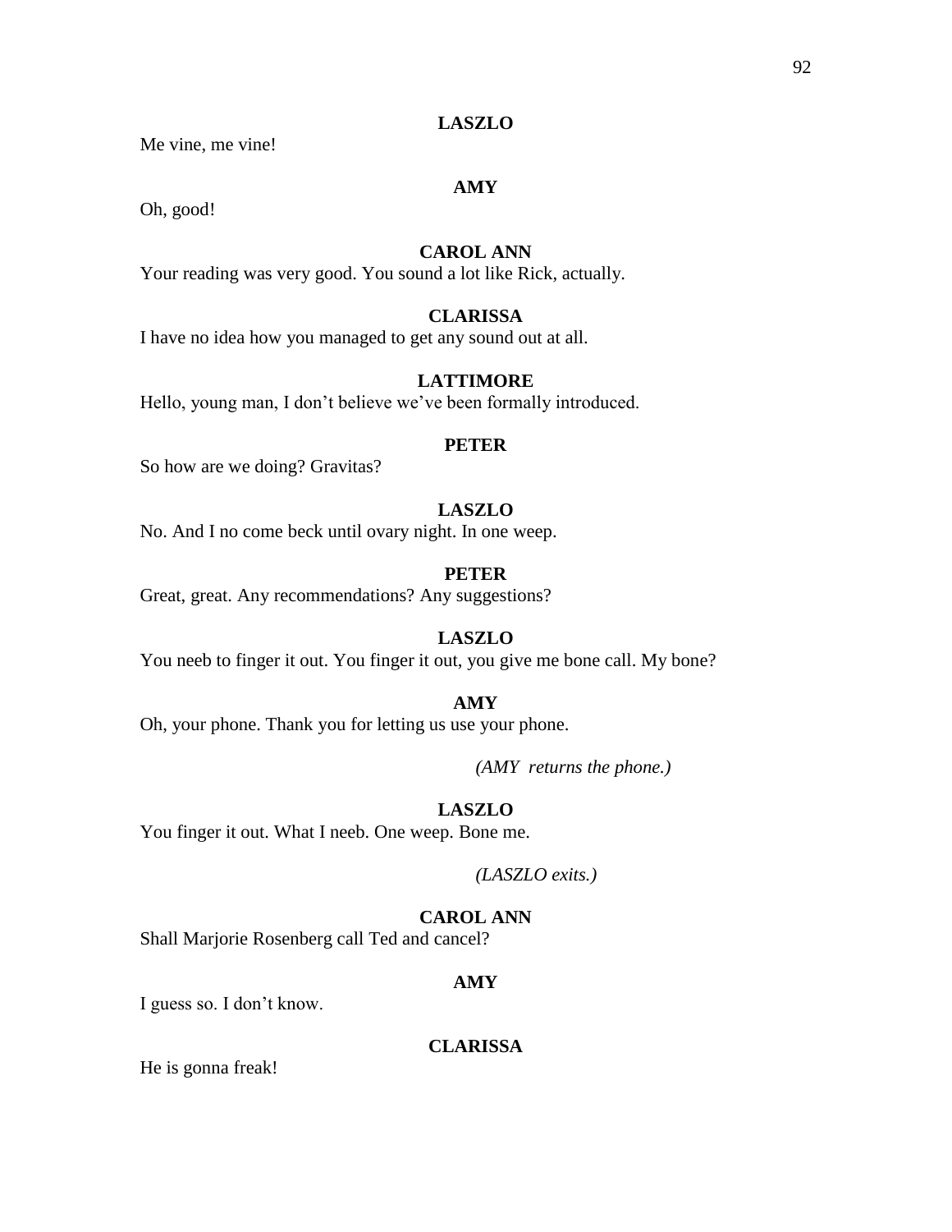**LASZLO**

Me vine, me vine!

**AMY**

Oh, good!

**CAROL ANN**

Your reading was very good. You sound a lot like Rick, actually.

**CLARISSA**

I have no idea how you managed to get any sound out at all.

**LATTIMORE**

Hello, young man, I don't believe we've been formally introduced.

**PETER**

So how are we doing? Gravitas?

**LASZLO**

No. And I no come beck until ovary night. In one weep.

**PETER**

Great, great. Any recommendations? Any suggestions?

**LASZLO**

You neeb to finger it out. You finger it out, you give me bone call. My bone?

**AMY**

Oh, your phone. Thank you for letting us use your phone.

*(AMY returns the phone.)*

**LASZLO**

You finger it out. What I neeb. One weep. Bone me.

*(LASZLO exits.)*

**CAROL ANN**

Shall Marjorie Rosenberg call Ted and cancel?

**AMY**

I guess so. I don't know.

**CLARISSA**

He is gonna freak!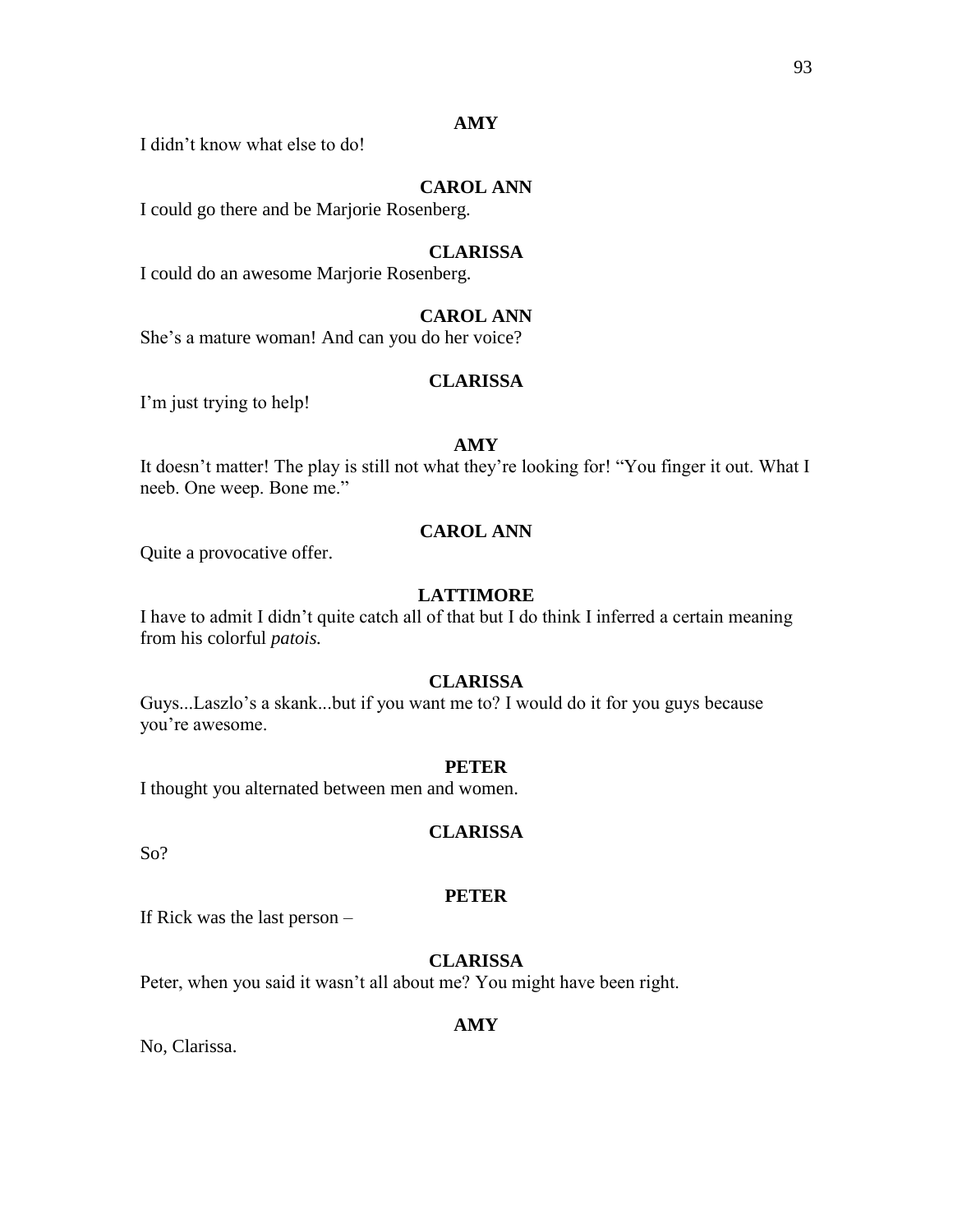**AMY**

I didn't know what else to do!

**CAROL ANN**

I could go there and be Marjorie Rosenberg.

**CLARISSA**

I could do an awesome Marjorie Rosenberg.

**CAROL ANN**

She's a mature woman! And can you do her voice?

**CLARISSA**

I'm just trying to help!

**AMY**

It doesn't matter! The play is still not what they're looking for! "You finger it out. What I neeb. One weep. Bone me."

**CAROL ANN**

Quite a provocative offer.

**LATTIMORE**

I have to admit I didn't quite catch all of that but I do think I inferred a certain meaning from his colorful *patois.*

**CLARISSA**

Guys...Laszlo's a skank...but if you want me to? I would do it for you guys because you're awesome.

**PETER**

I thought you alternated between men and women.

**CLARISSA**

So?

**PETER**

If Rick was the last person –

**CLARISSA**

Peter, when you said it wasn't all about me? You might have been right.

**AMY**

No, Clarissa.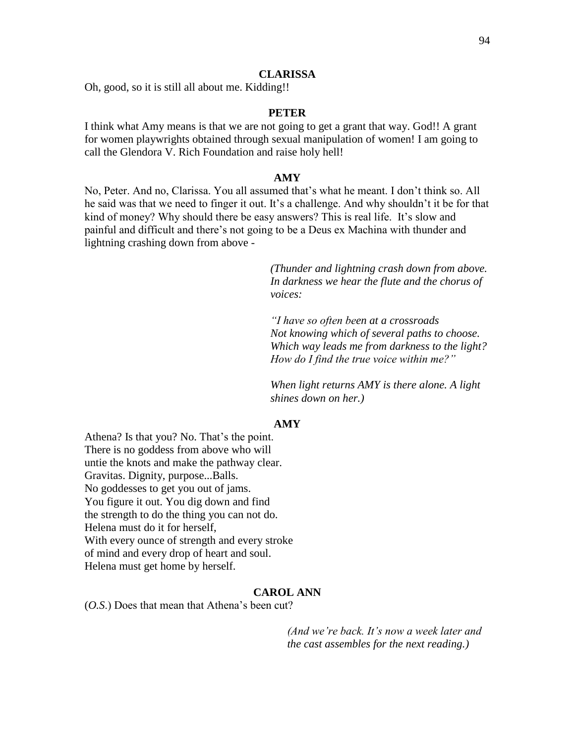**CLARISSA**

Oh, good, so it is still all about me. Kidding!!

**PETER**

I think what Amy means is that we are not going to get a grant that way. God!! A grant for women playwrights obtained through sexual manipulation of women! I am going to call the Glendora V. Rich Foundation and raise holy hell!

**AMY**

No, Peter. And no, Clarissa. You all assumed that's what he meant. I don't think so. All he said was that we need to finger it out. It's a challenge. And why shouldn't it be for that kind of money? Why should there be easy answers? This is real life. It's slow and painful and difficult and there's not going to be a Deus ex Machina with thunder and lightning crashing down from above -

*(Thunder and lightning crash down from above. In darkness we hear the flute and the chorus of voices:*

*"I have so often been at a crossroads*
*Not knowing which of several paths to choose.*
*Which way leads me from darkness to the light?*
*How do I find the true voice within me?"*

*When light returns AMY is there alone. A light shines down on her.)*

**AMY**

Athena? Is that you? No. That's the point.
There is no goddess from above who will
untie the knots and make the pathway clear.
Gravitas. Dignity, purpose...Balls.
No goddesses to get you out of jams.
You figure it out. You dig down and find
the strength to do the thing you can not do.
Helena must do it for herself,
With every ounce of strength and every stroke
of mind and every drop of heart and soul.
Helena must get home by herself.

**CAROL ANN**

(*O.S.*) Does that mean that Athena's been cut?

*(And we're back. It's now a week later and the cast assembles for the next reading.)*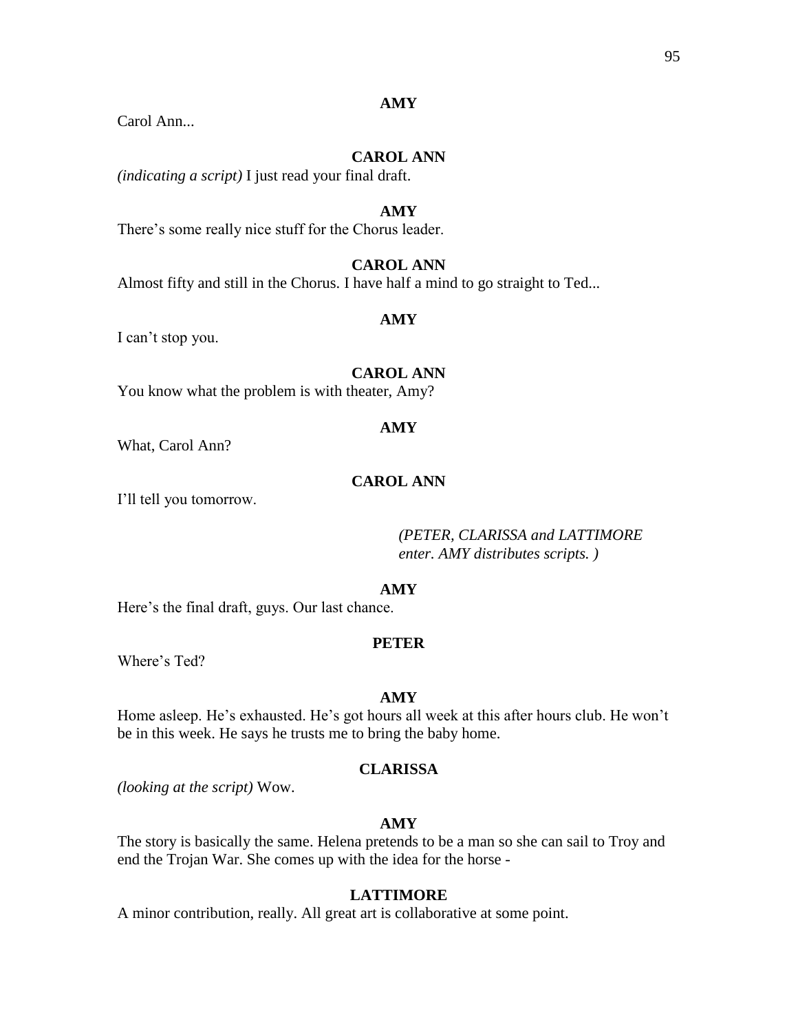**AMY**

Carol Ann...

**CAROL ANN**

*(indicating a script)* I just read your final draft.

**AMY**

There's some really nice stuff for the Chorus leader.

**CAROL ANN**

Almost fifty and still in the Chorus. I have half a mind to go straight to Ted...

**AMY**

I can't stop you.

**CAROL ANN**

You know what the problem is with theater, Amy?

**AMY**

What, Carol Ann?

**CAROL ANN**

I'll tell you tomorrow.

*(PETER, CLARISSA and LATTIMORE enter. AMY distributes scripts. )*

**AMY**

Here's the final draft, guys. Our last chance.

**PETER**

Where's Ted?

**AMY**

Home asleep. He's exhausted. He's got hours all week at this after hours club. He won't be in this week. He says he trusts me to bring the baby home.

**CLARISSA**

*(looking at the script)* Wow.

**AMY**

The story is basically the same. Helena pretends to be a man so she can sail to Troy and end the Trojan War. She comes up with the idea for the horse -

**LATTIMORE**

A minor contribution, really. All great art is collaborative at some point.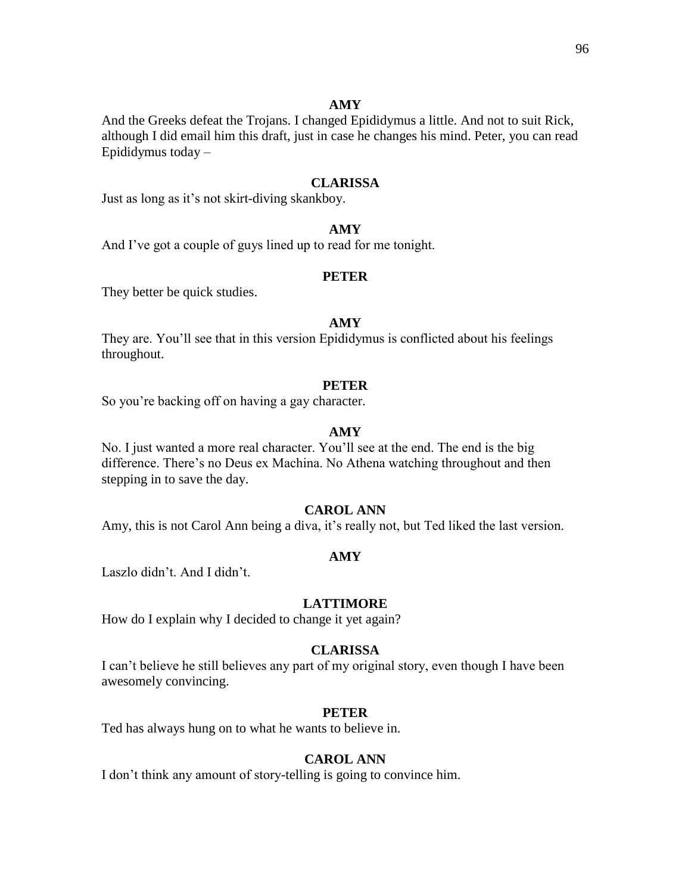**AMY**

And the Greeks defeat the Trojans. I changed Epididymus a little. And not to suit Rick, although I did email him this draft, just in case he changes his mind. Peter, you can read Epididymus today –

**CLARISSA**

Just as long as it's not skirt-diving skankboy.

**AMY**

And I've got a couple of guys lined up to read for me tonight.

**PETER**

They better be quick studies.

**AMY**

They are. You'll see that in this version Epididymus is conflicted about his feelings throughout.

**PETER**

So you're backing off on having a gay character.

**AMY**

No. I just wanted a more real character. You'll see at the end. The end is the big difference. There's no Deus ex Machina. No Athena watching throughout and then stepping in to save the day.

**CAROL ANN**

Amy, this is not Carol Ann being a diva, it's really not, but Ted liked the last version.

**AMY**

Laszlo didn't. And I didn't.

**LATTIMORE**

How do I explain why I decided to change it yet again?

**CLARISSA**

I can't believe he still believes any part of my original story, even though I have been awesomely convincing.

**PETER**

Ted has always hung on to what he wants to believe in.

**CAROL ANN**

I don't think any amount of story-telling is going to convince him.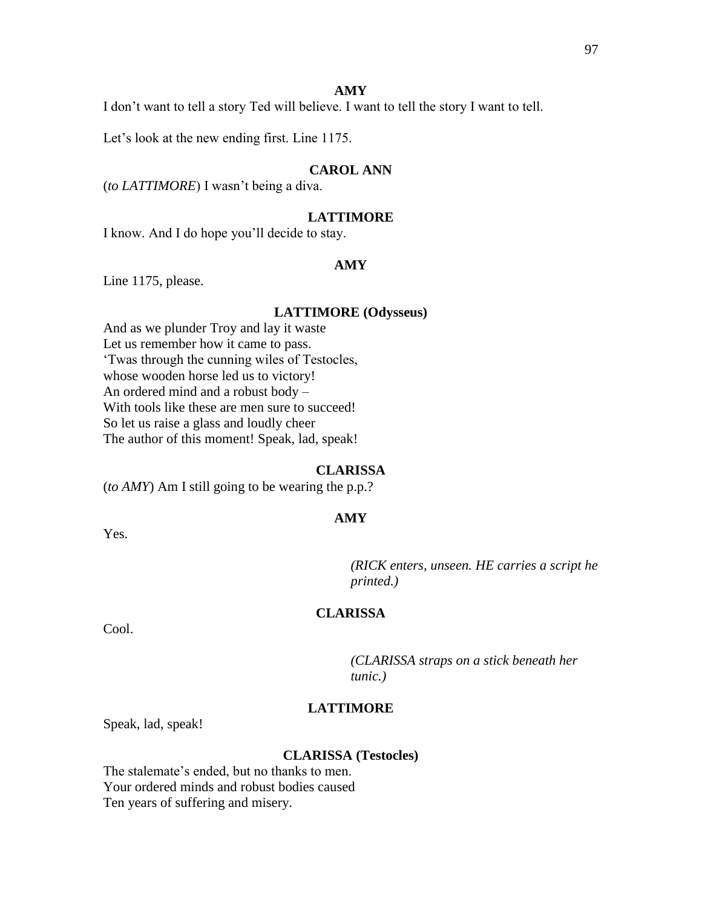**AMY**

I don't want to tell a story Ted will believe. I want to tell the story I want to tell.

Let's look at the new ending first. Line 1175.

**CAROL ANN**

(*to LATTIMORE*) I wasn't being a diva.

**LATTIMORE**

I know. And I do hope you'll decide to stay.

**AMY**

Line 1175, please.

**LATTIMORE (Odysseus)**

And as we plunder Troy and lay it waste
Let us remember how it came to pass.
'Twas through the cunning wiles of Testocles,
whose wooden horse led us to victory!
An ordered mind and a robust body –
With tools like these are men sure to succeed!
So let us raise a glass and loudly cheer
The author of this moment! Speak, lad, speak!

**CLARISSA**

(*to AMY*) Am I still going to be wearing the p.p.?

**AMY**

Yes.

*(RICK enters, unseen. HE carries a script he printed.)*

**CLARISSA**

Cool.

*(CLARISSA straps on a stick beneath her tunic.)*

**LATTIMORE**

Speak, lad, speak!

**CLARISSA (Testocles)**

The stalemate's ended, but no thanks to men.
Your ordered minds and robust bodies caused
Ten years of suffering and misery.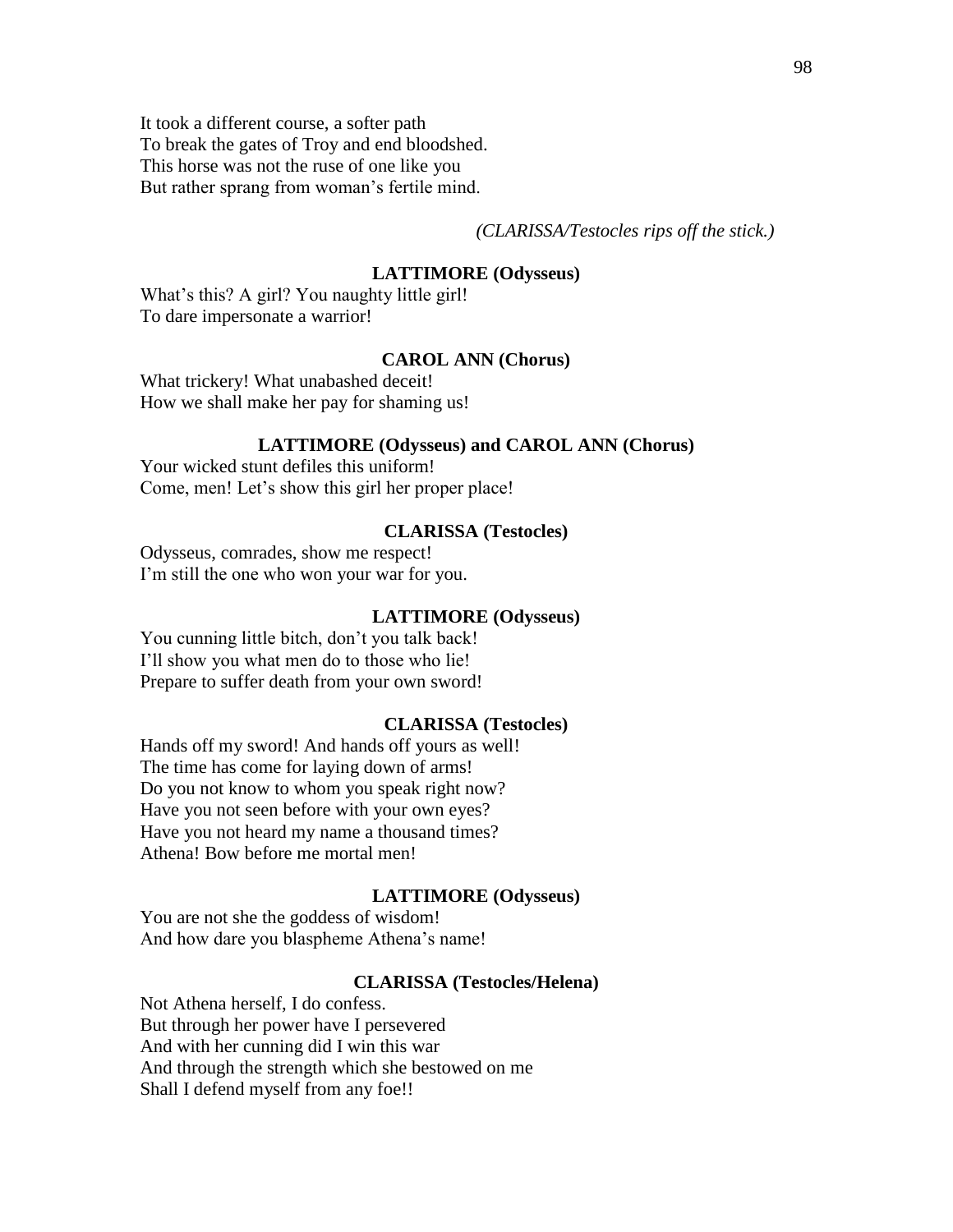It took a different course, a softer path  
To break the gates of Troy and end bloodshed.  
This horse was not the ruse of one like you  
But rather sprang from woman's fertile mind.

*(CLARISSA/Testocles rips off the stick.)*

**LATTIMORE (Odysseus)**

What's this? A girl? You naughty little girl!  
To dare impersonate a warrior!

**CAROL ANN (Chorus)**

What trickery! What unabashed deceit!  
How we shall make her pay for shaming us!

**LATTIMORE (Odysseus) and CAROL ANN (Chorus)**

Your wicked stunt defiles this uniform!  
Come, men! Let's show this girl her proper place!

**CLARISSA (Testocles)**

Odysseus, comrades, show me respect!  
I'm still the one who won your war for you.

**LATTIMORE (Odysseus)**

You cunning little bitch, don't you talk back!  
I'll show you what men do to those who lie!  
Prepare to suffer death from your own sword!

**CLARISSA (Testocles)**

Hands off my sword! And hands off yours as well!  
The time has come for laying down of arms!  
Do you not know to whom you speak right now?  
Have you not seen before with your own eyes?  
Have you not heard my name a thousand times?  
Athena! Bow before me mortal men!

**LATTIMORE (Odysseus)**

You are not she the goddess of wisdom!  
And how dare you blaspheme Athena's name!

**CLARISSA (Testocles/Helena)**

Not Athena herself, I do confess.  
But through her power have I persevered  
And with her cunning did I win this war  
And through the strength which she bestowed on me  
Shall I defend myself from any foe!!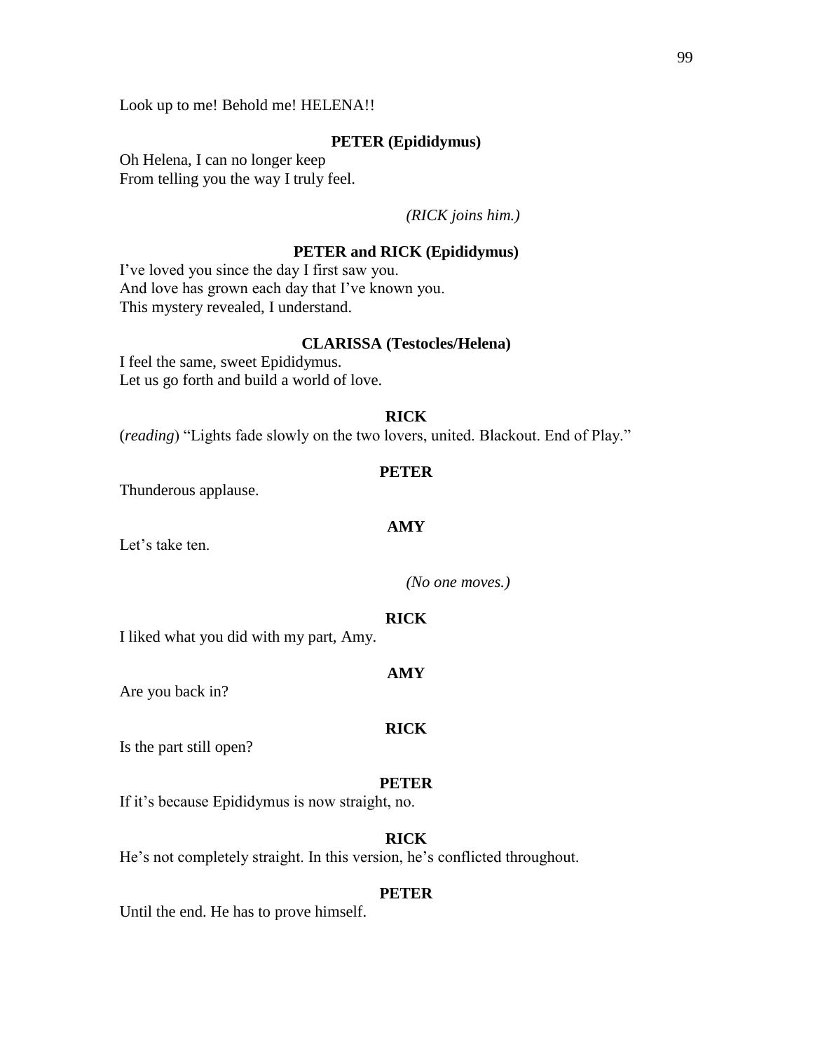Look up to me! Behold me! HELENA!!

**PETER (Epididymus)**

Oh Helena, I can no longer keep
From telling you the way I truly feel.

*(RICK joins him.)*

**PETER and RICK (Epididymus)**

I've loved you since the day I first saw you.
And love has grown each day that I've known you.
This mystery revealed, I understand.

**CLARISSA (Testocles/Helena)**

I feel the same, sweet Epididymus.
Let us go forth and build a world of love.

**RICK**

(*reading*) "Lights fade slowly on the two lovers, united. Blackout. End of Play."

**PETER**

Thunderous applause.

**AMY**

Let's take ten.

*(No one moves.)*

**RICK**

I liked what you did with my part, Amy.

**AMY**

Are you back in?

**RICK**

Is the part still open?

**PETER**

If it's because Epididymus is now straight, no.

**RICK**

He's not completely straight. In this version, he's conflicted throughout.

**PETER**

Until the end. He has to prove himself.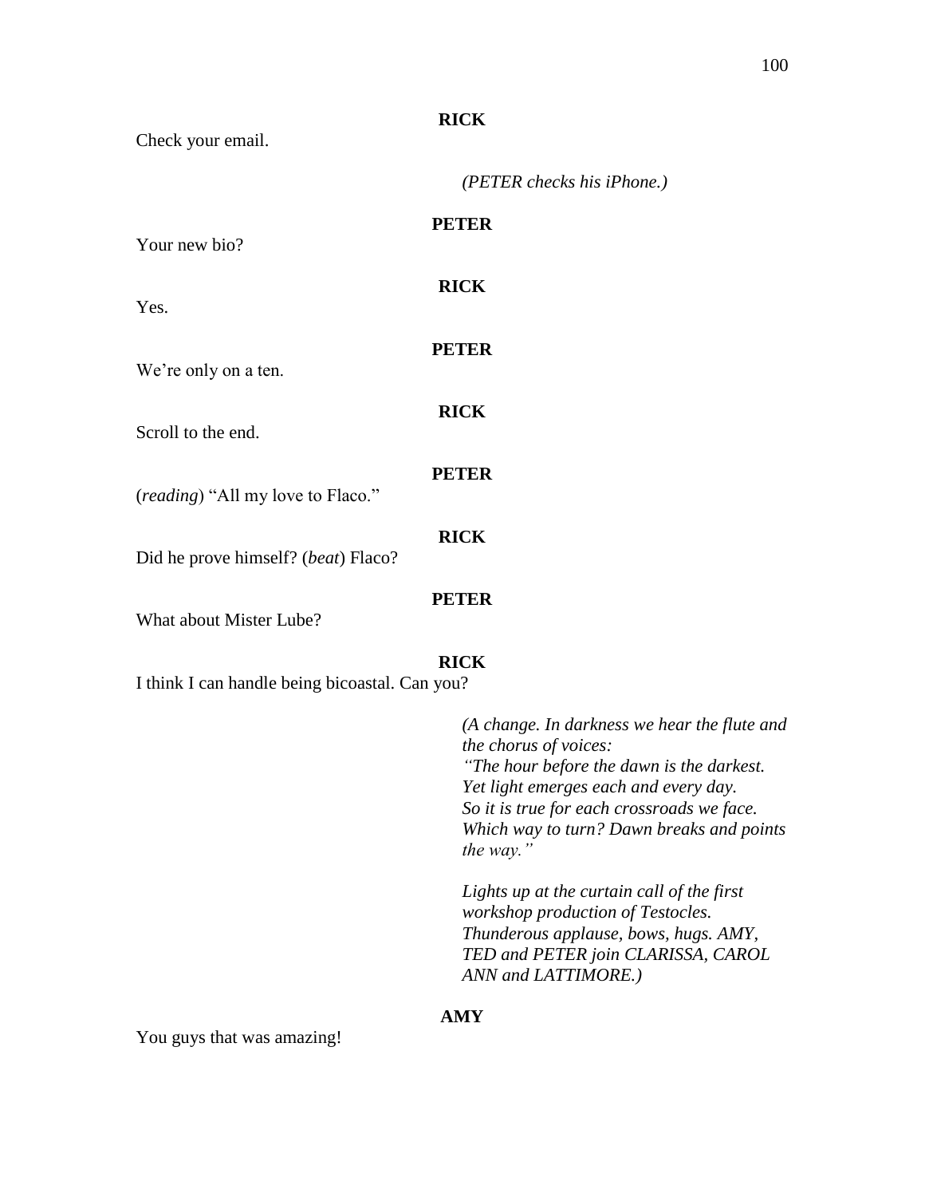**RICK**

Check your email.

*(PETER checks his iPhone.)*

**PETER**

Your new bio?

**RICK**

Yes.

**PETER**

We're only on a ten.

**RICK**

Scroll to the end.

**PETER**

(*reading*) "All my love to Flaco."

**RICK**

Did he prove himself? (*beat*) Flaco?

**PETER**

What about Mister Lube?

**RICK**

I think I can handle being bicoastal. Can you?

*(A change. In darkness we hear the flute and the chorus of voices:*
*"The hour before the dawn is the darkest.*
*Yet light emerges each and every day.*
*So it is true for each crossroads we face.*
*Which way to turn? Dawn breaks and points the way."*

*Lights up at the curtain call of the first workshop production of Testocles. Thunderous applause, bows, hugs. AMY, TED and PETER join CLARISSA, CAROL ANN and LATTIMORE.)*

**AMY**

You guys that was amazing!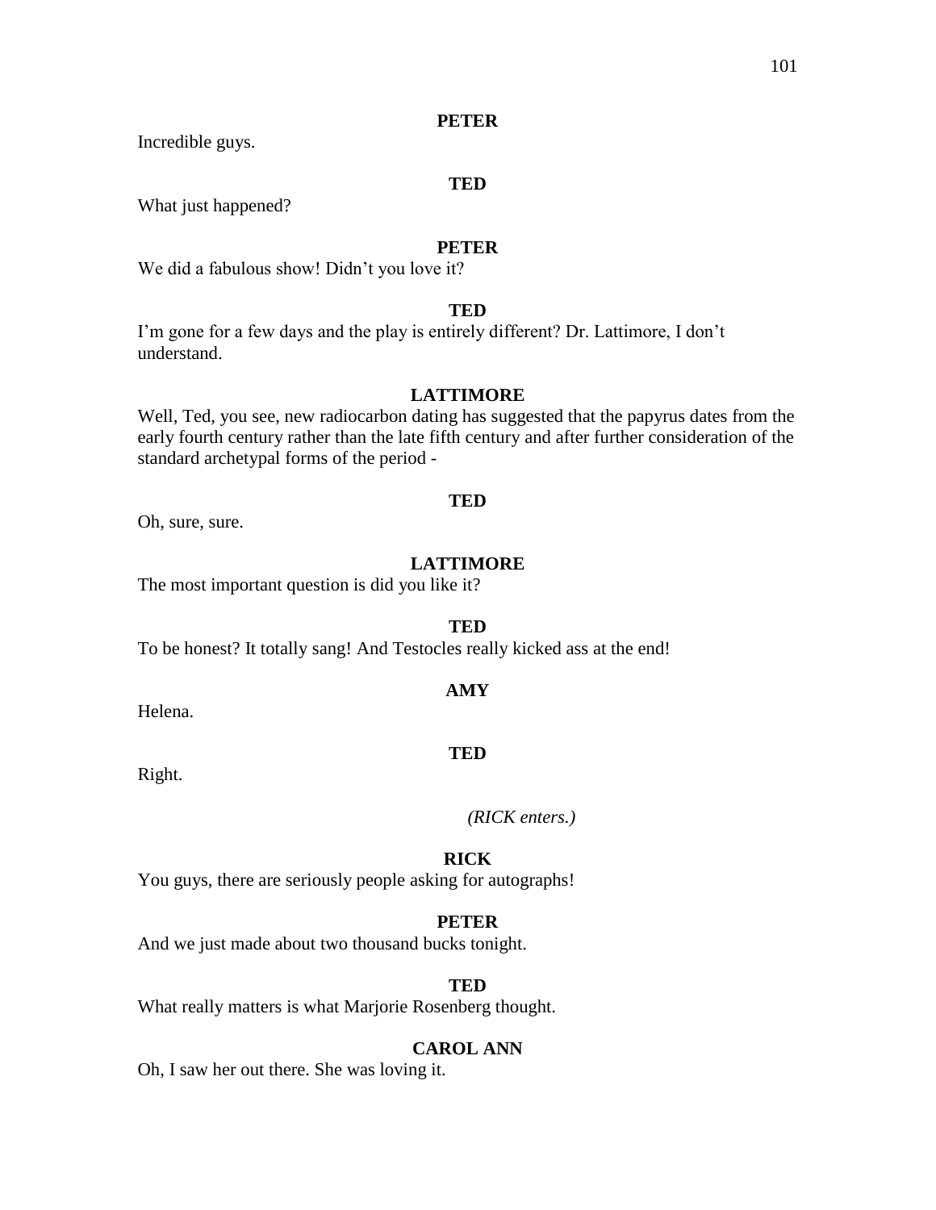**PETER**

Incredible guys.

**TED**

What just happened?

**PETER**

We did a fabulous show! Didn't you love it?

**TED**

I'm gone for a few days and the play is entirely different? Dr. Lattimore, I don't understand.

**LATTIMORE**

Well, Ted, you see, new radiocarbon dating has suggested that the papyrus dates from the early fourth century rather than the late fifth century and after further consideration of the standard archetypal forms of the period -

**TED**

Oh, sure, sure.

**LATTIMORE**

The most important question is did you like it?

**TED**

To be honest? It totally sang! And Testocles really kicked ass at the end!

**AMY**

Helena.

**TED**

Right.

*(RICK enters.)*

**RICK**

You guys, there are seriously people asking for autographs!

**PETER**

And we just made about two thousand bucks tonight.

**TED**

What really matters is what Marjorie Rosenberg thought.

**CAROL ANN**

Oh, I saw her out there. She was loving it.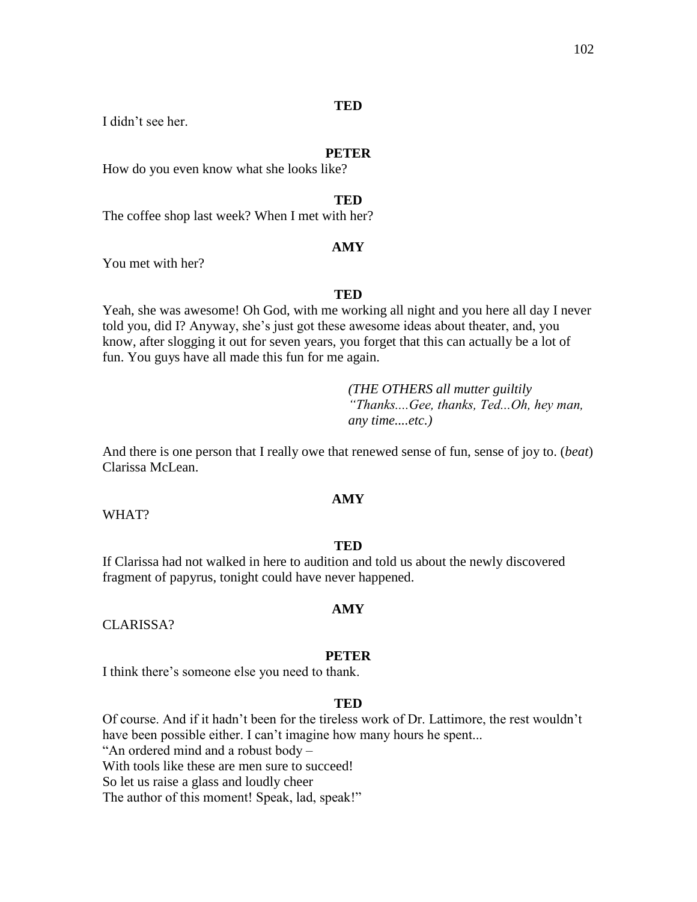**TED**

I didn't see her.

**PETER**

How do you even know what she looks like?

**TED**

The coffee shop last week? When I met with her?

**AMY**

You met with her?

**TED**

Yeah, she was awesome! Oh God, with me working all night and you here all day I never told you, did I? Anyway, she's just got these awesome ideas about theater, and, you know, after slogging it out for seven years, you forget that this can actually be a lot of fun. You guys have all made this fun for me again.

*(THE OTHERS all mutter guiltily "Thanks....Gee, thanks, Ted...Oh, hey man, any time....etc.)*

And there is one person that I really owe that renewed sense of fun, sense of joy to. (*beat*) Clarissa McLean.

**AMY**

WHAT?

**TED**

If Clarissa had not walked in here to audition and told us about the newly discovered fragment of papyrus, tonight could have never happened.

**AMY**

CLARISSA?

**PETER**

I think there's someone else you need to thank.

**TED**

Of course. And if it hadn't been for the tireless work of Dr. Lattimore, the rest wouldn't have been possible either. I can't imagine how many hours he spent...
"An ordered mind and a robust body –
With tools like these are men sure to succeed!
So let us raise a glass and loudly cheer
The author of this moment! Speak, lad, speak!"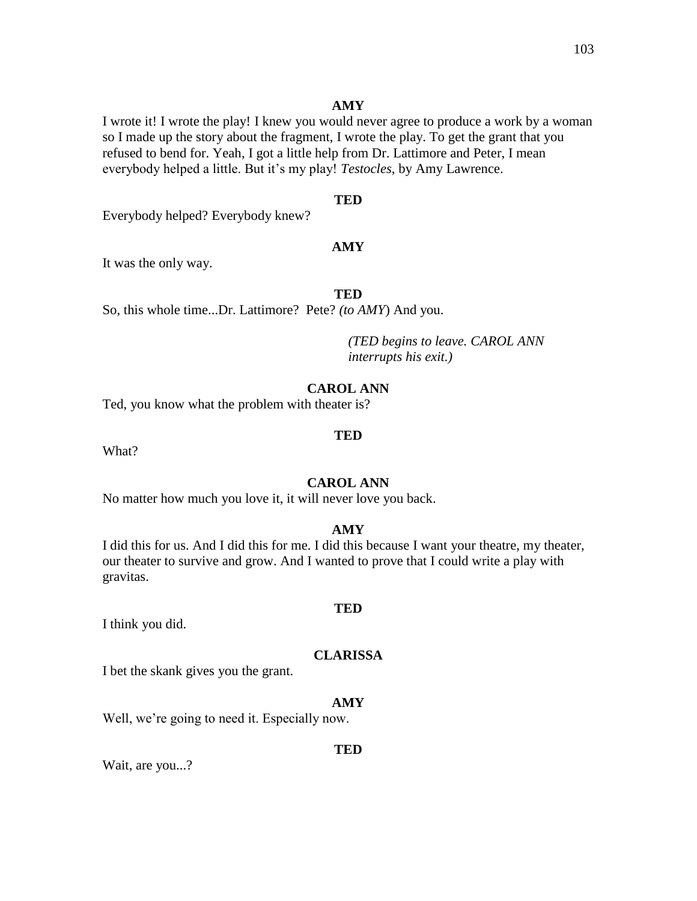**AMY**

I wrote it! I wrote the play! I knew you would never agree to produce a work by a woman so I made up the story about the fragment, I wrote the play. To get the grant that you refused to bend for. Yeah, I got a little help from Dr. Lattimore and Peter, I mean everybody helped a little. But it's my play! *Testocles*, by Amy Lawrence.

**TED**

Everybody helped? Everybody knew?

**AMY**

It was the only way.

**TED**

So, this whole time...Dr. Lattimore? Pete? *(to AMY*) And you.

*(TED begins to leave. CAROL ANN interrupts his exit.)*

**CAROL ANN**

Ted, you know what the problem with theater is?

**TED**

What?

**CAROL ANN**

No matter how much you love it, it will never love you back.

**AMY**

I did this for us. And I did this for me. I did this because I want your theatre, my theater, our theater to survive and grow. And I wanted to prove that I could write a play with gravitas.

**TED**

I think you did.

**CLARISSA**

I bet the skank gives you the grant.

**AMY**

Well, we're going to need it. Especially now.

**TED**

Wait, are you...?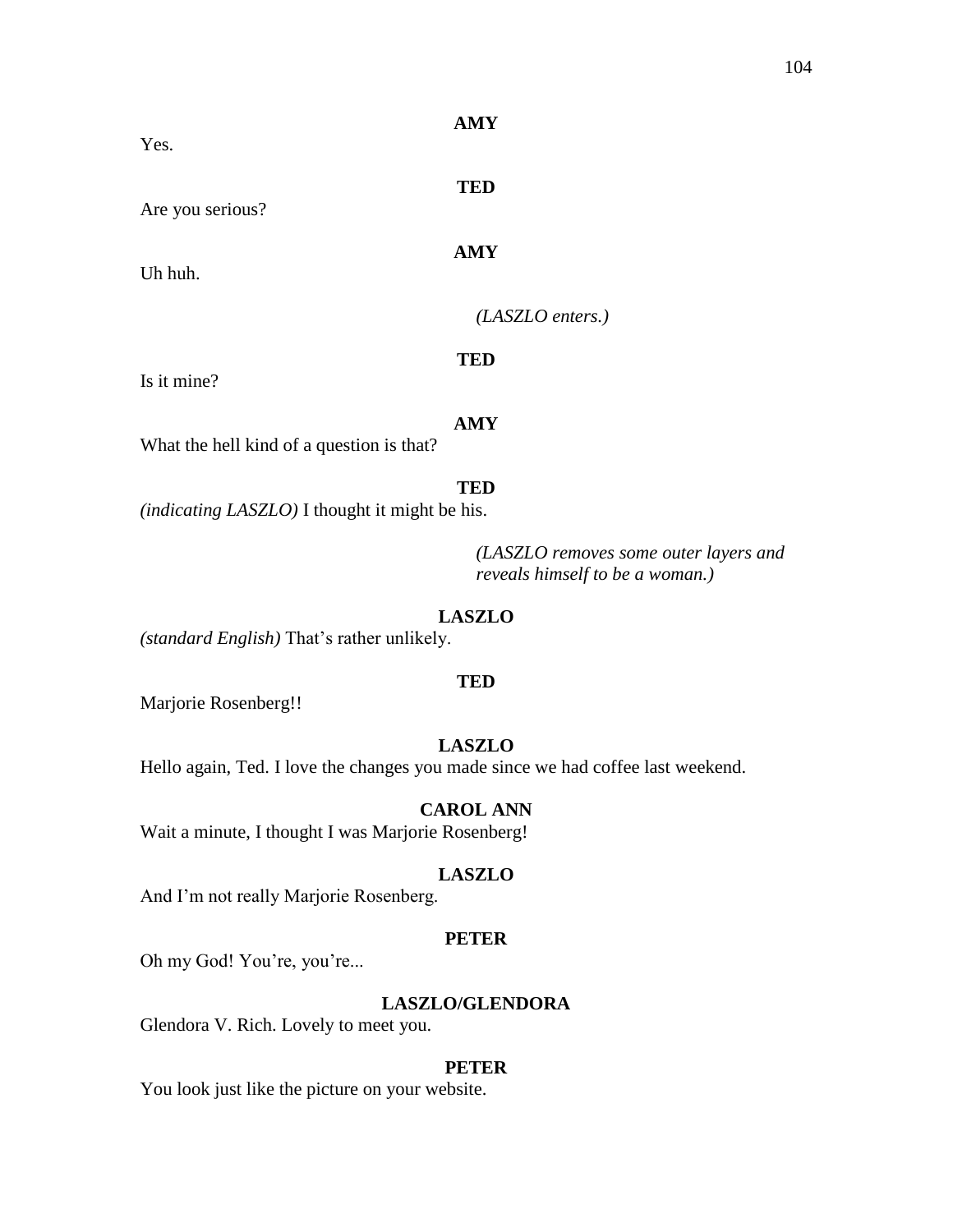**AMY**

Yes.

**TED**

Are you serious?

**AMY**

Uh huh.

*(LASZLO enters.)*

**TED**

Is it mine?

**AMY**

What the hell kind of a question is that?

**TED**

*(indicating LASZLO)* I thought it might be his.

*(LASZLO removes some outer layers and reveals himself to be a woman.)*

**LASZLO**

*(standard English)* That's rather unlikely.

**TED**

Marjorie Rosenberg!!

**LASZLO**

Hello again, Ted. I love the changes you made since we had coffee last weekend.

**CAROL ANN**

Wait a minute, I thought I was Marjorie Rosenberg!

**LASZLO**

And I'm not really Marjorie Rosenberg.

**PETER**

Oh my God! You're, you're...

**LASZLO/GLENDORA**

Glendora V. Rich. Lovely to meet you.

**PETER**

You look just like the picture on your website.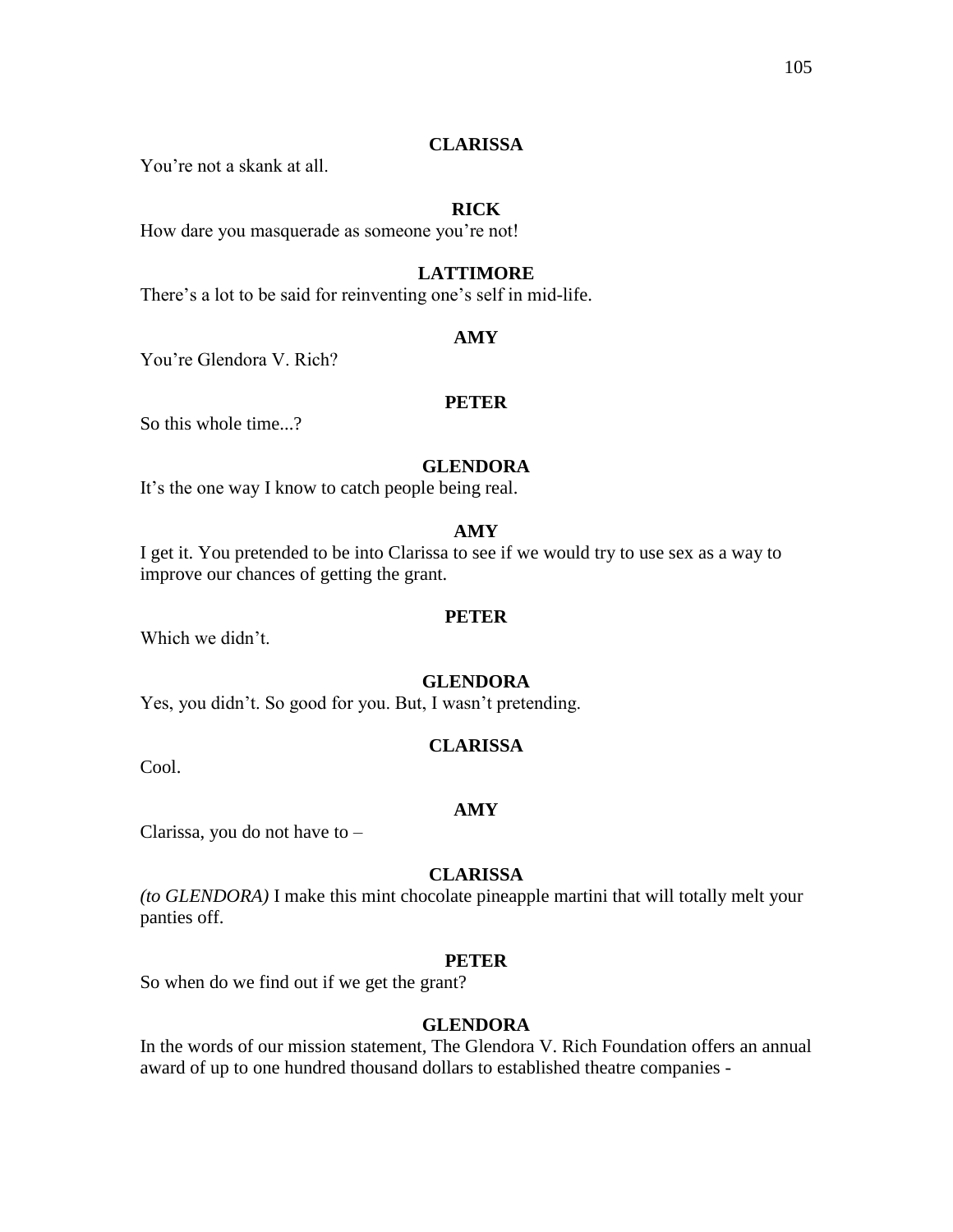**CLARISSA**

You're not a skank at all.

**RICK**

How dare you masquerade as someone you're not!

**LATTIMORE**

There's a lot to be said for reinventing one's self in mid-life.

**AMY**

You're Glendora V. Rich?

**PETER**

So this whole time...?

**GLENDORA**

It's the one way I know to catch people being real.

**AMY**

I get it. You pretended to be into Clarissa to see if we would try to use sex as a way to improve our chances of getting the grant.

**PETER**

Which we didn't.

**GLENDORA**

Yes, you didn't. So good for you. But, I wasn't pretending.

**CLARISSA**

Cool.

**AMY**

Clarissa, you do not have to –

**CLARISSA**

*(to GLENDORA)* I make this mint chocolate pineapple martini that will totally melt your panties off.

**PETER**

So when do we find out if we get the grant?

**GLENDORA**

In the words of our mission statement, The Glendora V. Rich Foundation offers an annual award of up to one hundred thousand dollars to established theatre companies -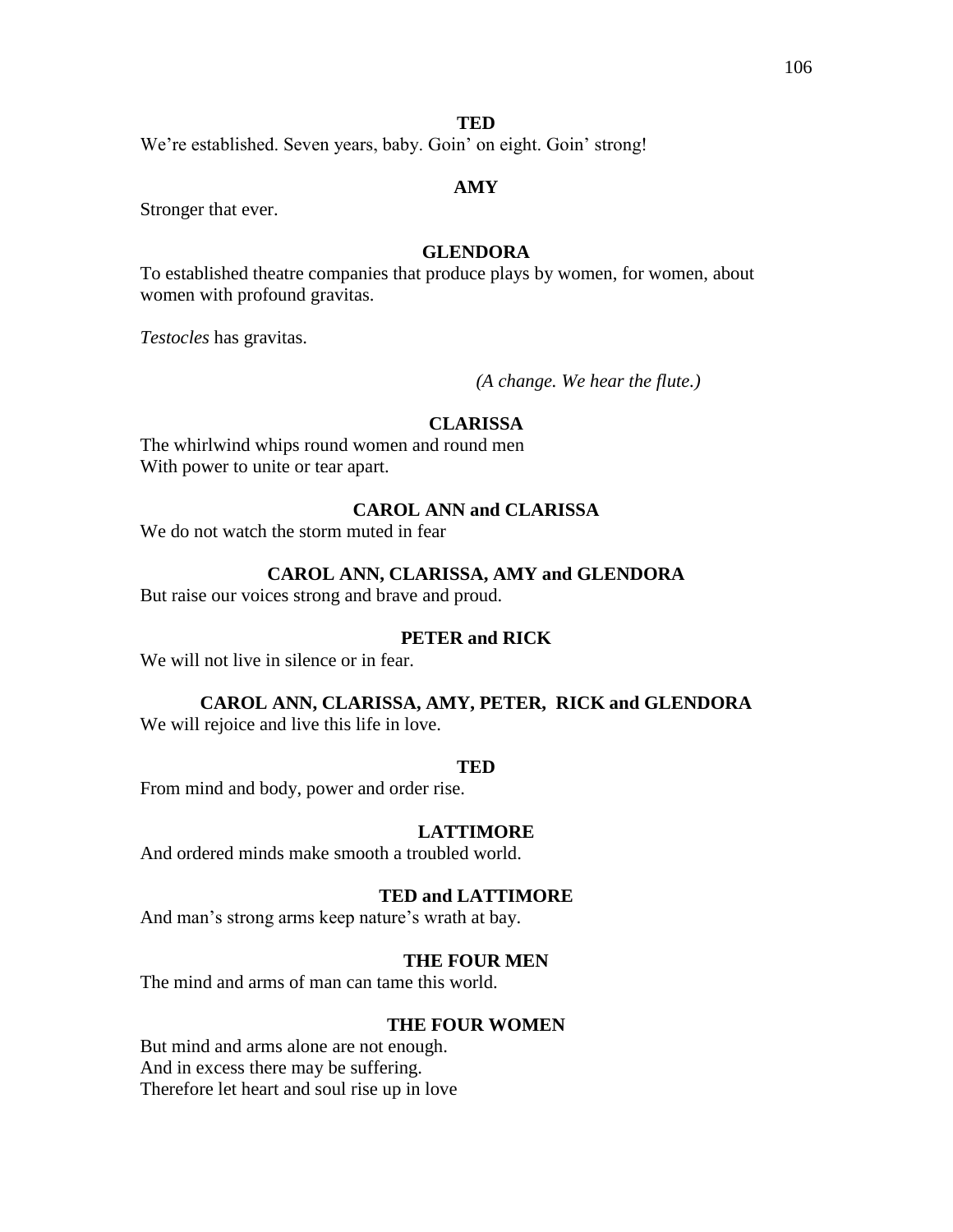**TED**

We're established. Seven years, baby. Goin' on eight. Goin' strong!

**AMY**

Stronger that ever.

**GLENDORA**

To established theatre companies that produce plays by women, for women, about women with profound gravitas.

*Testocles* has gravitas.

*(A change. We hear the flute.)*

**CLARISSA**

The whirlwind whips round women and round men
With power to unite or tear apart.

**CAROL ANN and CLARISSA**

We do not watch the storm muted in fear

**CAROL ANN, CLARISSA, AMY and GLENDORA**

But raise our voices strong and brave and proud.

**PETER and RICK**

We will not live in silence or in fear.

**CAROL ANN, CLARISSA, AMY, PETER, RICK and GLENDORA**

We will rejoice and live this life in love.

**TED**

From mind and body, power and order rise.

**LATTIMORE**

And ordered minds make smooth a troubled world.

**TED and LATTIMORE**

And man's strong arms keep nature's wrath at bay.

**THE FOUR MEN**

The mind and arms of man can tame this world.

**THE FOUR WOMEN**

But mind and arms alone are not enough.
And in excess there may be suffering.
Therefore let heart and soul rise up in love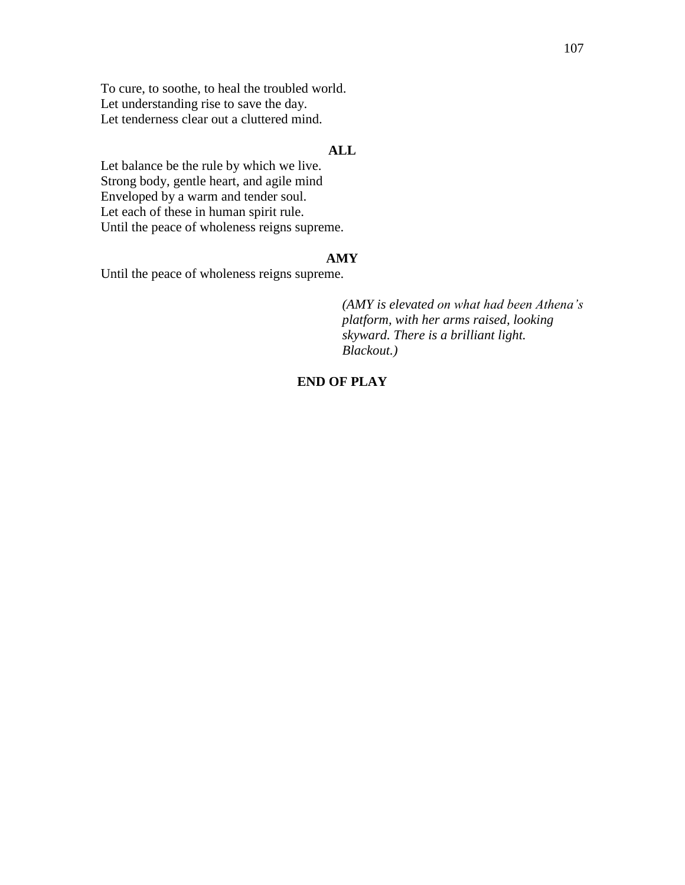To cure, to soothe, to heal the troubled world.  
Let understanding rise to save the day.  
Let tenderness clear out a cluttered mind.

**ALL**

Let balance be the rule by which we live.  
Strong body, gentle heart, and agile mind  
Enveloped by a warm and tender soul.  
Let each of these in human spirit rule.  
Until the peace of wholeness reigns supreme.

**AMY**

Until the peace of wholeness reigns supreme.

*(AMY is elevated on what had been Athena's platform, with her arms raised, looking skyward. There is a brilliant light. Blackout.)*

**END OF PLAY**